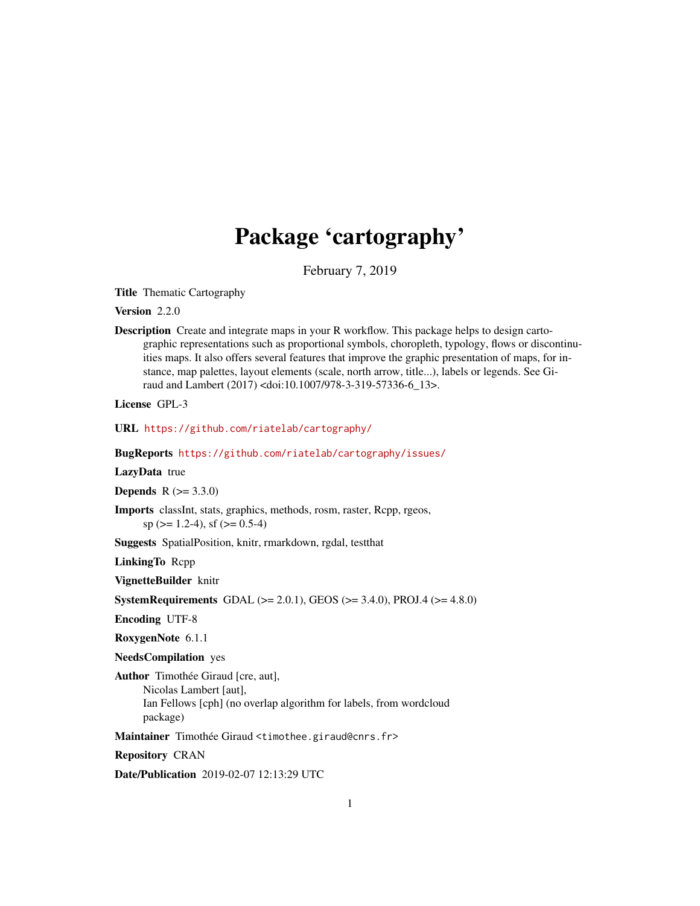# Package 'cartography'

February 7, 2019

**Title** Thematic Cartography

**Version** 2.2.0

**Description** Create and integrate maps in your R workflow. This package helps to design cartographic representations such as proportional symbols, choropleth, typology, flows or discontinuities maps. It also offers several features that improve the graphic presentation of maps, for instance, map palettes, layout elements (scale, north arrow, title...), labels or legends. See Giraud and Lambert (2017) <doi:10.1007/978-3-319-57336-6_13>.

**License** GPL-3

**URL** https://github.com/riatelab/cartography/

**BugReports** https://github.com/riatelab/cartography/issues/

**LazyData** true

**Depends** R (>= 3.3.0)

**Imports** classInt, stats, graphics, methods, rosm, raster, Rcpp, rgeos, sp (>= 1.2-4), sf (>= 0.5-4)

**Suggests** SpatialPosition, knitr, rmarkdown, rgdal, testthat

**LinkingTo** Rcpp

**VignetteBuilder** knitr

**SystemRequirements** GDAL (>= 2.0.1), GEOS (>= 3.4.0), PROJ.4 (>= 4.8.0)

**Encoding** UTF-8

**RoxygenNote** 6.1.1

**NeedsCompilation** yes

**Author** Timothée Giraud [cre, aut],
Nicolas Lambert [aut],
Ian Fellows [cph] (no overlap algorithm for labels, from wordcloud package)

**Maintainer** Timothée Giraud <timothee.giraud@cnrs.fr>

**Repository** CRAN

**Date/Publication** 2019-02-07 12:13:29 UTC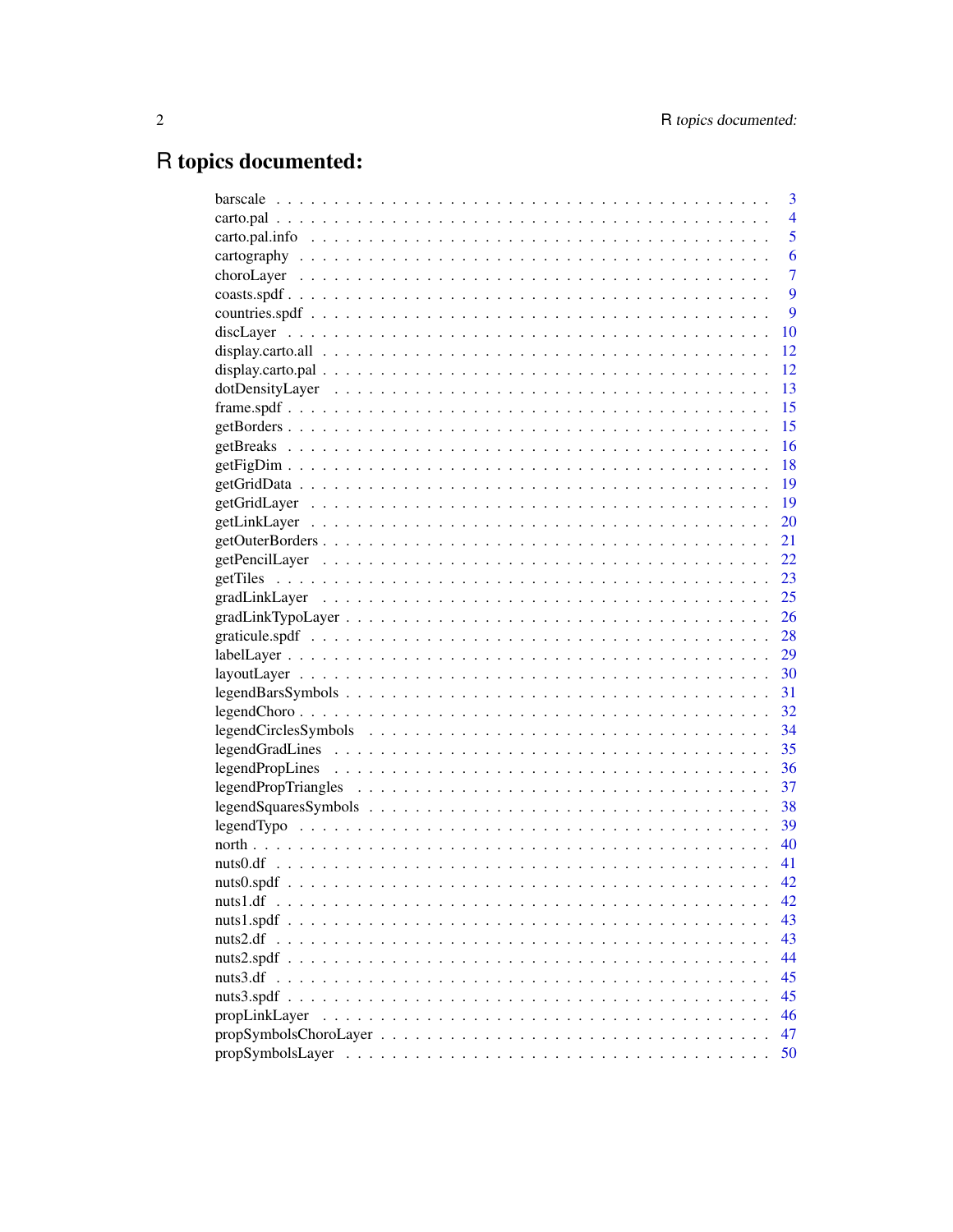# R topics documented:

barscale . . . . . . . . . . . . . . . . . . . . . . . . . . . . . . . . . . . . . . . . 3
carto.pal . . . . . . . . . . . . . . . . . . . . . . . . . . . . . . . . . . . . . . . . 4
carto.pal.info . . . . . . . . . . . . . . . . . . . . . . . . . . . . . . . . . . . . . 5
cartography . . . . . . . . . . . . . . . . . . . . . . . . . . . . . . . . . . . . . . 6
choroLayer . . . . . . . . . . . . . . . . . . . . . . . . . . . . . . . . . . . . . . 7
coasts.spdf . . . . . . . . . . . . . . . . . . . . . . . . . . . . . . . . . . . . . . 9
countries.spdf . . . . . . . . . . . . . . . . . . . . . . . . . . . . . . . . . . . . 9
discLayer . . . . . . . . . . . . . . . . . . . . . . . . . . . . . . . . . . . . . . . 10
display.carto.all . . . . . . . . . . . . . . . . . . . . . . . . . . . . . . . . . . . 12
display.carto.pal . . . . . . . . . . . . . . . . . . . . . . . . . . . . . . . . . . . 12
dotDensityLayer . . . . . . . . . . . . . . . . . . . . . . . . . . . . . . . . . . . 13
frame.spdf . . . . . . . . . . . . . . . . . . . . . . . . . . . . . . . . . . . . . . 15
getBorders . . . . . . . . . . . . . . . . . . . . . . . . . . . . . . . . . . . . . . 15
getBreaks . . . . . . . . . . . . . . . . . . . . . . . . . . . . . . . . . . . . . . 16
getFigDim . . . . . . . . . . . . . . . . . . . . . . . . . . . . . . . . . . . . . . 18
getGridData . . . . . . . . . . . . . . . . . . . . . . . . . . . . . . . . . . . . . 19
getGridLayer . . . . . . . . . . . . . . . . . . . . . . . . . . . . . . . . . . . . . 19
getLinkLayer . . . . . . . . . . . . . . . . . . . . . . . . . . . . . . . . . . . . . 20
getOuterBorders . . . . . . . . . . . . . . . . . . . . . . . . . . . . . . . . . . . 21
getPencilLayer . . . . . . . . . . . . . . . . . . . . . . . . . . . . . . . . . . . . 22
getTiles . . . . . . . . . . . . . . . . . . . . . . . . . . . . . . . . . . . . . . . 23
gradLinkLayer . . . . . . . . . . . . . . . . . . . . . . . . . . . . . . . . . . . . 25
gradLinkTypoLayer . . . . . . . . . . . . . . . . . . . . . . . . . . . . . . . . . . 26
graticule.spdf . . . . . . . . . . . . . . . . . . . . . . . . . . . . . . . . . . . . 28
labelLayer . . . . . . . . . . . . . . . . . . . . . . . . . . . . . . . . . . . . . . 29
layoutLayer . . . . . . . . . . . . . . . . . . . . . . . . . . . . . . . . . . . . . 30
legendBarsSymbols . . . . . . . . . . . . . . . . . . . . . . . . . . . . . . . . . . 31
legendChoro . . . . . . . . . . . . . . . . . . . . . . . . . . . . . . . . . . . . . 32
legendCirclesSymbols . . . . . . . . . . . . . . . . . . . . . . . . . . . . . . . . . 34
legendGradLines . . . . . . . . . . . . . . . . . . . . . . . . . . . . . . . . . . . 35
legendPropLines . . . . . . . . . . . . . . . . . . . . . . . . . . . . . . . . . . . 36
legendPropTriangles . . . . . . . . . . . . . . . . . . . . . . . . . . . . . . . . . 37
legendSquaresSymbols . . . . . . . . . . . . . . . . . . . . . . . . . . . . . . . . 38
legendTypo . . . . . . . . . . . . . . . . . . . . . . . . . . . . . . . . . . . . . . 39
north . . . . . . . . . . . . . . . . . . . . . . . . . . . . . . . . . . . . . . . . . 40
nuts0.df . . . . . . . . . . . . . . . . . . . . . . . . . . . . . . . . . . . . . . . 41
nuts0.spdf . . . . . . . . . . . . . . . . . . . . . . . . . . . . . . . . . . . . . . 42
nuts1.df . . . . . . . . . . . . . . . . . . . . . . . . . . . . . . . . . . . . . . . 42
nuts1.spdf . . . . . . . . . . . . . . . . . . . . . . . . . . . . . . . . . . . . . . 43
nuts2.df . . . . . . . . . . . . . . . . . . . . . . . . . . . . . . . . . . . . . . . 43
nuts2.spdf . . . . . . . . . . . . . . . . . . . . . . . . . . . . . . . . . . . . . . 44
nuts3.df . . . . . . . . . . . . . . . . . . . . . . . . . . . . . . . . . . . . . . . 45
nuts3.spdf . . . . . . . . . . . . . . . . . . . . . . . . . . . . . . . . . . . . . . 45
propLinkLayer . . . . . . . . . . . . . . . . . . . . . . . . . . . . . . . . . . . . 46
propSymbolsChoroLayer . . . . . . . . . . . . . . . . . . . . . . . . . . . . . . . . 47
propSymbolsLayer . . . . . . . . . . . . . . . . . . . . . . . . . . . . . . . . . . 50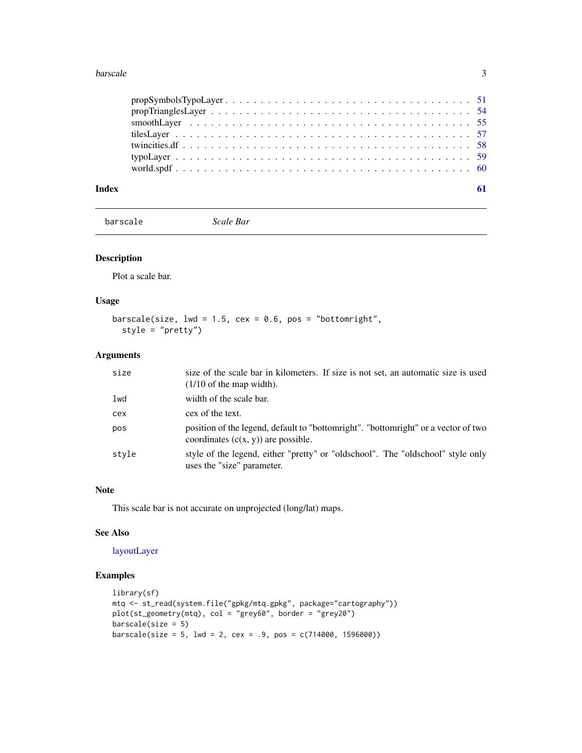propSymbolsTypoLayer . . . . . . . . . . . . . . . . . . . . . . . . . . . . . . . . 51
propTrianglesLayer . . . . . . . . . . . . . . . . . . . . . . . . . . . . . . . . . 54
smoothLayer . . . . . . . . . . . . . . . . . . . . . . . . . . . . . . . . . . . . 55
tilesLayer . . . . . . . . . . . . . . . . . . . . . . . . . . . . . . . . . . . . . 57
twincities.df . . . . . . . . . . . . . . . . . . . . . . . . . . . . . . . . . . . 58
typoLayer . . . . . . . . . . . . . . . . . . . . . . . . . . . . . . . . . . . . . 59
world.spdf . . . . . . . . . . . . . . . . . . . . . . . . . . . . . . . . . . . . . 60

**Index** **61**

---

`barscale` *Scale Bar*

---

## Description

Plot a scale bar.

## Usage

```
barscale(size, lwd = 1.5, cex = 0.6, pos = "bottomright",
  style = "pretty")
```

## Arguments

| | |
|---|---|
| `size` | size of the scale bar in kilometers. If size is not set, an automatic size is used (1/10 of the map width). |
| `lwd` | width of the scale bar. |
| `cex` | cex of the text. |
| `pos` | position of the legend, default to "bottomright". "bottomright" or a vector of two coordinates (c(x, y)) are possible. |
| `style` | style of the legend, either "pretty" or "oldschool". The "oldschool" style only uses the "size" parameter. |

## Note

This scale bar is not accurate on unprojected (long/lat) maps.

## See Also

layoutLayer

## Examples

```
library(sf)
mtq <- st_read(system.file("gpkg/mtq.gpkg", package="cartography"))
plot(st_geometry(mtq), col = "grey60", border = "grey20")
barscale(size = 5)
barscale(size = 5, lwd = 2, cex = .9, pos = c(714000, 1596000))
```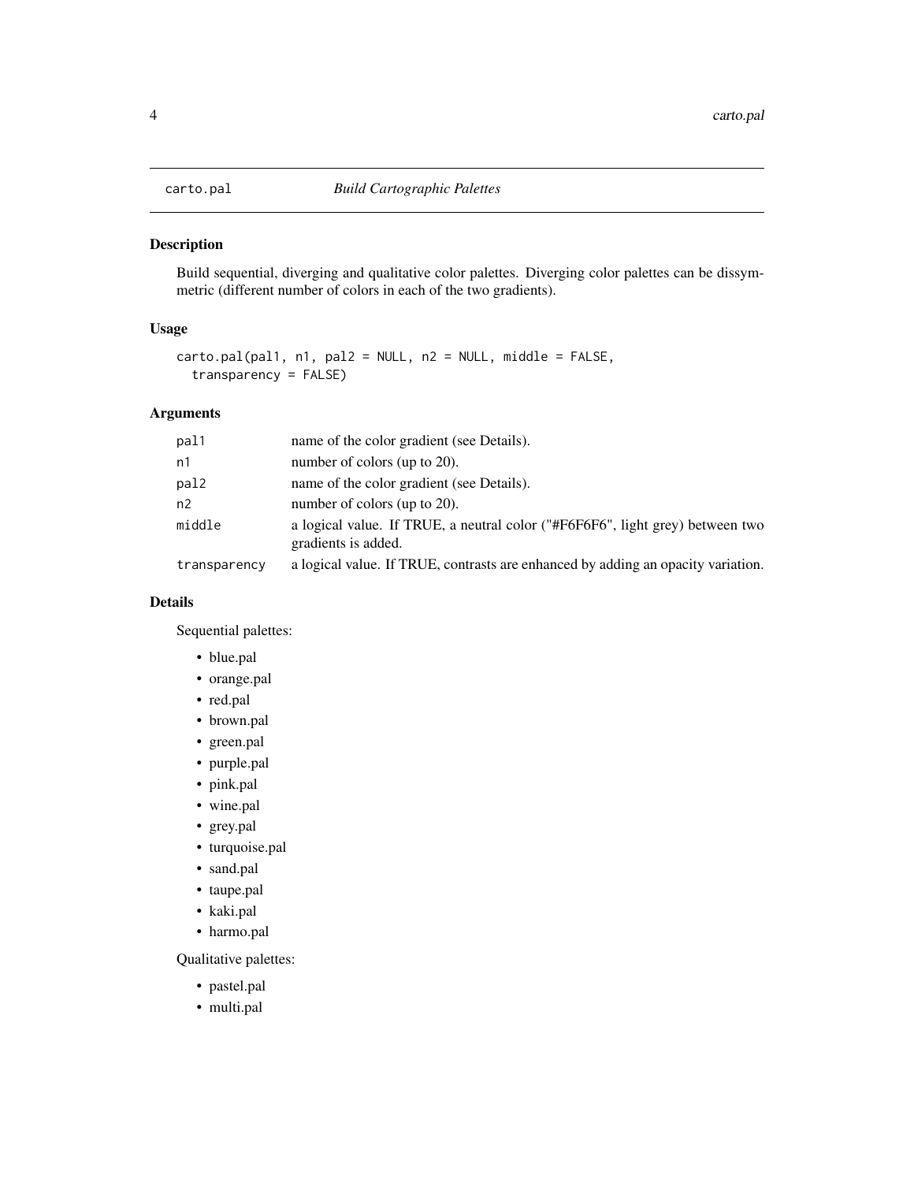## carto.pal — *Build Cartographic Palettes*

### Description

Build sequential, diverging and qualitative color palettes. Diverging color palettes can be dissymmetric (different number of colors in each of the two gradients).

### Usage

```
carto.pal(pal1, n1, pal2 = NULL, n2 = NULL, middle = FALSE,
  transparency = FALSE)
```

### Arguments

| | |
|---|---|
| pal1 | name of the color gradient (see Details). |
| n1 | number of colors (up to 20). |
| pal2 | name of the color gradient (see Details). |
| n2 | number of colors (up to 20). |
| middle | a logical value. If TRUE, a neutral color ("#F6F6F6", light grey) between two gradients is added. |
| transparency | a logical value. If TRUE, contrasts are enhanced by adding an opacity variation. |

### Details

Sequential palettes:

- blue.pal
- orange.pal
- red.pal
- brown.pal
- green.pal
- purple.pal
- pink.pal
- wine.pal
- grey.pal
- turquoise.pal
- sand.pal
- taupe.pal
- kaki.pal
- harmo.pal

Qualitative palettes:

- pastel.pal
- multi.pal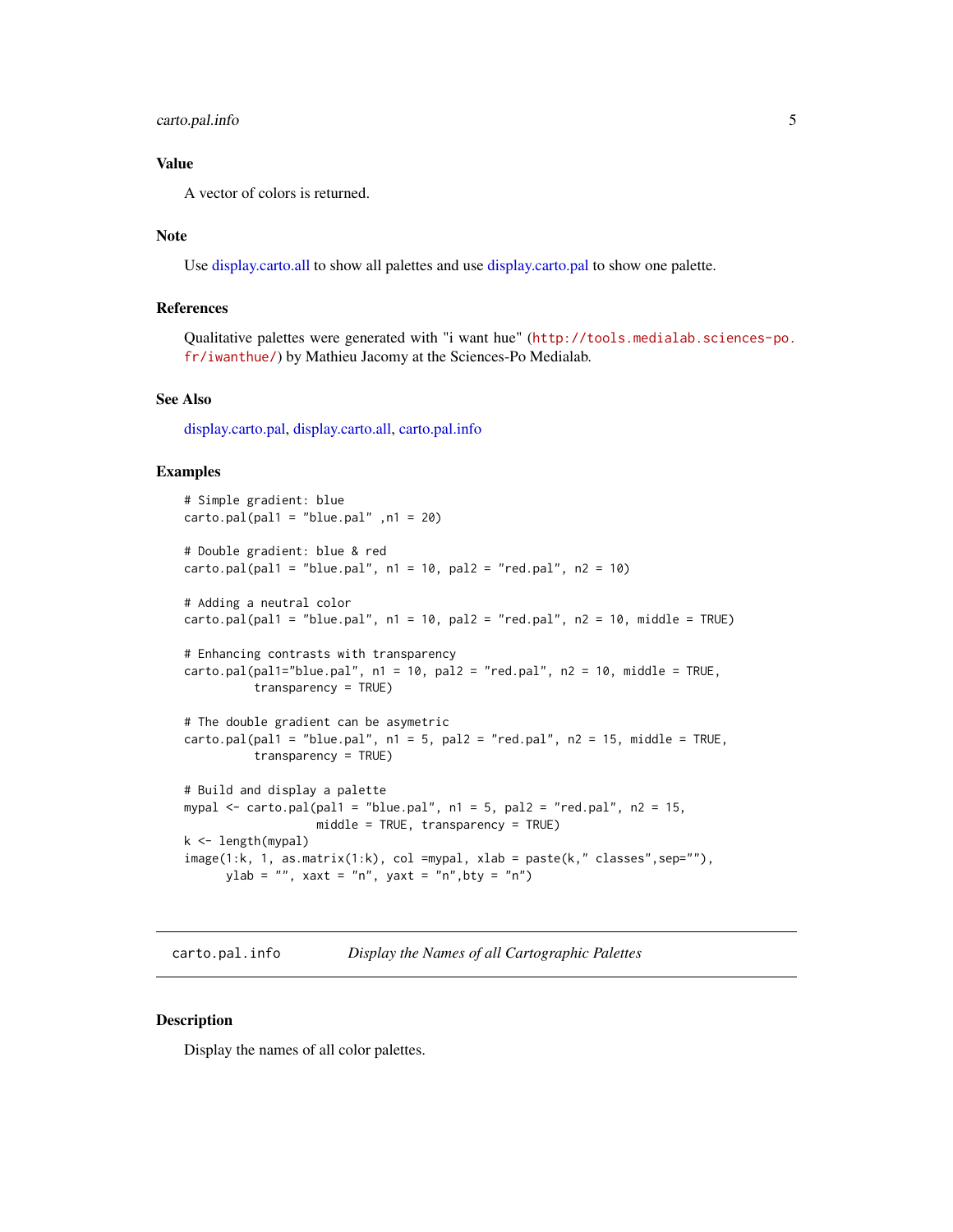## Value

A vector of colors is returned.

## Note

Use display.carto.all to show all palettes and use display.carto.pal to show one palette.

## References

Qualitative palettes were generated with "i want hue" (http://tools.medialab.sciences-po.fr/iwanthue/) by Mathieu Jacomy at the Sciences-Po Medialab.

## See Also

display.carto.pal, display.carto.all, carto.pal.info

## Examples

```
# Simple gradient: blue
carto.pal(pal1 = "blue.pal" ,n1 = 20)

# Double gradient: blue & red
carto.pal(pal1 = "blue.pal", n1 = 10, pal2 = "red.pal", n2 = 10)

# Adding a neutral color
carto.pal(pal1 = "blue.pal", n1 = 10, pal2 = "red.pal", n2 = 10, middle = TRUE)

# Enhancing contrasts with transparency
carto.pal(pal1="blue.pal", n1 = 10, pal2 = "red.pal", n2 = 10, middle = TRUE,
          transparency = TRUE)

# The double gradient can be asymetric
carto.pal(pal1 = "blue.pal", n1 = 5, pal2 = "red.pal", n2 = 15, middle = TRUE,
          transparency = TRUE)

# Build and display a palette
mypal <- carto.pal(pal1 = "blue.pal", n1 = 5, pal2 = "red.pal", n2 = 15,
                   middle = TRUE, transparency = TRUE)
k <- length(mypal)
image(1:k, 1, as.matrix(1:k), col =mypal, xlab = paste(k," classes",sep=""),
      ylab = "", xaxt = "n", yaxt = "n",bty = "n")
```

---

# carto.pal.info *Display the Names of all Cartographic Palettes*

## Description

Display the names of all color palettes.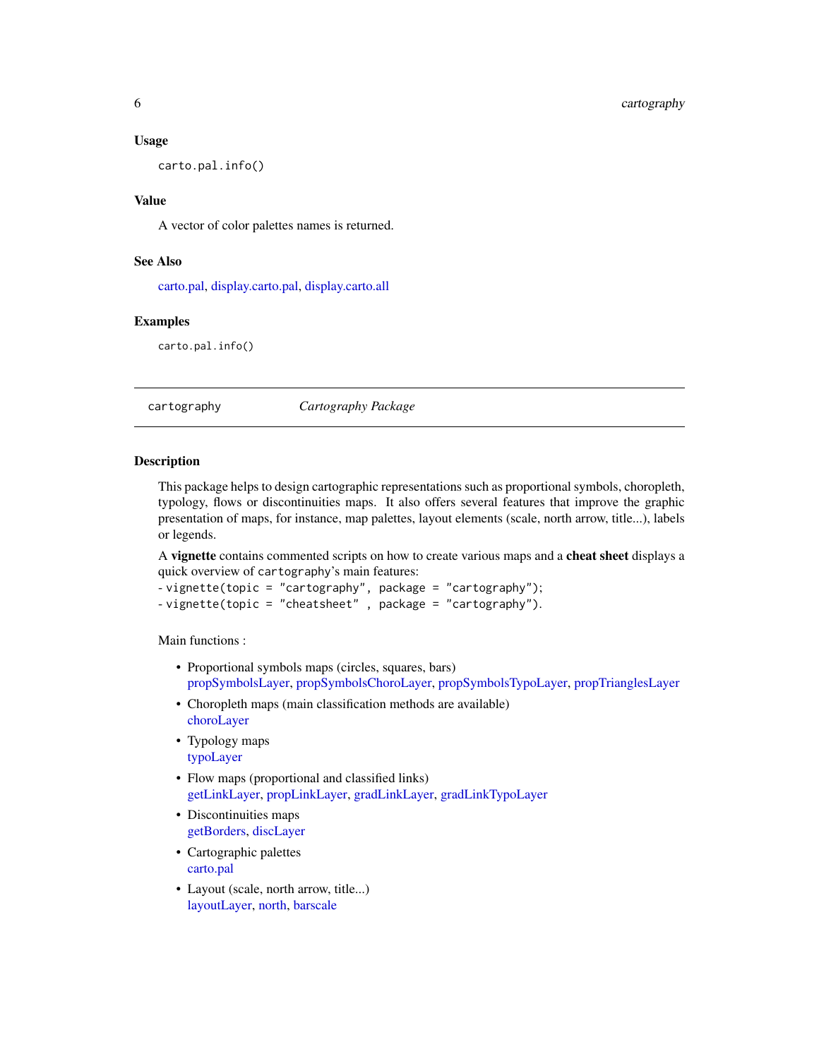### Usage

```
carto.pal.info()
```

### Value

A vector of color palettes names is returned.

### See Also

carto.pal, display.carto.pal, display.carto.all

### Examples

```
carto.pal.info()
```

---

## cartography — *Cartography Package*

---

### Description

This package helps to design cartographic representations such as proportional symbols, choropleth, typology, flows or discontinuities maps. It also offers several features that improve the graphic presentation of maps, for instance, map palettes, layout elements (scale, north arrow, title...), labels or legends.

A **vignette** contains commented scripts on how to create various maps and a **cheat sheet** displays a quick overview of `cartography`'s main features:
- `vignette(topic = "cartography", package = "cartography");`
- `vignette(topic = "cheatsheet" , package = "cartography")`.

Main functions :

- Proportional symbols maps (circles, squares, bars)
  propSymbolsLayer, propSymbolsChoroLayer, propSymbolsTypoLayer, propTrianglesLayer
- Choropleth maps (main classification methods are available)
  choroLayer
- Typology maps
  typoLayer
- Flow maps (proportional and classified links)
  getLinkLayer, propLinkLayer, gradLinkLayer, gradLinkTypoLayer
- Discontinuities maps
  getBorders, discLayer
- Cartographic palettes
  carto.pal
- Layout (scale, north arrow, title...)
  layoutLayer, north, barscale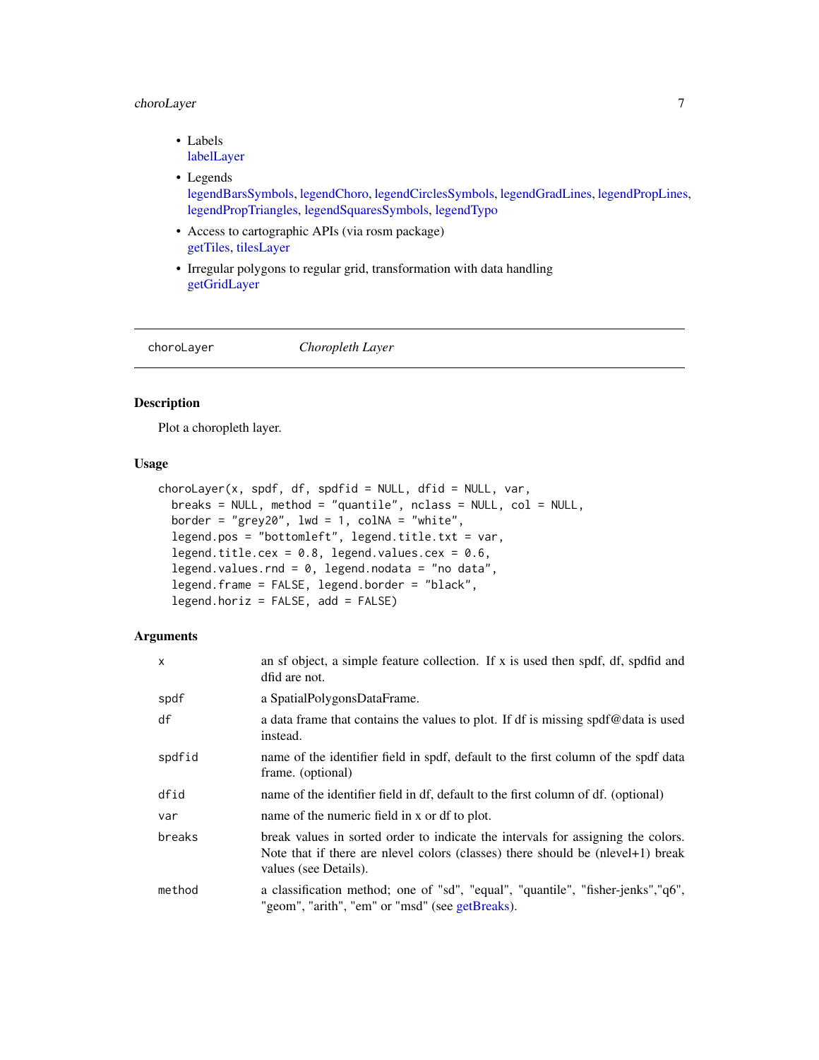- Labels
  labelLayer
- Legends
  legendBarsSymbols, legendChoro, legendCirclesSymbols, legendGradLines, legendPropLines, legendPropTriangles, legendSquaresSymbols, legendTypo
- Access to cartographic APIs (via rosm package)
  getTiles, tilesLayer
- Irregular polygons to regular grid, transformation with data handling
  getGridLayer

---

## choroLayer — *Choropleth Layer*

---

### Description

Plot a choropleth layer.

### Usage

```
choroLayer(x, spdf, df, spdfid = NULL, dfid = NULL, var,
  breaks = NULL, method = "quantile", nclass = NULL, col = NULL,
  border = "grey20", lwd = 1, colNA = "white",
  legend.pos = "bottomleft", legend.title.txt = var,
  legend.title.cex = 0.8, legend.values.cex = 0.6,
  legend.values.rnd = 0, legend.nodata = "no data",
  legend.frame = FALSE, legend.border = "black",
  legend.horiz = FALSE, add = FALSE)
```

### Arguments

| | |
|---|---|
| x | an sf object, a simple feature collection. If x is used then spdf, df, spdfid and dfid are not. |
| spdf | a SpatialPolygonsDataFrame. |
| df | a data frame that contains the values to plot. If df is missing spdf@data is used instead. |
| spdfid | name of the identifier field in spdf, default to the first column of the spdf data frame. (optional) |
| dfid | name of the identifier field in df, default to the first column of df. (optional) |
| var | name of the numeric field in x or df to plot. |
| breaks | break values in sorted order to indicate the intervals for assigning the colors. Note that if there are nlevel colors (classes) there should be (nlevel+1) break values (see Details). |
| method | a classification method; one of "sd", "equal", "quantile", "fisher-jenks","q6", "geom", "arith", "em" or "msd" (see getBreaks). |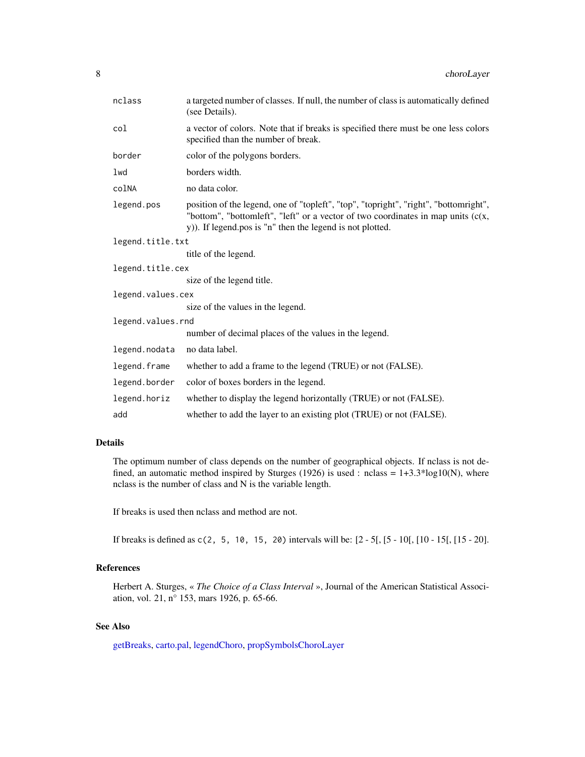| | |
|---|---|
| `nclass` | a targeted number of classes. If null, the number of class is automatically defined (see Details). |
| `col` | a vector of colors. Note that if breaks is specified there must be one less colors specified than the number of break. |
| `border` | color of the polygons borders. |
| `lwd` | borders width. |
| `colNA` | no data color. |
| `legend.pos` | position of the legend, one of "topleft", "top", "topright", "right", "bottomright", "bottom", "bottomleft", "left" or a vector of two coordinates in map units (c(x, y)). If legend.pos is "n" then the legend is not plotted. |
| `legend.title.txt` | title of the legend. |
| `legend.title.cex` | size of the legend title. |
| `legend.values.cex` | size of the values in the legend. |
| `legend.values.rnd` | number of decimal places of the values in the legend. |
| `legend.nodata` | no data label. |
| `legend.frame` | whether to add a frame to the legend (TRUE) or not (FALSE). |
| `legend.border` | color of boxes borders in the legend. |
| `legend.horiz` | whether to display the legend horizontally (TRUE) or not (FALSE). |
| `add` | whether to add the layer to an existing plot (TRUE) or not (FALSE). |

## Details

The optimum number of class depends on the number of geographical objects. If nclass is not defined, an automatic method inspired by Sturges (1926) is used : nclass = 1+3.3*log10(N), where nclass is the number of class and N is the variable length.

If breaks is used then nclass and method are not.

If breaks is defined as `c(2, 5, 10, 15, 20)` intervals will be: [2 - 5[, [5 - 10[, [10 - 15[, [15 - 20].

## References

Herbert A. Sturges, « *The Choice of a Class Interval* », Journal of the American Statistical Association, vol. 21, n° 153, mars 1926, p. 65-66.

## See Also

getBreaks, carto.pal, legendChoro, propSymbolsChoroLayer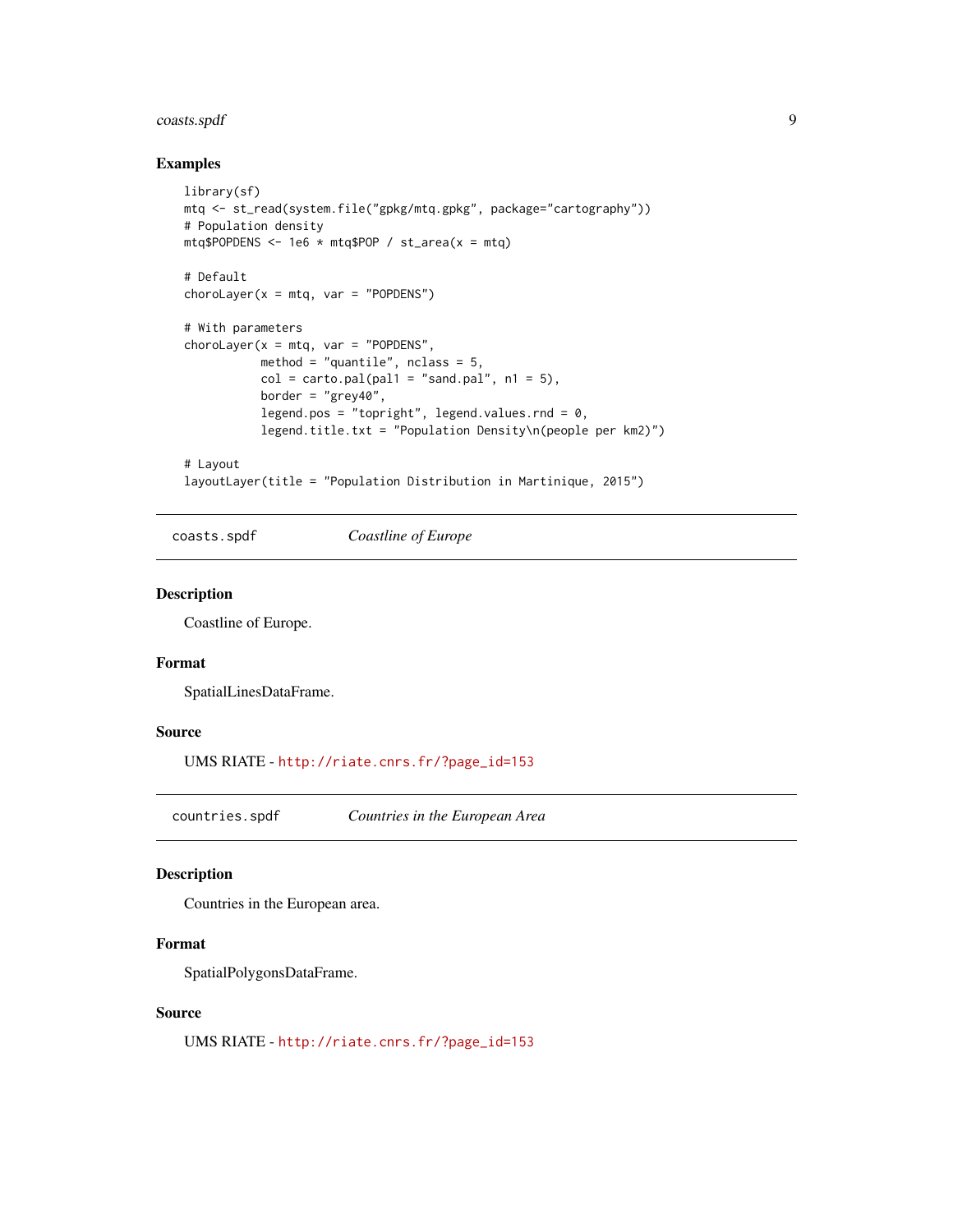### Examples

```
library(sf)
mtq <- st_read(system.file("gpkg/mtq.gpkg", package="cartography"))
# Population density
mtq$POPDENS <- 1e6 * mtq$POP / st_area(x = mtq)

# Default
choroLayer(x = mtq, var = "POPDENS")

# With parameters
choroLayer(x = mtq, var = "POPDENS",
           method = "quantile", nclass = 5,
           col = carto.pal(pal1 = "sand.pal", n1 = 5),
           border = "grey40",
           legend.pos = "topright", legend.values.rnd = 0,
           legend.title.txt = "Population Density\n(people per km2)")

# Layout
layoutLayer(title = "Population Distribution in Martinique, 2015")
```

---

## `coasts.spdf` *Coastline of Europe*

---

### Description

Coastline of Europe.

### Format

SpatialLinesDataFrame.

### Source

UMS RIATE - http://riate.cnrs.fr/?page_id=153

---

## `countries.spdf` *Countries in the European Area*

---

### Description

Countries in the European area.

### Format

SpatialPolygonsDataFrame.

### Source

UMS RIATE - http://riate.cnrs.fr/?page_id=153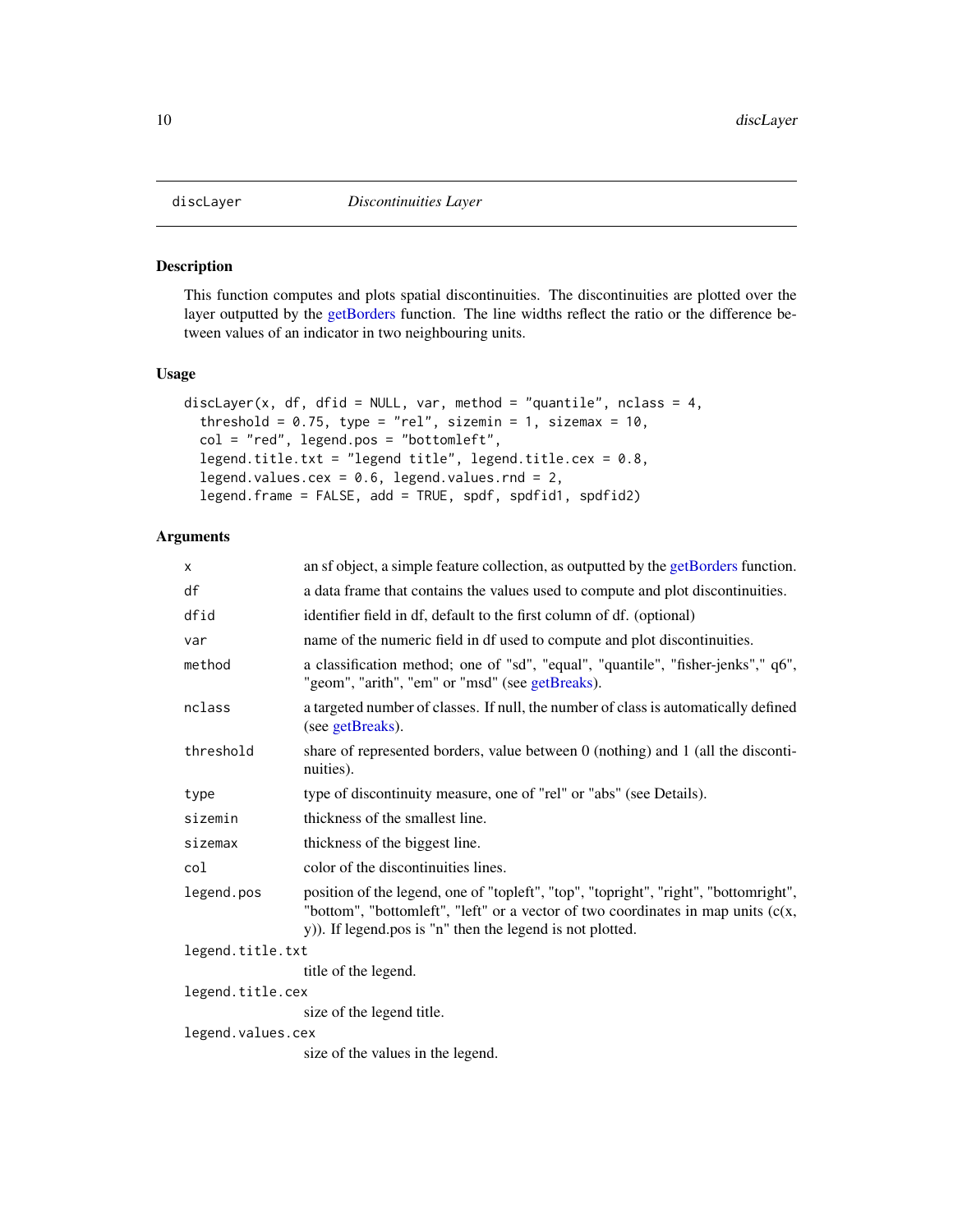# discLayer *Discontinuities Layer*

## Description

This function computes and plots spatial discontinuities. The discontinuities are plotted over the layer outputted by the getBorders function. The line widths reflect the ratio or the difference between values of an indicator in two neighbouring units.

## Usage

```
discLayer(x, df, dfid = NULL, var, method = "quantile", nclass = 4,
  threshold = 0.75, type = "rel", sizemin = 1, sizemax = 10,
  col = "red", legend.pos = "bottomleft",
  legend.title.txt = "legend title", legend.title.cex = 0.8,
  legend.values.cex = 0.6, legend.values.rnd = 2,
  legend.frame = FALSE, add = TRUE, spdf, spdfid1, spdfid2)
```

## Arguments

| | |
|---|---|
| `x` | an sf object, a simple feature collection, as outputted by the getBorders function. |
| `df` | a data frame that contains the values used to compute and plot discontinuities. |
| `dfid` | identifier field in df, default to the first column of df. (optional) |
| `var` | name of the numeric field in df used to compute and plot discontinuities. |
| `method` | a classification method; one of "sd", "equal", "quantile", "fisher-jenks"," q6", "geom", "arith", "em" or "msd" (see getBreaks). |
| `nclass` | a targeted number of classes. If null, the number of class is automatically defined (see getBreaks). |
| `threshold` | share of represented borders, value between 0 (nothing) and 1 (all the discontinuities). |
| `type` | type of discontinuity measure, one of "rel" or "abs" (see Details). |
| `sizemin` | thickness of the smallest line. |
| `sizemax` | thickness of the biggest line. |
| `col` | color of the discontinuities lines. |
| `legend.pos` | position of the legend, one of "topleft", "top", "topright", "right", "bottomright", "bottom", "bottomleft", "left" or a vector of two coordinates in map units (c(x, y)). If legend.pos is "n" then the legend is not plotted. |
| `legend.title.txt` | title of the legend. |
| `legend.title.cex` | size of the legend title. |
| `legend.values.cex` | size of the values in the legend. |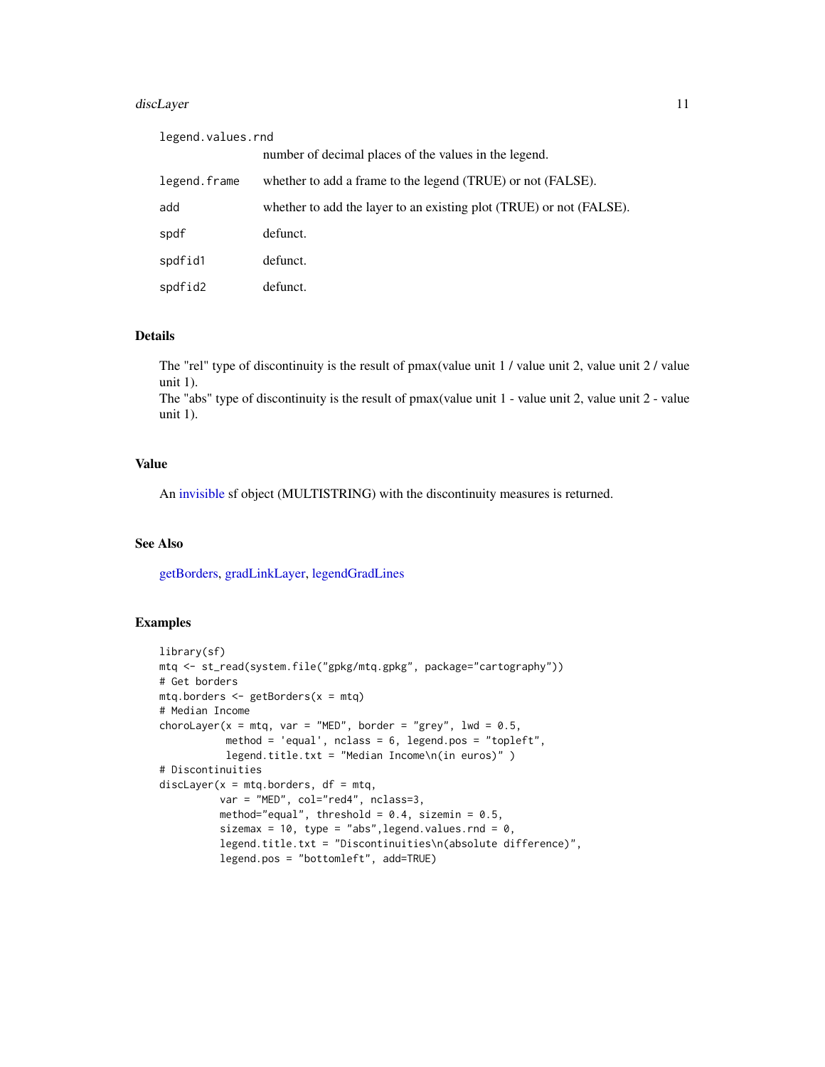| | |
|---|---|
| legend.values.rnd | number of decimal places of the values in the legend. |
| legend.frame | whether to add a frame to the legend (TRUE) or not (FALSE). |
| add | whether to add the layer to an existing plot (TRUE) or not (FALSE). |
| spdf | defunct. |
| spdfid1 | defunct. |
| spdfid2 | defunct. |

## Details

The "rel" type of discontinuity is the result of pmax(value unit 1 / value unit 2, value unit 2 / value unit 1).
The "abs" type of discontinuity is the result of pmax(value unit 1 - value unit 2, value unit 2 - value unit 1).

## Value

An invisible sf object (MULTISTRING) with the discontinuity measures is returned.

## See Also

getBorders, gradLinkLayer, legendGradLines

## Examples

```
library(sf)
mtq <- st_read(system.file("gpkg/mtq.gpkg", package="cartography"))
# Get borders
mtq.borders <- getBorders(x = mtq)
# Median Income
choroLayer(x = mtq, var = "MED", border = "grey", lwd = 0.5,
           method = 'equal', nclass = 6, legend.pos = "topleft",
           legend.title.txt = "Median Income\n(in euros)" )
# Discontinuities
discLayer(x = mtq.borders, df = mtq,
          var = "MED", col="red4", nclass=3,
          method="equal", threshold = 0.4, sizemin = 0.5,
          sizemax = 10, type = "abs",legend.values.rnd = 0,
          legend.title.txt = "Discontinuities\n(absolute difference)",
          legend.pos = "bottomleft", add=TRUE)
```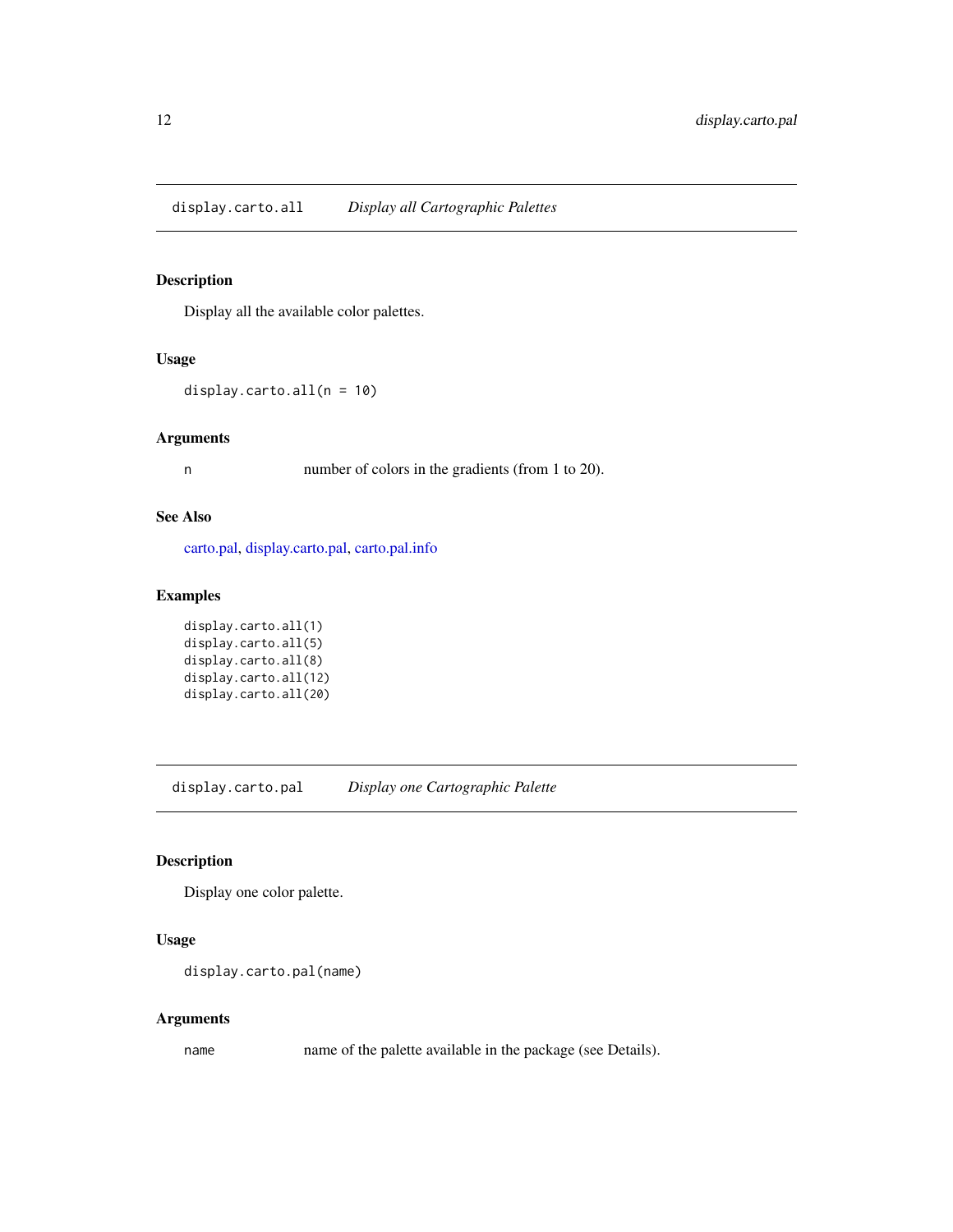## display.carto.all — *Display all Cartographic Palettes*

### Description

Display all the available color palettes.

### Usage

```
display.carto.all(n = 10)
```

### Arguments

| | |
|---|---|
| `n` | number of colors in the gradients (from 1 to 20). |

### See Also

carto.pal, display.carto.pal, carto.pal.info

### Examples

```
display.carto.all(1)
display.carto.all(5)
display.carto.all(8)
display.carto.all(12)
display.carto.all(20)
```

## display.carto.pal — *Display one Cartographic Palette*

### Description

Display one color palette.

### Usage

```
display.carto.pal(name)
```

### Arguments

| | |
|---|---|
| `name` | name of the palette available in the package (see Details). |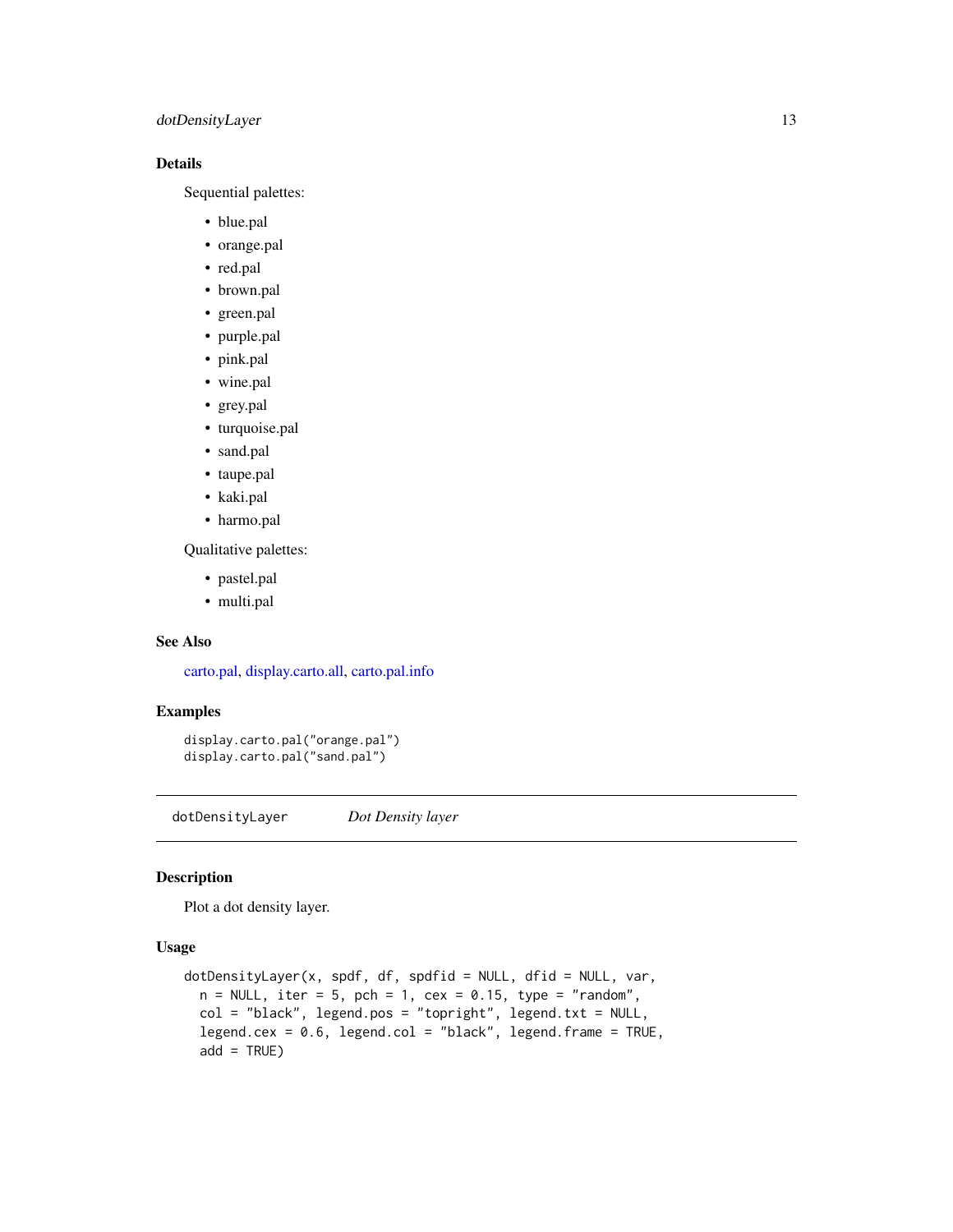### Details

Sequential palettes:

- blue.pal
- orange.pal
- red.pal
- brown.pal
- green.pal
- purple.pal
- pink.pal
- wine.pal
- grey.pal
- turquoise.pal
- sand.pal
- taupe.pal
- kaki.pal
- harmo.pal

Qualitative palettes:

- pastel.pal
- multi.pal

### See Also

carto.pal, display.carto.all, carto.pal.info

### Examples

```
display.carto.pal("orange.pal")
display.carto.pal("sand.pal")
```

---

## dotDensityLayer *Dot Density layer*

---

### Description

Plot a dot density layer.

### Usage

```
dotDensityLayer(x, spdf, df, spdfid = NULL, dfid = NULL, var,
  n = NULL, iter = 5, pch = 1, cex = 0.15, type = "random",
  col = "black", legend.pos = "topright", legend.txt = NULL,
  legend.cex = 0.6, legend.col = "black", legend.frame = TRUE,
  add = TRUE)
```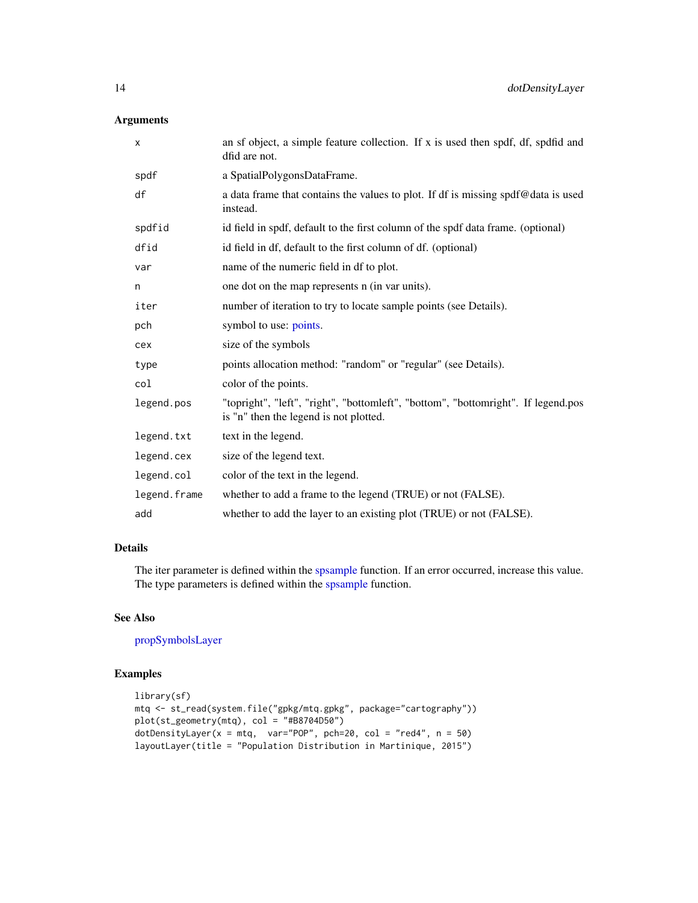## Arguments

| | |
|---|---|
| x | an sf object, a simple feature collection. If x is used then spdf, df, spdfid and dfid are not. |
| spdf | a SpatialPolygonsDataFrame. |
| df | a data frame that contains the values to plot. If df is missing spdf@data is used instead. |
| spdfid | id field in spdf, default to the first column of the spdf data frame. (optional) |
| dfid | id field in df, default to the first column of df. (optional) |
| var | name of the numeric field in df to plot. |
| n | one dot on the map represents n (in var units). |
| iter | number of iteration to try to locate sample points (see Details). |
| pch | symbol to use: points. |
| cex | size of the symbols |
| type | points allocation method: "random" or "regular" (see Details). |
| col | color of the points. |
| legend.pos | "topright", "left", "right", "bottomleft", "bottom", "bottomright". If legend.pos is "n" then the legend is not plotted. |
| legend.txt | text in the legend. |
| legend.cex | size of the legend text. |
| legend.col | color of the text in the legend. |
| legend.frame | whether to add a frame to the legend (TRUE) or not (FALSE). |
| add | whether to add the layer to an existing plot (TRUE) or not (FALSE). |

## Details

The iter parameter is defined within the spsample function. If an error occurred, increase this value. The type parameters is defined within the spsample function.

## See Also

propSymbolsLayer

## Examples

```
library(sf)
mtq <- st_read(system.file("gpkg/mtq.gpkg", package="cartography"))
plot(st_geometry(mtq), col = "#B8704D50")
dotDensityLayer(x = mtq,  var="POP", pch=20, col = "red4", n = 50)
layoutLayer(title = "Population Distribution in Martinique, 2015")
```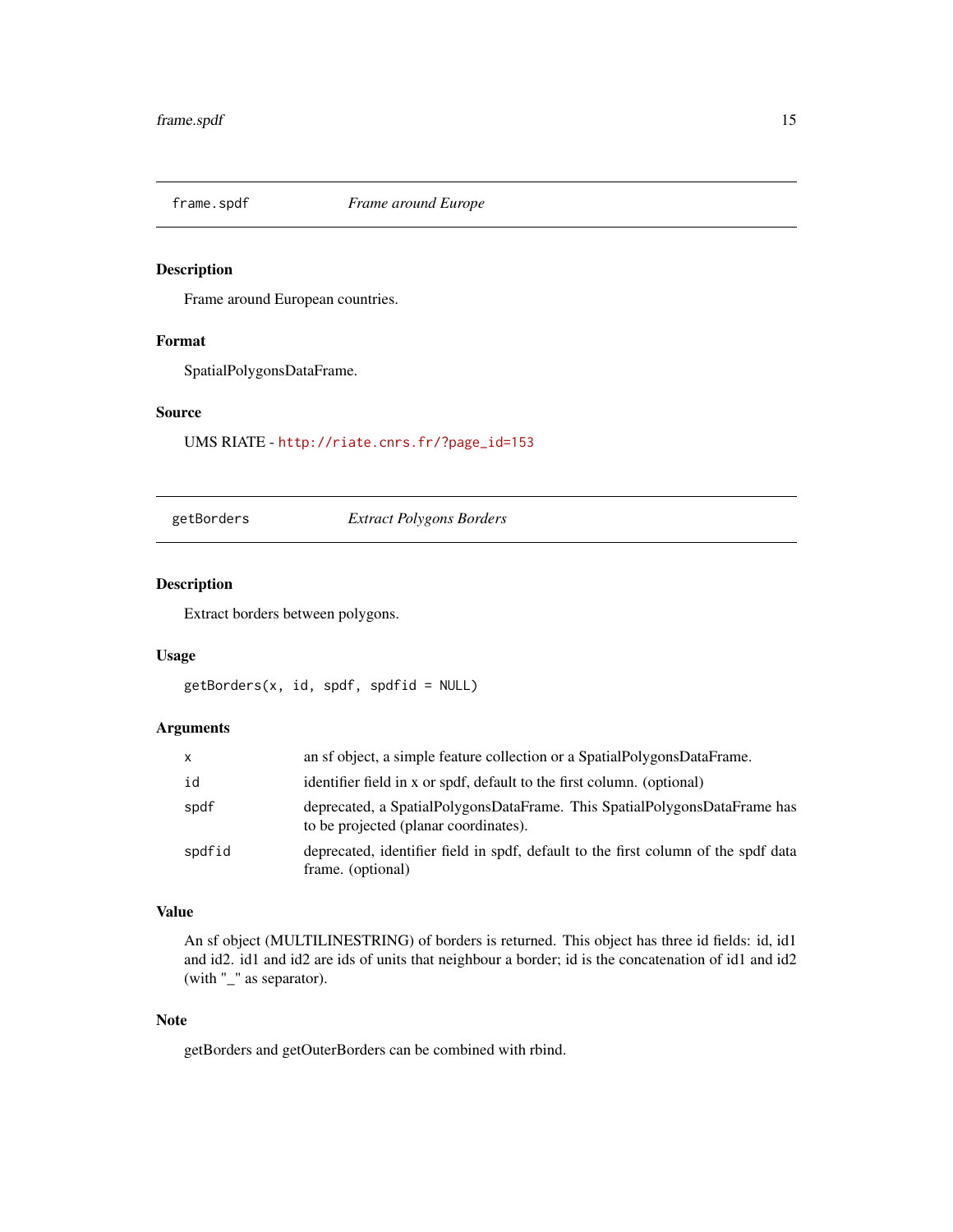## frame.spdf *Frame around Europe*

### Description

Frame around European countries.

### Format

SpatialPolygonsDataFrame.

### Source

UMS RIATE - http://riate.cnrs.fr/?page_id=153

## getBorders *Extract Polygons Borders*

### Description

Extract borders between polygons.

### Usage

```
getBorders(x, id, spdf, spdfid = NULL)
```

### Arguments

| | |
|---|---|
| x | an sf object, a simple feature collection or a SpatialPolygonsDataFrame. |
| id | identifier field in x or spdf, default to the first column. (optional) |
| spdf | deprecated, a SpatialPolygonsDataFrame. This SpatialPolygonsDataFrame has to be projected (planar coordinates). |
| spdfid | deprecated, identifier field in spdf, default to the first column of the spdf data frame. (optional) |

### Value

An sf object (MULTILINESTRING) of borders is returned. This object has three id fields: id, id1 and id2. id1 and id2 are ids of units that neighbour a border; id is the concatenation of id1 and id2 (with "_" as separator).

### Note

getBorders and getOuterBorders can be combined with rbind.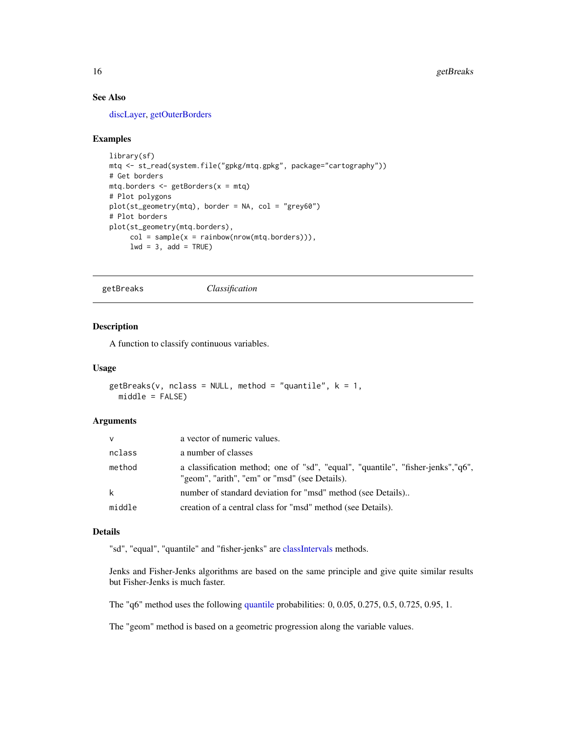### See Also

discLayer, getOuterBorders

### Examples

```
library(sf)
mtq <- st_read(system.file("gpkg/mtq.gpkg", package="cartography"))
# Get borders
mtq.borders <- getBorders(x = mtq)
# Plot polygons
plot(st_geometry(mtq), border = NA, col = "grey60")
# Plot borders
plot(st_geometry(mtq.borders),
     col = sample(x = rainbow(nrow(mtq.borders))),
     lwd = 3, add = TRUE)
```

---

## getBreaks    *Classification*

### Description

A function to classify continuous variables.

### Usage

```
getBreaks(v, nclass = NULL, method = "quantile", k = 1,
  middle = FALSE)
```

### Arguments

| | |
|---|---|
| `v` | a vector of numeric values. |
| `nclass` | a number of classes |
| `method` | a classification method; one of "sd", "equal", "quantile", "fisher-jenks","q6", "geom", "arith", "em" or "msd" (see Details). |
| `k` | number of standard deviation for "msd" method (see Details).. |
| `middle` | creation of a central class for "msd" method (see Details). |

### Details

"sd", "equal", "quantile" and "fisher-jenks" are classIntervals methods.

Jenks and Fisher-Jenks algorithms are based on the same principle and give quite similar results but Fisher-Jenks is much faster.

The "q6" method uses the following quantile probabilities: 0, 0.05, 0.275, 0.5, 0.725, 0.95, 1.

The "geom" method is based on a geometric progression along the variable values.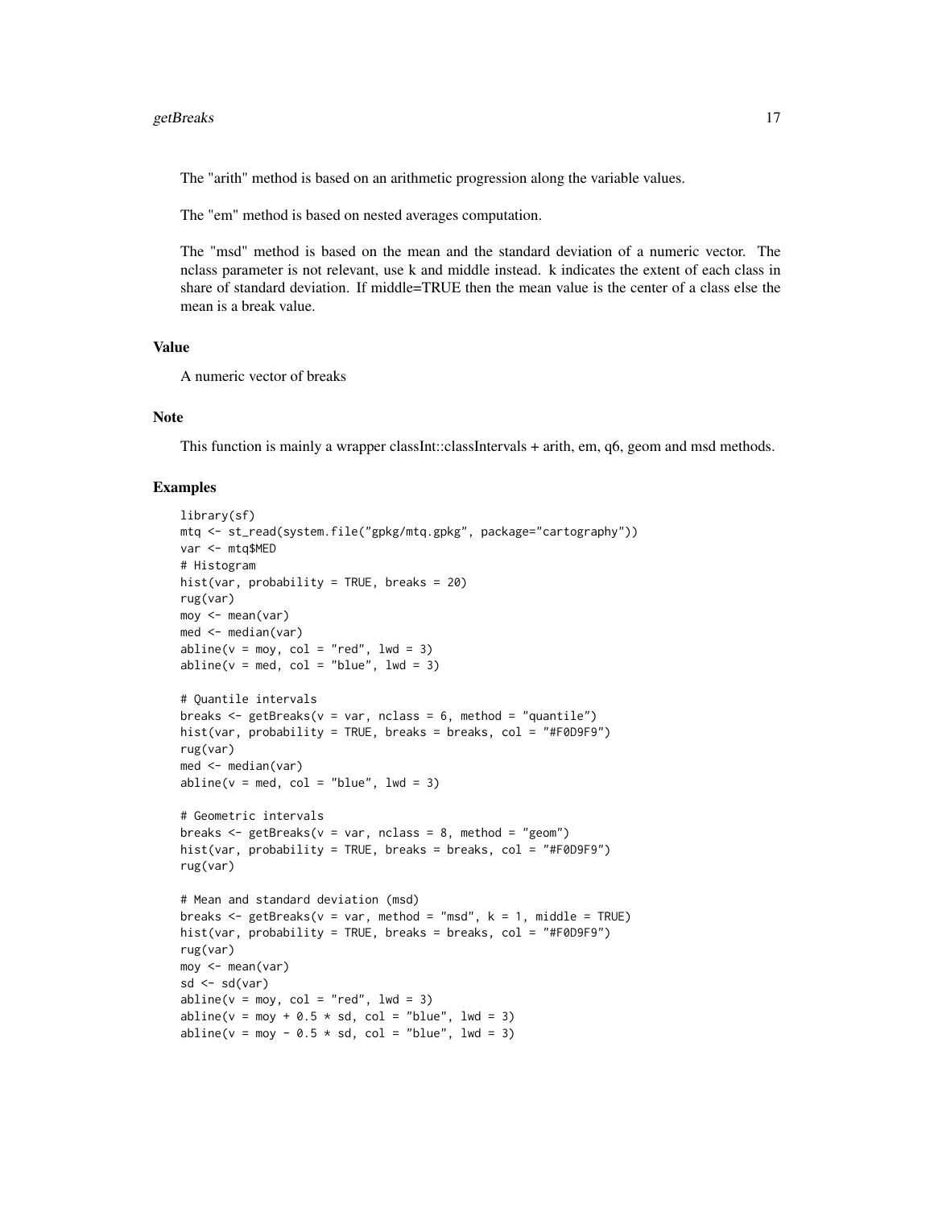The "arith" method is based on an arithmetic progression along the variable values.

The "em" method is based on nested averages computation.

The "msd" method is based on the mean and the standard deviation of a numeric vector. The nclass parameter is not relevant, use k and middle instead. k indicates the extent of each class in share of standard deviation. If middle=TRUE then the mean value is the center of a class else the mean is a break value.

### Value

A numeric vector of breaks

### Note

This function is mainly a wrapper classInt::classIntervals + arith, em, q6, geom and msd methods.

### Examples

```
library(sf)
mtq <- st_read(system.file("gpkg/mtq.gpkg", package="cartography"))
var <- mtq$MED
# Histogram
hist(var, probability = TRUE, breaks = 20)
rug(var)
moy <- mean(var)
med <- median(var)
abline(v = moy, col = "red", lwd = 3)
abline(v = med, col = "blue", lwd = 3)

# Quantile intervals
breaks <- getBreaks(v = var, nclass = 6, method = "quantile")
hist(var, probability = TRUE, breaks = breaks, col = "#F0D9F9")
rug(var)
med <- median(var)
abline(v = med, col = "blue", lwd = 3)

# Geometric intervals
breaks <- getBreaks(v = var, nclass = 8, method = "geom")
hist(var, probability = TRUE, breaks = breaks, col = "#F0D9F9")
rug(var)

# Mean and standard deviation (msd)
breaks <- getBreaks(v = var, method = "msd", k = 1, middle = TRUE)
hist(var, probability = TRUE, breaks = breaks, col = "#F0D9F9")
rug(var)
moy <- mean(var)
sd <- sd(var)
abline(v = moy, col = "red", lwd = 3)
abline(v = moy + 0.5 * sd, col = "blue", lwd = 3)
abline(v = moy - 0.5 * sd, col = "blue", lwd = 3)
```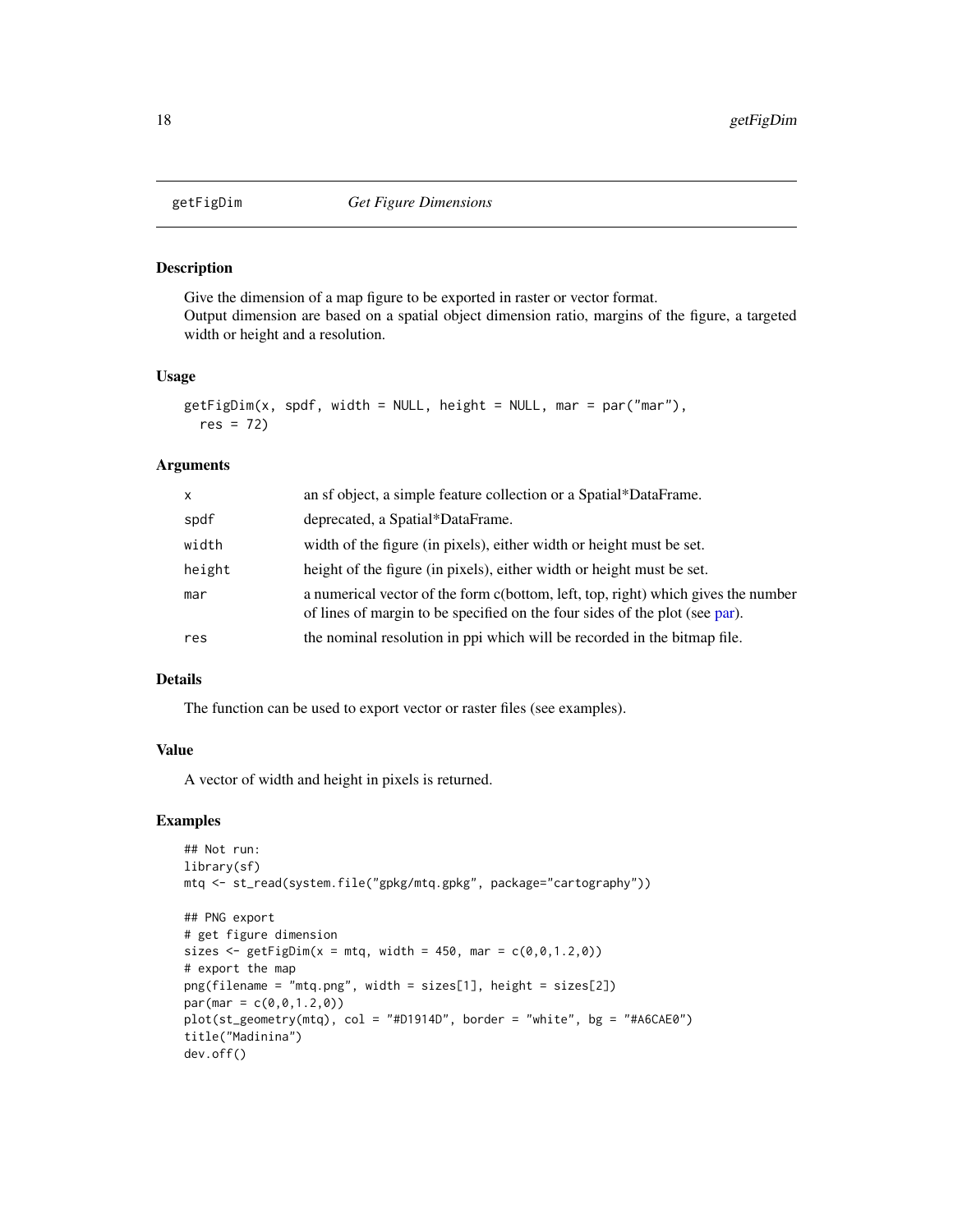## getFigDim — *Get Figure Dimensions*

### Description

Give the dimension of a map figure to be exported in raster or vector format.
Output dimension are based on a spatial object dimension ratio, margins of the figure, a targeted width or height and a resolution.

### Usage

```
getFigDim(x, spdf, width = NULL, height = NULL, mar = par("mar"),
  res = 72)
```

### Arguments

| | |
|---|---|
| `x` | an sf object, a simple feature collection or a Spatial*DataFrame. |
| `spdf` | deprecated, a Spatial*DataFrame. |
| `width` | width of the figure (in pixels), either width or height must be set. |
| `height` | height of the figure (in pixels), either width or height must be set. |
| `mar` | a numerical vector of the form c(bottom, left, top, right) which gives the number of lines of margin to be specified on the four sides of the plot (see par). |
| `res` | the nominal resolution in ppi which will be recorded in the bitmap file. |

### Details

The function can be used to export vector or raster files (see examples).

### Value

A vector of width and height in pixels is returned.

### Examples

```
## Not run:
library(sf)
mtq <- st_read(system.file("gpkg/mtq.gpkg", package="cartography"))

## PNG export
# get figure dimension
sizes <- getFigDim(x = mtq, width = 450, mar = c(0,0,1.2,0))
# export the map
png(filename = "mtq.png", width = sizes[1], height = sizes[2])
par(mar = c(0,0,1.2,0))
plot(st_geometry(mtq), col = "#D1914D", border = "white", bg = "#A6CAE0")
title("Madinina")
dev.off()
```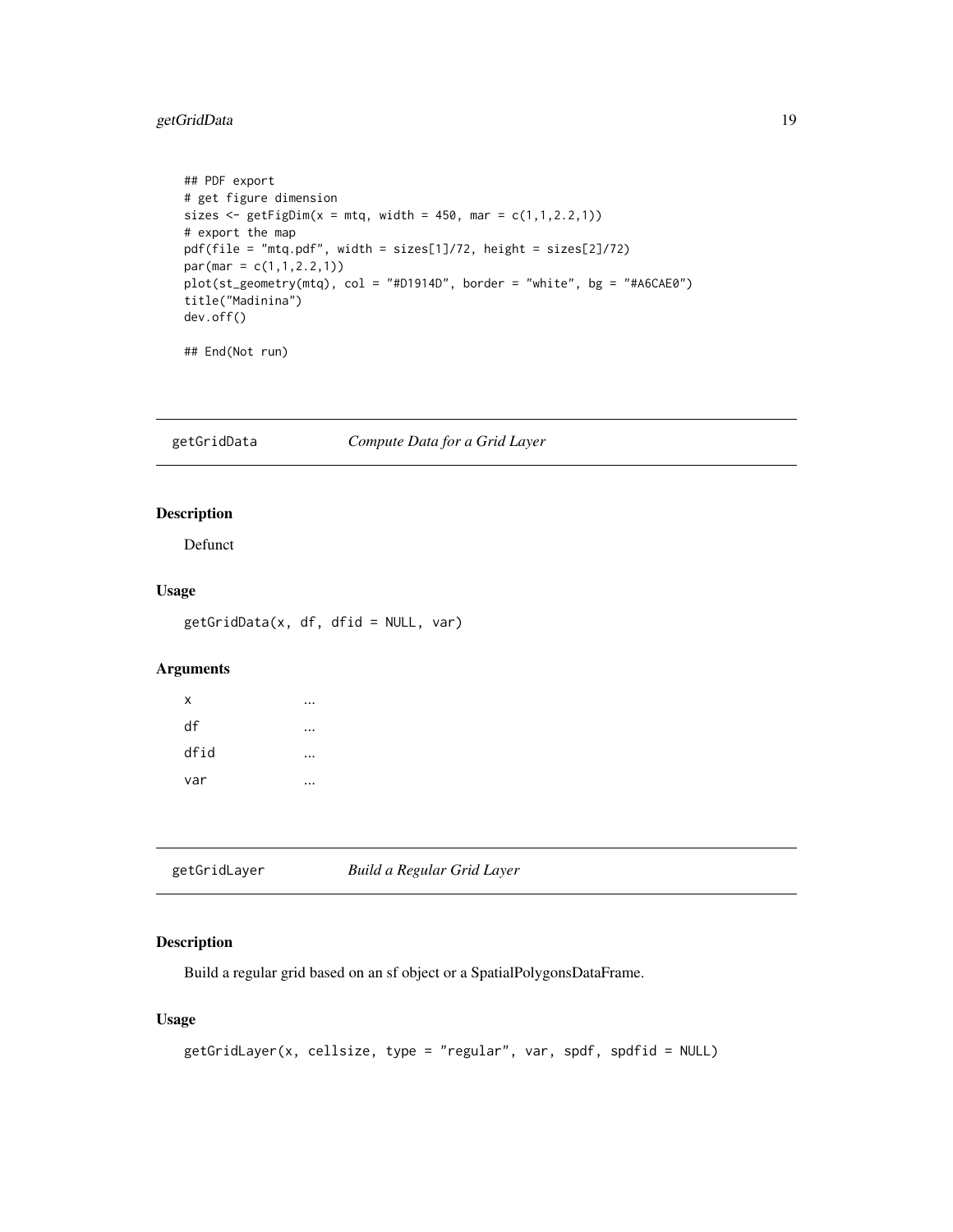```
## PDF export
# get figure dimension
sizes <- getFigDim(x = mtq, width = 450, mar = c(1,1,2.2,1))
# export the map
pdf(file = "mtq.pdf", width = sizes[1]/72, height = sizes[2]/72)
par(mar = c(1,1,2.2,1))
plot(st_geometry(mtq), col = "#D1914D", border = "white", bg = "#A6CAE0")
title("Madinina")
dev.off()

## End(Not run)
```

## getGridData — *Compute Data for a Grid Layer*

### Description

Defunct

### Usage

```
getGridData(x, df, dfid = NULL, var)
```

### Arguments

| | |
|---|---|
| x | ... |
| df | ... |
| dfid | ... |
| var | ... |

## getGridLayer — *Build a Regular Grid Layer*

### Description

Build a regular grid based on an sf object or a SpatialPolygonsDataFrame.

### Usage

```
getGridLayer(x, cellsize, type = "regular", var, spdf, spdfid = NULL)
```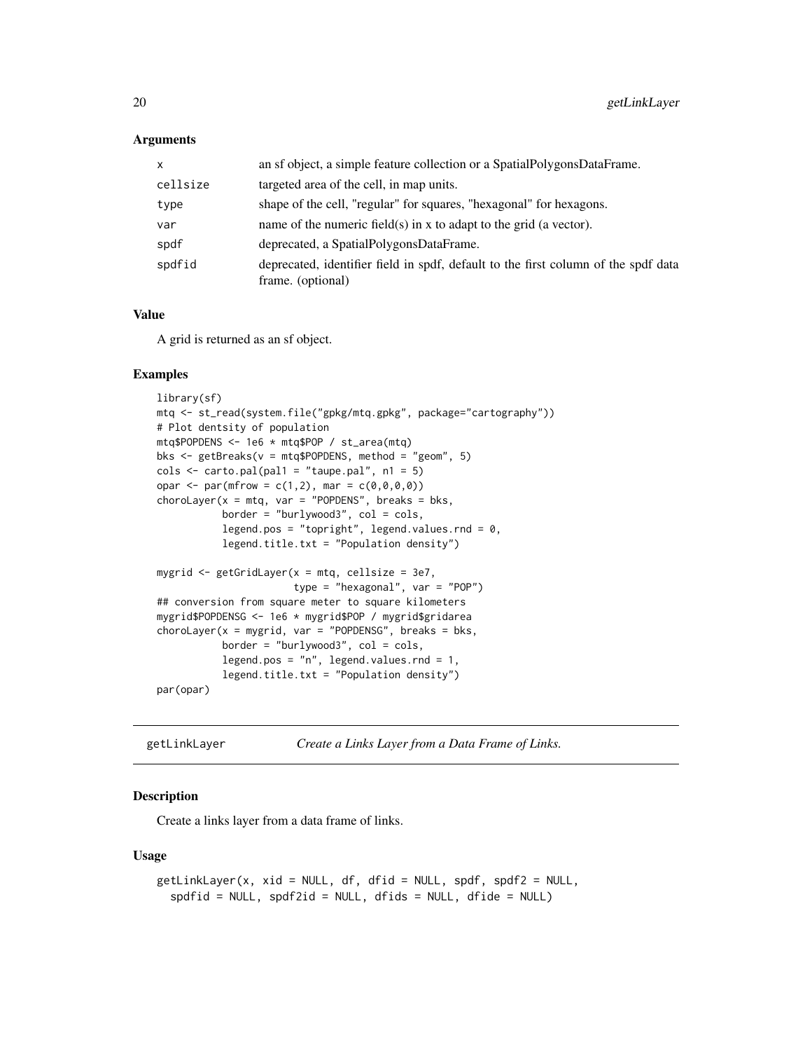### Arguments

| | |
|---|---|
| x | an sf object, a simple feature collection or a SpatialPolygonsDataFrame. |
| cellsize | targeted area of the cell, in map units. |
| type | shape of the cell, "regular" for squares, "hexagonal" for hexagons. |
| var | name of the numeric field(s) in x to adapt to the grid (a vector). |
| spdf | deprecated, a SpatialPolygonsDataFrame. |
| spdfid | deprecated, identifier field in spdf, default to the first column of the spdf data frame. (optional) |

### Value

A grid is returned as an sf object.

### Examples

```
library(sf)
mtq <- st_read(system.file("gpkg/mtq.gpkg", package="cartography"))
# Plot dentsity of population
mtq$POPDENS <- 1e6 * mtq$POP / st_area(mtq)
bks <- getBreaks(v = mtq$POPDENS, method = "geom", 5)
cols <- carto.pal(pal1 = "taupe.pal", n1 = 5)
opar <- par(mfrow = c(1,2), mar = c(0,0,0,0))
choroLayer(x = mtq, var = "POPDENS", breaks = bks,
           border = "burlywood3", col = cols,
           legend.pos = "topright", legend.values.rnd = 0,
           legend.title.txt = "Population density")

mygrid <- getGridLayer(x = mtq, cellsize = 3e7,
                       type = "hexagonal", var = "POP")
## conversion from square meter to square kilometers
mygrid$POPDENSG <- 1e6 * mygrid$POP / mygrid$gridarea
choroLayer(x = mygrid, var = "POPDENSG", breaks = bks,
           border = "burlywood3", col = cols,
           legend.pos = "n", legend.values.rnd = 1,
           legend.title.txt = "Population density")
par(opar)
```

---

## getLinkLayer *Create a Links Layer from a Data Frame of Links.*

---

### Description

Create a links layer from a data frame of links.

### Usage

```
getLinkLayer(x, xid = NULL, df, dfid = NULL, spdf, spdf2 = NULL,
  spdfid = NULL, spdf2id = NULL, dfids = NULL, dfide = NULL)
```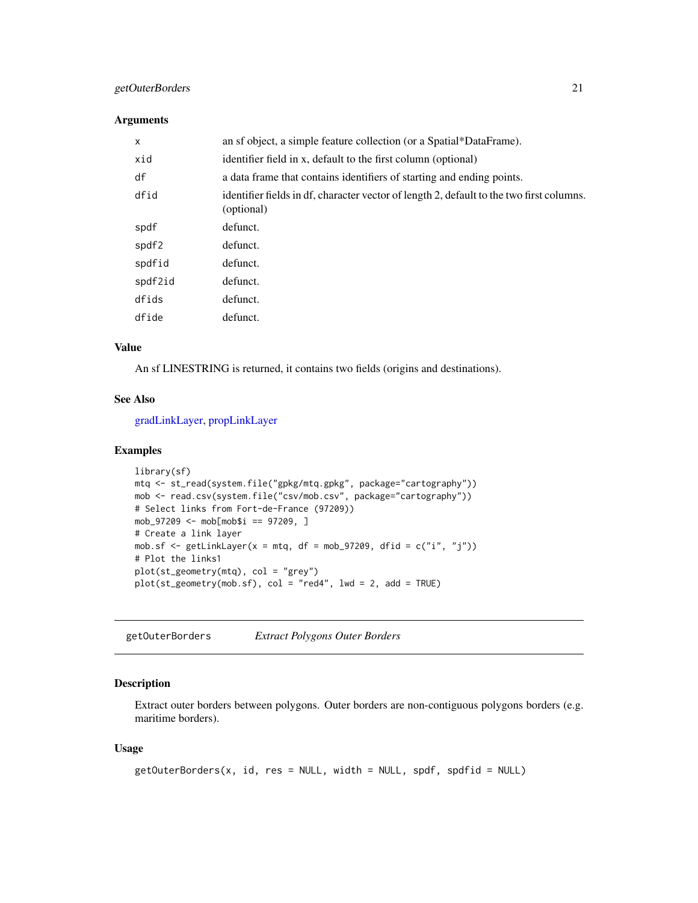### Arguments

| | |
|---|---|
| x | an sf object, a simple feature collection (or a Spatial*DataFrame). |
| xid | identifier field in x, default to the first column (optional) |
| df | a data frame that contains identifiers of starting and ending points. |
| dfid | identifier fields in df, character vector of length 2, default to the two first columns. (optional) |
| spdf | defunct. |
| spdf2 | defunct. |
| spdfid | defunct. |
| spdf2id | defunct. |
| dfids | defunct. |
| dfide | defunct. |

### Value

An sf LINESTRING is returned, it contains two fields (origins and destinations).

### See Also

gradLinkLayer, propLinkLayer

### Examples

```
library(sf)
mtq <- st_read(system.file("gpkg/mtq.gpkg", package="cartography"))
mob <- read.csv(system.file("csv/mob.csv", package="cartography"))
# Select links from Fort-de-France (97209))
mob_97209 <- mob[mob$i == 97209, ]
# Create a link layer
mob.sf <- getLinkLayer(x = mtq, df = mob_97209, dfid = c("i", "j"))
# Plot the links1
plot(st_geometry(mtq), col = "grey")
plot(st_geometry(mob.sf), col = "red4", lwd = 2, add = TRUE)
```

---

## getOuterBorders *Extract Polygons Outer Borders*

### Description

Extract outer borders between polygons. Outer borders are non-contiguous polygons borders (e.g. maritime borders).

### Usage

```
getOuterBorders(x, id, res = NULL, width = NULL, spdf, spdfid = NULL)
```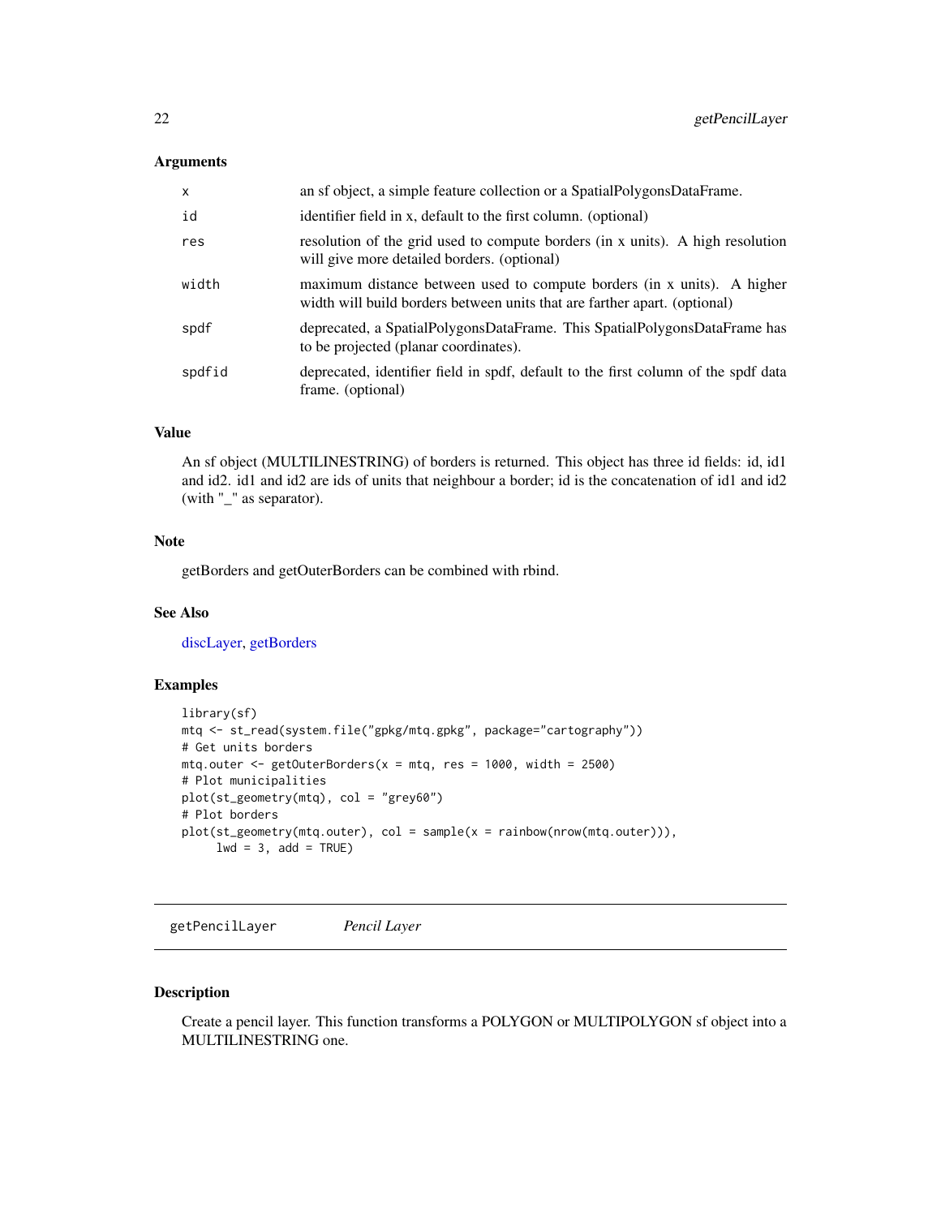### Arguments

| | |
|---|---|
| x | an sf object, a simple feature collection or a SpatialPolygonsDataFrame. |
| id | identifier field in x, default to the first column. (optional) |
| res | resolution of the grid used to compute borders (in x units). A high resolution will give more detailed borders. (optional) |
| width | maximum distance between used to compute borders (in x units). A higher width will build borders between units that are farther apart. (optional) |
| spdf | deprecated, a SpatialPolygonsDataFrame. This SpatialPolygonsDataFrame has to be projected (planar coordinates). |
| spdfid | deprecated, identifier field in spdf, default to the first column of the spdf data frame. (optional) |

### Value

An sf object (MULTILINESTRING) of borders is returned. This object has three id fields: id, id1 and id2. id1 and id2 are ids of units that neighbour a border; id is the concatenation of id1 and id2 (with "_" as separator).

### Note

getBorders and getOuterBorders can be combined with rbind.

### See Also

discLayer, getBorders

### Examples

```
library(sf)
mtq <- st_read(system.file("gpkg/mtq.gpkg", package="cartography"))
# Get units borders
mtq.outer <- getOuterBorders(x = mtq, res = 1000, width = 2500)
# Plot municipalities
plot(st_geometry(mtq), col = "grey60")
# Plot borders
plot(st_geometry(mtq.outer), col = sample(x = rainbow(nrow(mtq.outer))),
     lwd = 3, add = TRUE)
```

---

## getPencilLayer *Pencil Layer*

### Description

Create a pencil layer. This function transforms a POLYGON or MULTIPOLYGON sf object into a MULTILINESTRING one.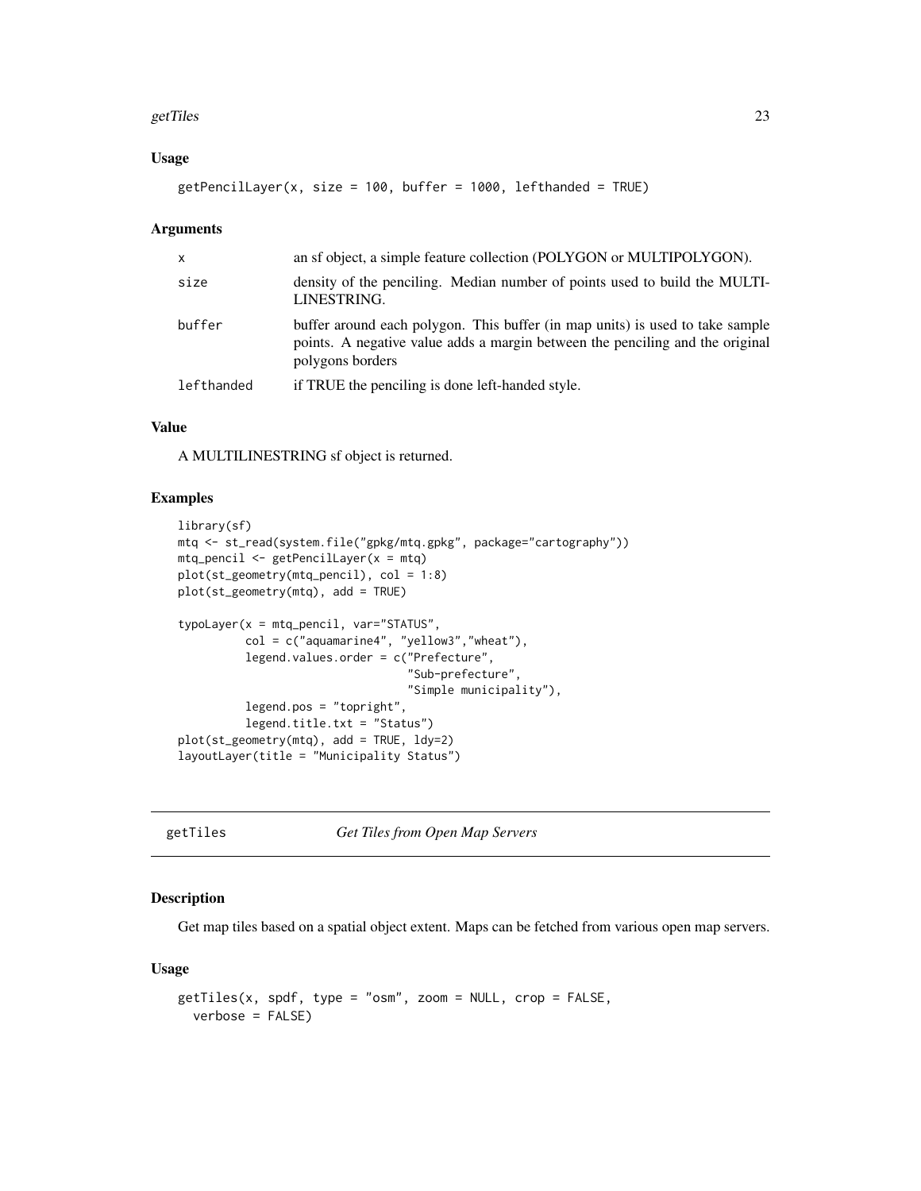### Usage

```
getPencilLayer(x, size = 100, buffer = 1000, lefthanded = TRUE)
```

### Arguments

| | |
|---|---|
| x | an sf object, a simple feature collection (POLYGON or MULTIPOLYGON). |
| size | density of the penciling. Median number of points used to build the MULTILINESTRING. |
| buffer | buffer around each polygon. This buffer (in map units) is used to take sample points. A negative value adds a margin between the penciling and the original polygons borders |
| lefthanded | if TRUE the penciling is done left-handed style. |

### Value

A MULTILINESTRING sf object is returned.

### Examples

```
library(sf)
mtq <- st_read(system.file("gpkg/mtq.gpkg", package="cartography"))
mtq_pencil <- getPencilLayer(x = mtq)
plot(st_geometry(mtq_pencil), col = 1:8)
plot(st_geometry(mtq), add = TRUE)

typoLayer(x = mtq_pencil, var="STATUS",
          col = c("aquamarine4", "yellow3","wheat"),
          legend.values.order = c("Prefecture",
                                  "Sub-prefecture",
                                  "Simple municipality"),
          legend.pos = "topright",
          legend.title.txt = "Status")
plot(st_geometry(mtq), add = TRUE, ldy=2)
layoutLayer(title = "Municipality Status")
```

## getTiles *Get Tiles from Open Map Servers*

### Description

Get map tiles based on a spatial object extent. Maps can be fetched from various open map servers.

### Usage

```
getTiles(x, spdf, type = "osm", zoom = NULL, crop = FALSE,
  verbose = FALSE)
```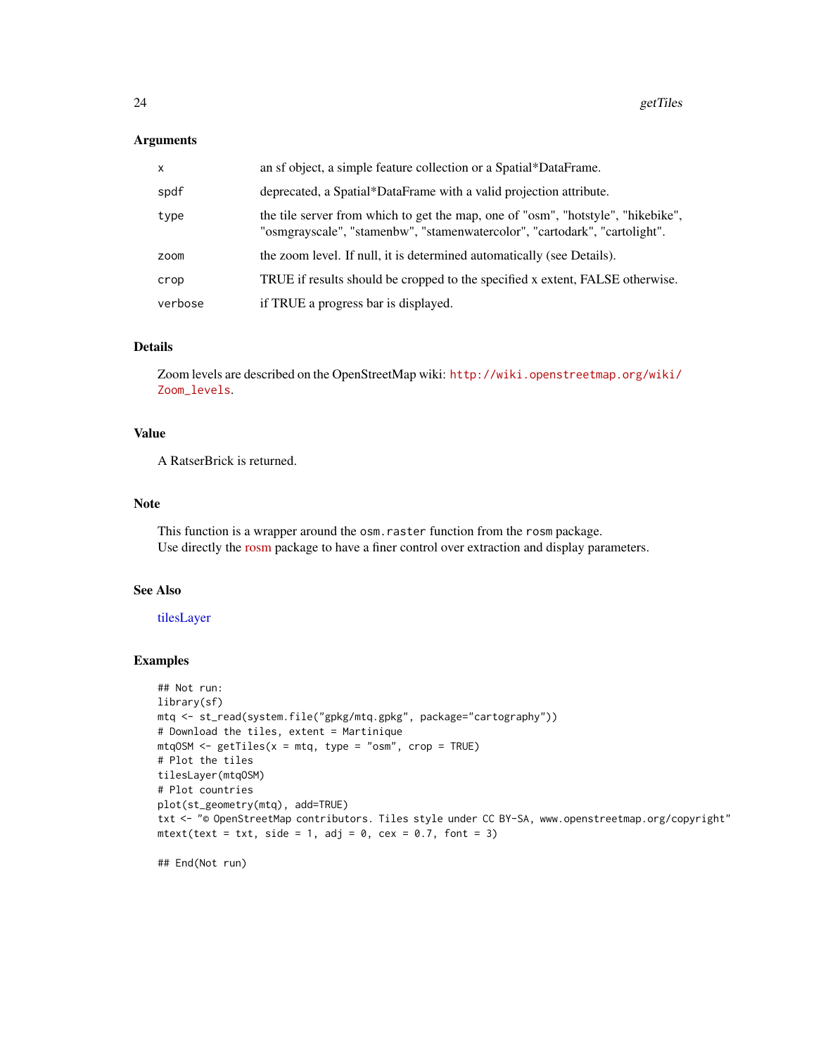## Arguments

| | |
|---|---|
| x | an sf object, a simple feature collection or a Spatial*DataFrame. |
| spdf | deprecated, a Spatial*DataFrame with a valid projection attribute. |
| type | the tile server from which to get the map, one of "osm", "hotstyle", "hikebike", "osmgrayscale", "stamenbw", "stamenwatercolor", "cartodark", "cartolight". |
| zoom | the zoom level. If null, it is determined automatically (see Details). |
| crop | TRUE if results should be cropped to the specified x extent, FALSE otherwise. |
| verbose | if TRUE a progress bar is displayed. |

## Details

Zoom levels are described on the OpenStreetMap wiki: http://wiki.openstreetmap.org/wiki/Zoom_levels.

## Value

A RatserBrick is returned.

## Note

This function is a wrapper around the `osm.raster` function from the `rosm` package.
Use directly the rosm package to have a finer control over extraction and display parameters.

## See Also

tilesLayer

## Examples

```
## Not run:
library(sf)
mtq <- st_read(system.file("gpkg/mtq.gpkg", package="cartography"))
# Download the tiles, extent = Martinique
mtqOSM <- getTiles(x = mtq, type = "osm", crop = TRUE)
# Plot the tiles
tilesLayer(mtqOSM)
# Plot countries
plot(st_geometry(mtq), add=TRUE)
txt <- "© OpenStreetMap contributors. Tiles style under CC BY-SA, www.openstreetmap.org/copyright"
mtext(text = txt, side = 1, adj = 0, cex = 0.7, font = 3)

## End(Not run)
```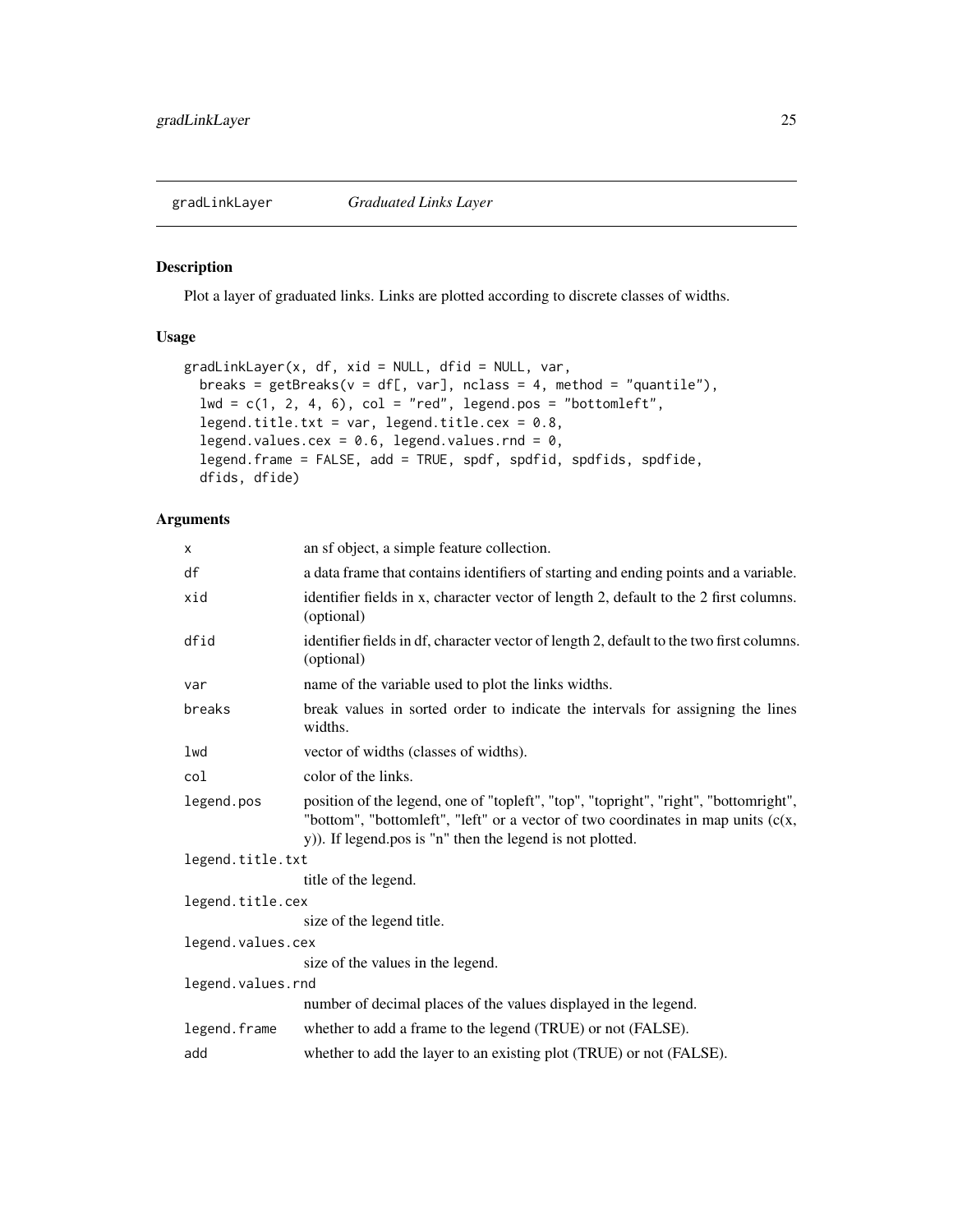# gradLinkLayer *Graduated Links Layer*

## Description

Plot a layer of graduated links. Links are plotted according to discrete classes of widths.

## Usage

```
gradLinkLayer(x, df, xid = NULL, dfid = NULL, var,
  breaks = getBreaks(v = df[, var], nclass = 4, method = "quantile"),
  lwd = c(1, 2, 4, 6), col = "red", legend.pos = "bottomleft",
  legend.title.txt = var, legend.title.cex = 0.8,
  legend.values.cex = 0.6, legend.values.rnd = 0,
  legend.frame = FALSE, add = TRUE, spdf, spdfid, spdfids, spdfide,
  dfids, dfide)
```

## Arguments

| Argument | Description |
| --- | --- |
| x | an sf object, a simple feature collection. |
| df | a data frame that contains identifiers of starting and ending points and a variable. |
| xid | identifier fields in x, character vector of length 2, default to the 2 first columns. (optional) |
| dfid | identifier fields in df, character vector of length 2, default to the two first columns. (optional) |
| var | name of the variable used to plot the links widths. |
| breaks | break values in sorted order to indicate the intervals for assigning the lines widths. |
| lwd | vector of widths (classes of widths). |
| col | color of the links. |
| legend.pos | position of the legend, one of "topleft", "top", "topright", "right", "bottomright", "bottom", "bottomleft", "left" or a vector of two coordinates in map units (c(x, y)). If legend.pos is "n" then the legend is not plotted. |
| legend.title.txt | title of the legend. |
| legend.title.cex | size of the legend title. |
| legend.values.cex | size of the values in the legend. |
| legend.values.rnd | number of decimal places of the values displayed in the legend. |
| legend.frame | whether to add a frame to the legend (TRUE) or not (FALSE). |
| add | whether to add the layer to an existing plot (TRUE) or not (FALSE). |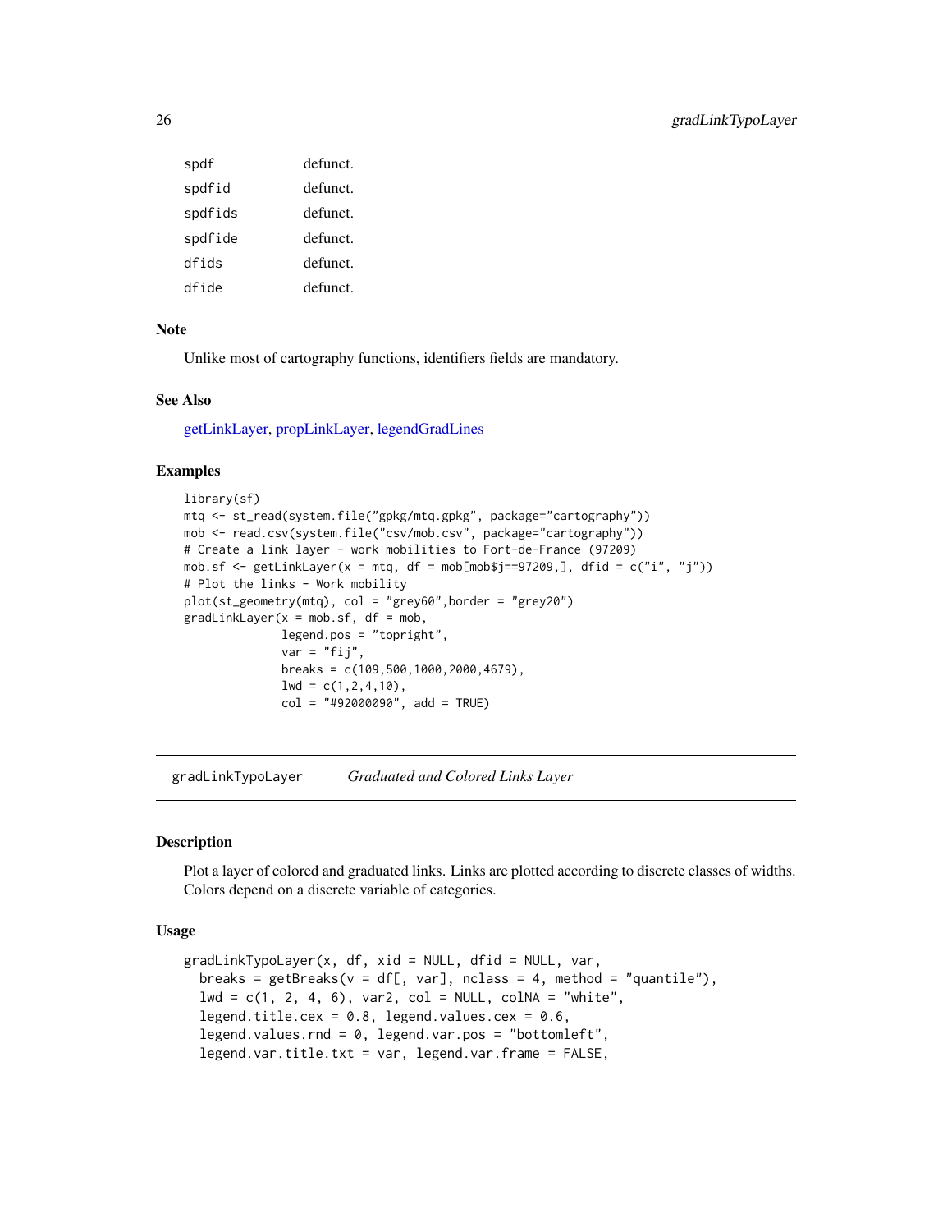| | |
|---|---|
| spdf | defunct. |
| spdfid | defunct. |
| spdfids | defunct. |
| spdfide | defunct. |
| dfids | defunct. |
| dfide | defunct. |

### Note

Unlike most of cartography functions, identifiers fields are mandatory.

### See Also

getLinkLayer, propLinkLayer, legendGradLines

### Examples

```
library(sf)
mtq <- st_read(system.file("gpkg/mtq.gpkg", package="cartography"))
mob <- read.csv(system.file("csv/mob.csv", package="cartography"))
# Create a link layer - work mobilities to Fort-de-France (97209)
mob.sf <- getLinkLayer(x = mtq, df = mob[mob$j==97209,], dfid = c("i", "j"))
# Plot the links - Work mobility
plot(st_geometry(mtq), col = "grey60",border = "grey20")
gradLinkLayer(x = mob.sf, df = mob,
              legend.pos = "topright",
              var = "fij",
              breaks = c(109,500,1000,2000,4679),
              lwd = c(1,2,4,10),
              col = "#92000090", add = TRUE)
```

---

## gradLinkTypoLayer *Graduated and Colored Links Layer*

### Description

Plot a layer of colored and graduated links. Links are plotted according to discrete classes of widths. Colors depend on a discrete variable of categories.

### Usage

```
gradLinkTypoLayer(x, df, xid = NULL, dfid = NULL, var,
  breaks = getBreaks(v = df[, var], nclass = 4, method = "quantile"),
  lwd = c(1, 2, 4, 6), var2, col = NULL, colNA = "white",
  legend.title.cex = 0.8, legend.values.cex = 0.6,
  legend.values.rnd = 0, legend.var.pos = "bottomleft",
  legend.var.title.txt = var, legend.var.frame = FALSE,
```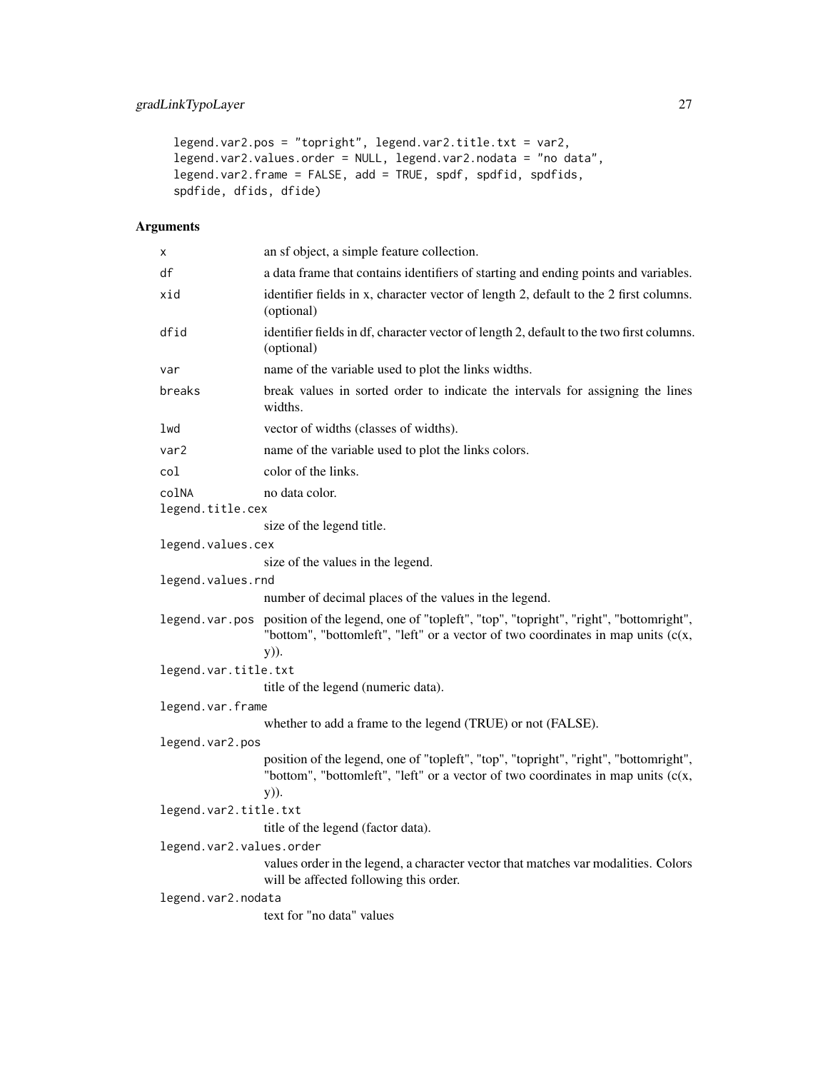```
legend.var2.pos = "topright", legend.var2.title.txt = var2,
legend.var2.values.order = NULL, legend.var2.nodata = "no data",
legend.var2.frame = FALSE, add = TRUE, spdf, spdfid, spdfids,
spdfide, dfids, dfide)
```

## Arguments

| | |
|---|---|
| `x` | an sf object, a simple feature collection. |
| `df` | a data frame that contains identifiers of starting and ending points and variables. |
| `xid` | identifier fields in x, character vector of length 2, default to the 2 first columns. (optional) |
| `dfid` | identifier fields in df, character vector of length 2, default to the two first columns. (optional) |
| `var` | name of the variable used to plot the links widths. |
| `breaks` | break values in sorted order to indicate the intervals for assigning the lines widths. |
| `lwd` | vector of widths (classes of widths). |
| `var2` | name of the variable used to plot the links colors. |
| `col` | color of the links. |
| `colNA` | no data color. |
| `legend.title.cex` | size of the legend title. |
| `legend.values.cex` | size of the values in the legend. |
| `legend.values.rnd` | number of decimal places of the values in the legend. |
| `legend.var.pos` | position of the legend, one of "topleft", "top", "topright", "right", "bottomright", "bottom", "bottomleft", "left" or a vector of two coordinates in map units (c(x, y)). |
| `legend.var.title.txt` | title of the legend (numeric data). |
| `legend.var.frame` | whether to add a frame to the legend (TRUE) or not (FALSE). |
| `legend.var2.pos` | position of the legend, one of "topleft", "top", "topright", "right", "bottomright", "bottom", "bottomleft", "left" or a vector of two coordinates in map units (c(x, y)). |
| `legend.var2.title.txt` | title of the legend (factor data). |
| `legend.var2.values.order` | values order in the legend, a character vector that matches var modalities. Colors will be affected following this order. |
| `legend.var2.nodata` | text for "no data" values |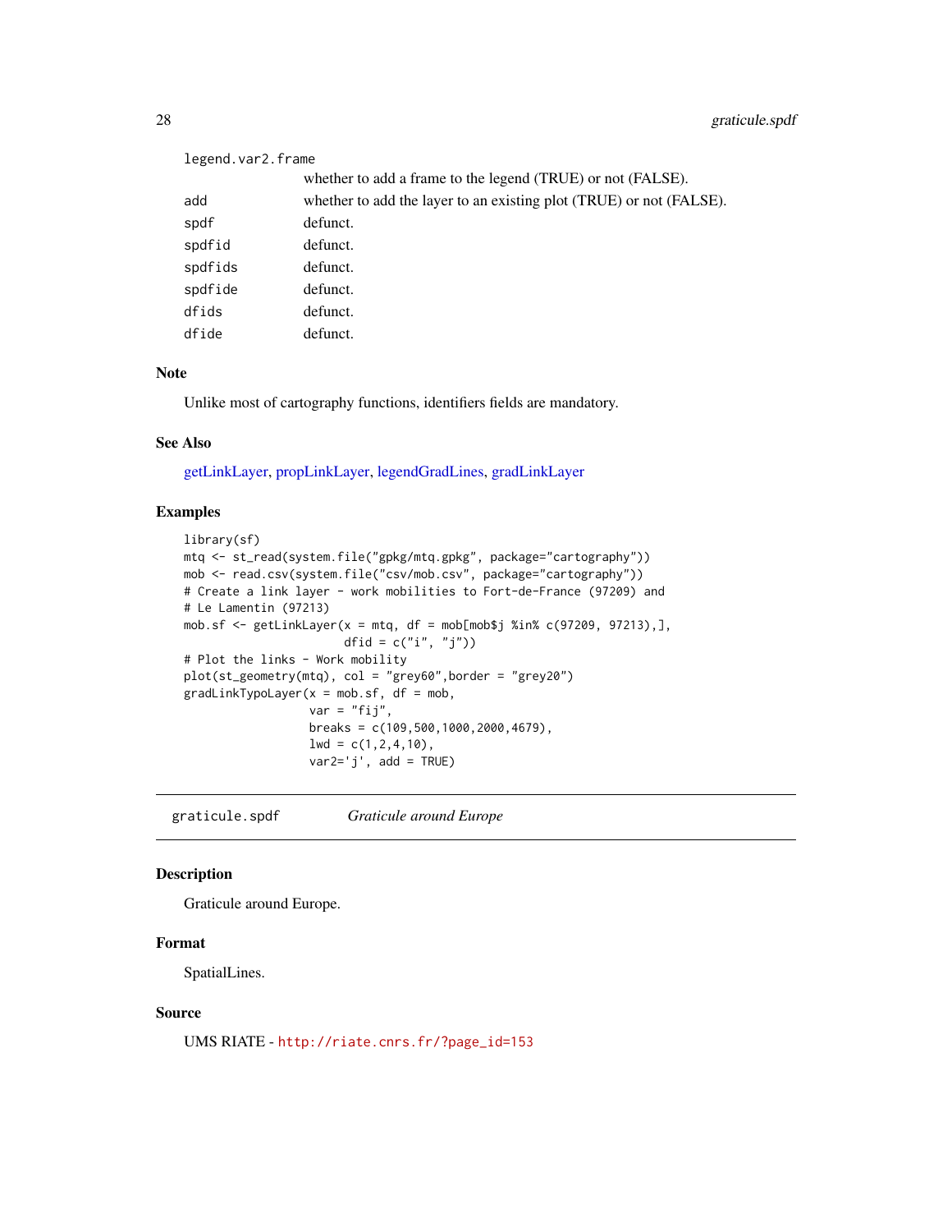| | |
|---|---|
| legend.var2.frame | whether to add a frame to the legend (TRUE) or not (FALSE). |
| add | whether to add the layer to an existing plot (TRUE) or not (FALSE). |
| spdf | defunct. |
| spdfid | defunct. |
| spdfids | defunct. |
| spdfide | defunct. |
| dfids | defunct. |
| dfide | defunct. |

### Note

Unlike most of cartography functions, identifiers fields are mandatory.

### See Also

getLinkLayer, propLinkLayer, legendGradLines, gradLinkLayer

### Examples

```
library(sf)
mtq <- st_read(system.file("gpkg/mtq.gpkg", package="cartography"))
mob <- read.csv(system.file("csv/mob.csv", package="cartography"))
# Create a link layer - work mobilities to Fort-de-France (97209) and
# Le Lamentin (97213)
mob.sf <- getLinkLayer(x = mtq, df = mob[mob$j %in% c(97209, 97213),],
                       dfid = c("i", "j"))
# Plot the links - Work mobility
plot(st_geometry(mtq), col = "grey60",border = "grey20")
gradLinkTypoLayer(x = mob.sf, df = mob,
                  var = "fij",
                  breaks = c(109,500,1000,2000,4679),
                  lwd = c(1,2,4,10),
                  var2='j', add = TRUE)
```

---

## graticule.spdf — *Graticule around Europe*

### Description

Graticule around Europe.

### Format

SpatialLines.

### Source

UMS RIATE - http://riate.cnrs.fr/?page_id=153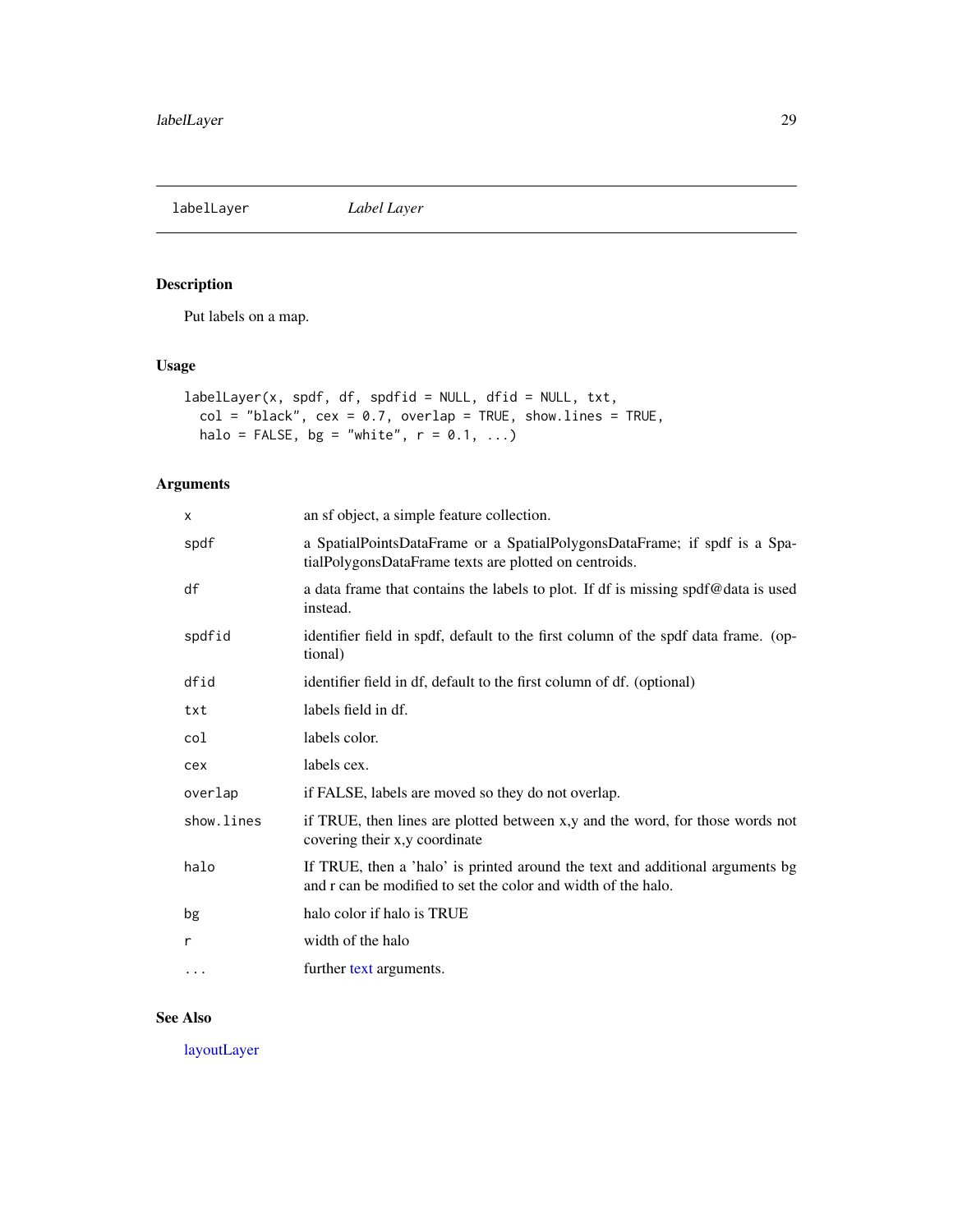## labelLayer *Label Layer*

### Description

Put labels on a map.

### Usage

```
labelLayer(x, spdf, df, spdfid = NULL, dfid = NULL, txt,
  col = "black", cex = 0.7, overlap = TRUE, show.lines = TRUE,
  halo = FALSE, bg = "white", r = 0.1, ...)
```

### Arguments

| | |
|---|---|
| `x` | an sf object, a simple feature collection. |
| `spdf` | a SpatialPointsDataFrame or a SpatialPolygonsDataFrame; if spdf is a SpatialPolygonsDataFrame texts are plotted on centroids. |
| `df` | a data frame that contains the labels to plot. If df is missing spdf@data is used instead. |
| `spdfid` | identifier field in spdf, default to the first column of the spdf data frame. (optional) |
| `dfid` | identifier field in df, default to the first column of df. (optional) |
| `txt` | labels field in df. |
| `col` | labels color. |
| `cex` | labels cex. |
| `overlap` | if FALSE, labels are moved so they do not overlap. |
| `show.lines` | if TRUE, then lines are plotted between x,y and the word, for those words not covering their x,y coordinate |
| `halo` | If TRUE, then a 'halo' is printed around the text and additional arguments bg and r can be modified to set the color and width of the halo. |
| `bg` | halo color if halo is TRUE |
| `r` | width of the halo |
| `...` | further text arguments. |

### See Also

layoutLayer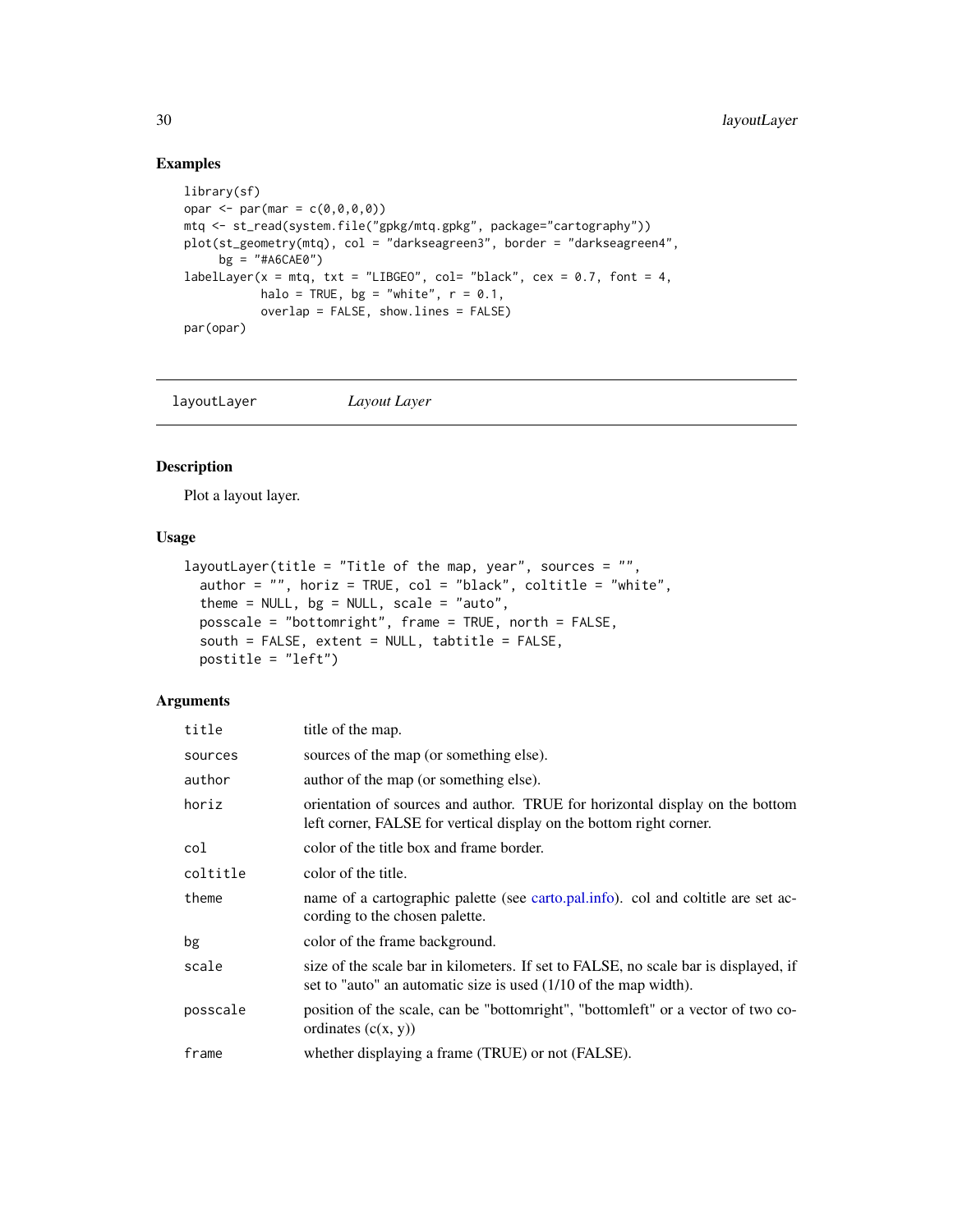## Examples

```
library(sf)
opar <- par(mar = c(0,0,0,0))
mtq <- st_read(system.file("gpkg/mtq.gpkg", package="cartography"))
plot(st_geometry(mtq), col = "darkseagreen3", border = "darkseagreen4",
     bg = "#A6CAE0")
labelLayer(x = mtq, txt = "LIBGEO", col= "black", cex = 0.7, font = 4,
           halo = TRUE, bg = "white", r = 0.1,
           overlap = FALSE, show.lines = FALSE)
par(opar)
```

---

# layoutLayer *Layout Layer*

## Description

Plot a layout layer.

## Usage

```
layoutLayer(title = "Title of the map, year", sources = "",
  author = "", horiz = TRUE, col = "black", coltitle = "white",
  theme = NULL, bg = NULL, scale = "auto",
  posscale = "bottomright", frame = TRUE, north = FALSE,
  south = FALSE, extent = NULL, tabtitle = FALSE,
  postitle = "left")
```

## Arguments

| | |
|---|---|
| title | title of the map. |
| sources | sources of the map (or something else). |
| author | author of the map (or something else). |
| horiz | orientation of sources and author. TRUE for horizontal display on the bottom left corner, FALSE for vertical display on the bottom right corner. |
| col | color of the title box and frame border. |
| coltitle | color of the title. |
| theme | name of a cartographic palette (see carto.pal.info). col and coltitle are set according to the chosen palette. |
| bg | color of the frame background. |
| scale | size of the scale bar in kilometers. If set to FALSE, no scale bar is displayed, if set to "auto" an automatic size is used (1/10 of the map width). |
| posscale | position of the scale, can be "bottomright", "bottomleft" or a vector of two coordinates (c(x, y)) |
| frame | whether displaying a frame (TRUE) or not (FALSE). |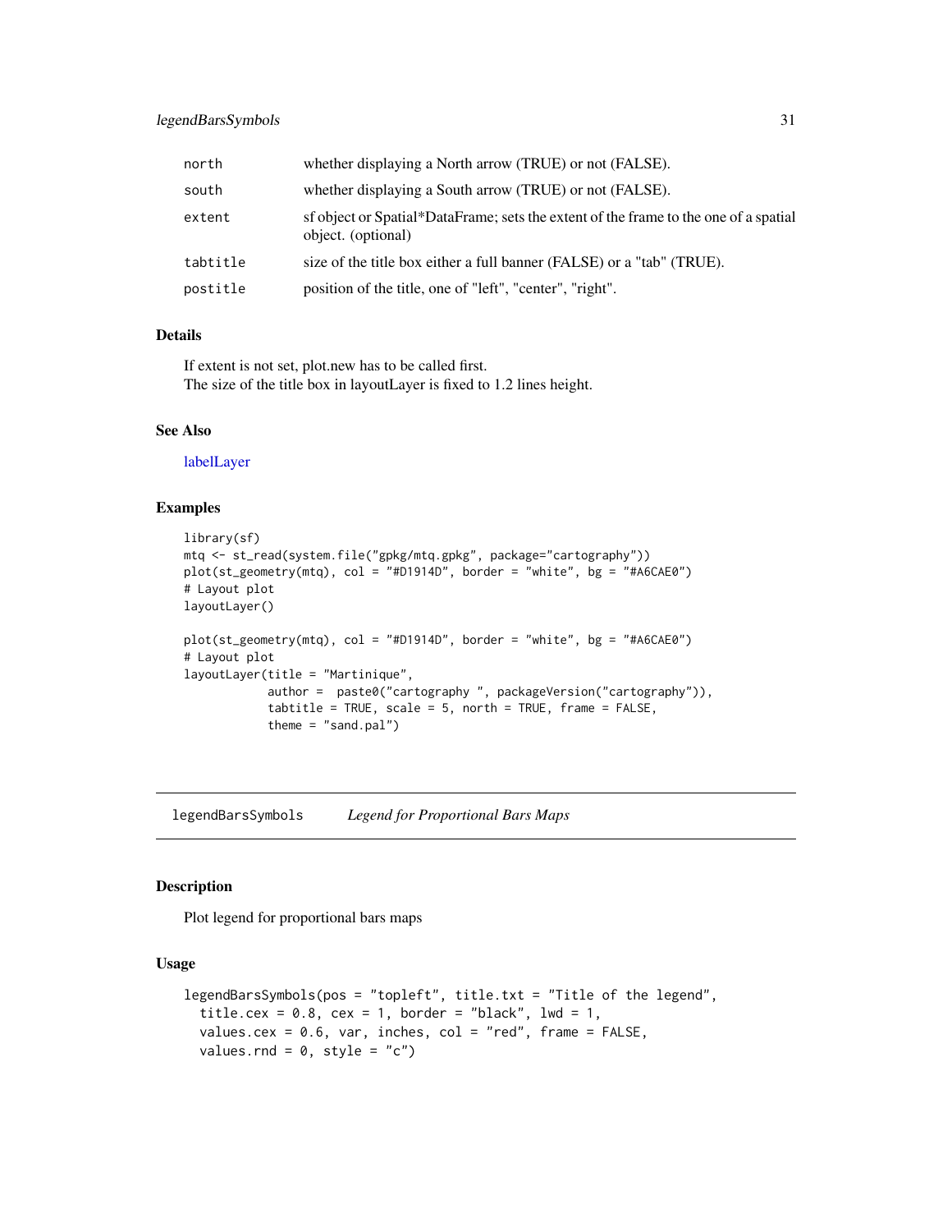| | |
|---|---|
| north | whether displaying a North arrow (TRUE) or not (FALSE). |
| south | whether displaying a South arrow (TRUE) or not (FALSE). |
| extent | sf object or Spatial*DataFrame; sets the extent of the frame to the one of a spatial object. (optional) |
| tabtitle | size of the title box either a full banner (FALSE) or a "tab" (TRUE). |
| postitle | position of the title, one of "left", "center", "right". |

### Details

If extent is not set, plot.new has to be called first.
The size of the title box in layoutLayer is fixed to 1.2 lines height.

### See Also

labelLayer

### Examples

```
library(sf)
mtq <- st_read(system.file("gpkg/mtq.gpkg", package="cartography"))
plot(st_geometry(mtq), col = "#D1914D", border = "white", bg = "#A6CAE0")
# Layout plot
layoutLayer()

plot(st_geometry(mtq), col = "#D1914D", border = "white", bg = "#A6CAE0")
# Layout plot
layoutLayer(title = "Martinique",
            author =  paste0("cartography ", packageVersion("cartography")),
            tabtitle = TRUE, scale = 5, north = TRUE, frame = FALSE,
            theme = "sand.pal")
```

---

## legendBarsSymbols *Legend for Proportional Bars Maps*

### Description

Plot legend for proportional bars maps

### Usage

```
legendBarsSymbols(pos = "topleft", title.txt = "Title of the legend",
  title.cex = 0.8, cex = 1, border = "black", lwd = 1,
  values.cex = 0.6, var, inches, col = "red", frame = FALSE,
  values.rnd = 0, style = "c")
```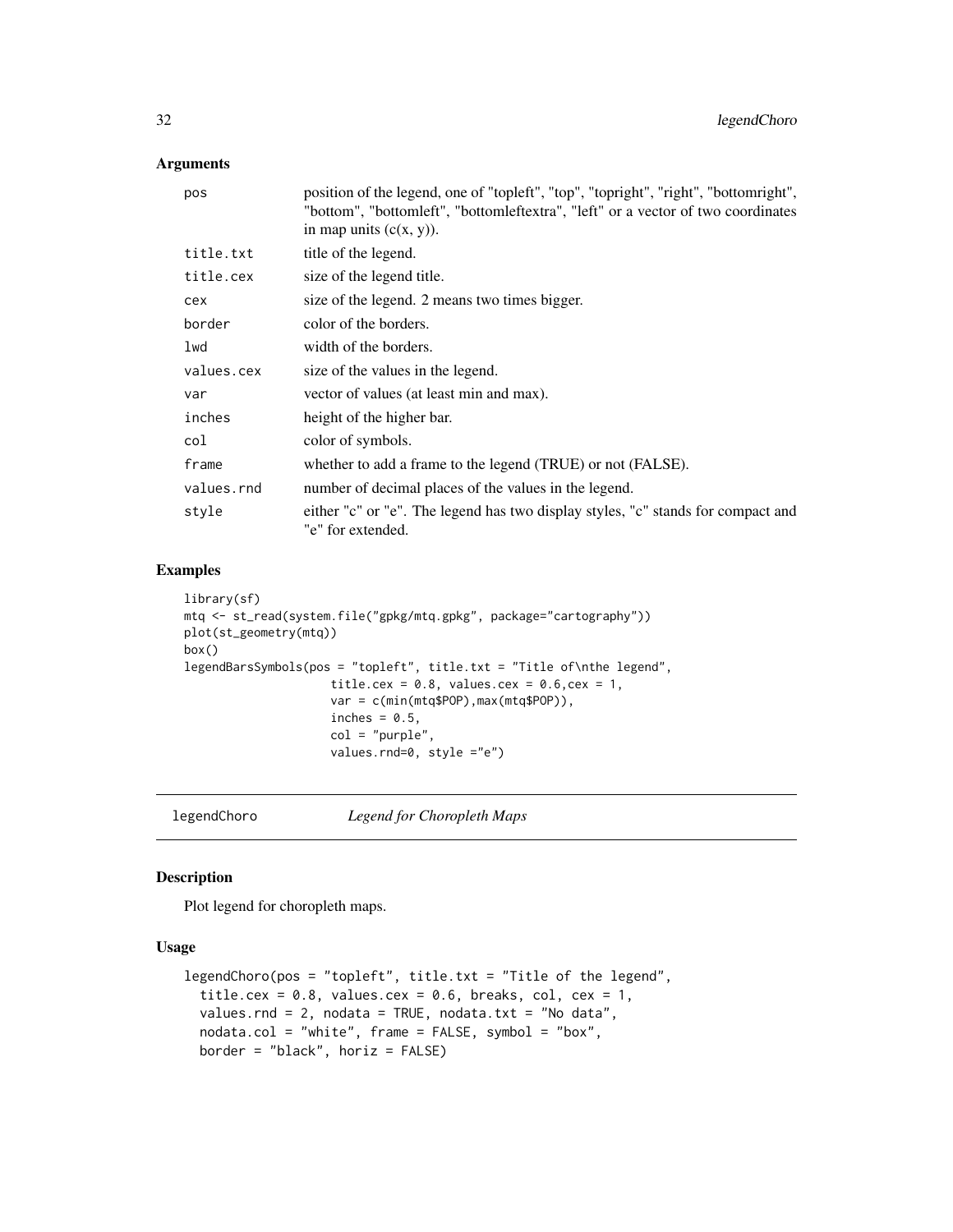### Arguments

| | |
|---|---|
| pos | position of the legend, one of "topleft", "top", "topright", "right", "bottomright", "bottom", "bottomleft", "bottomleftextra", "left" or a vector of two coordinates in map units (c(x, y)). |
| title.txt | title of the legend. |
| title.cex | size of the legend title. |
| cex | size of the legend. 2 means two times bigger. |
| border | color of the borders. |
| lwd | width of the borders. |
| values.cex | size of the values in the legend. |
| var | vector of values (at least min and max). |
| inches | height of the higher bar. |
| col | color of symbols. |
| frame | whether to add a frame to the legend (TRUE) or not (FALSE). |
| values.rnd | number of decimal places of the values in the legend. |
| style | either "c" or "e". The legend has two display styles, "c" stands for compact and "e" for extended. |

### Examples

```
library(sf)
mtq <- st_read(system.file("gpkg/mtq.gpkg", package="cartography"))
plot(st_geometry(mtq))
box()
legendBarsSymbols(pos = "topleft", title.txt = "Title of\nthe legend",
                  title.cex = 0.8, values.cex = 0.6,cex = 1,
                  var = c(min(mtq$POP),max(mtq$POP)),
                  inches = 0.5,
                  col = "purple",
                  values.rnd=0, style ="e")
```

## legendChoro — *Legend for Choropleth Maps*

### Description

Plot legend for choropleth maps.

### Usage

```
legendChoro(pos = "topleft", title.txt = "Title of the legend",
  title.cex = 0.8, values.cex = 0.6, breaks, col, cex = 1,
  values.rnd = 2, nodata = TRUE, nodata.txt = "No data",
  nodata.col = "white", frame = FALSE, symbol = "box",
  border = "black", horiz = FALSE)
```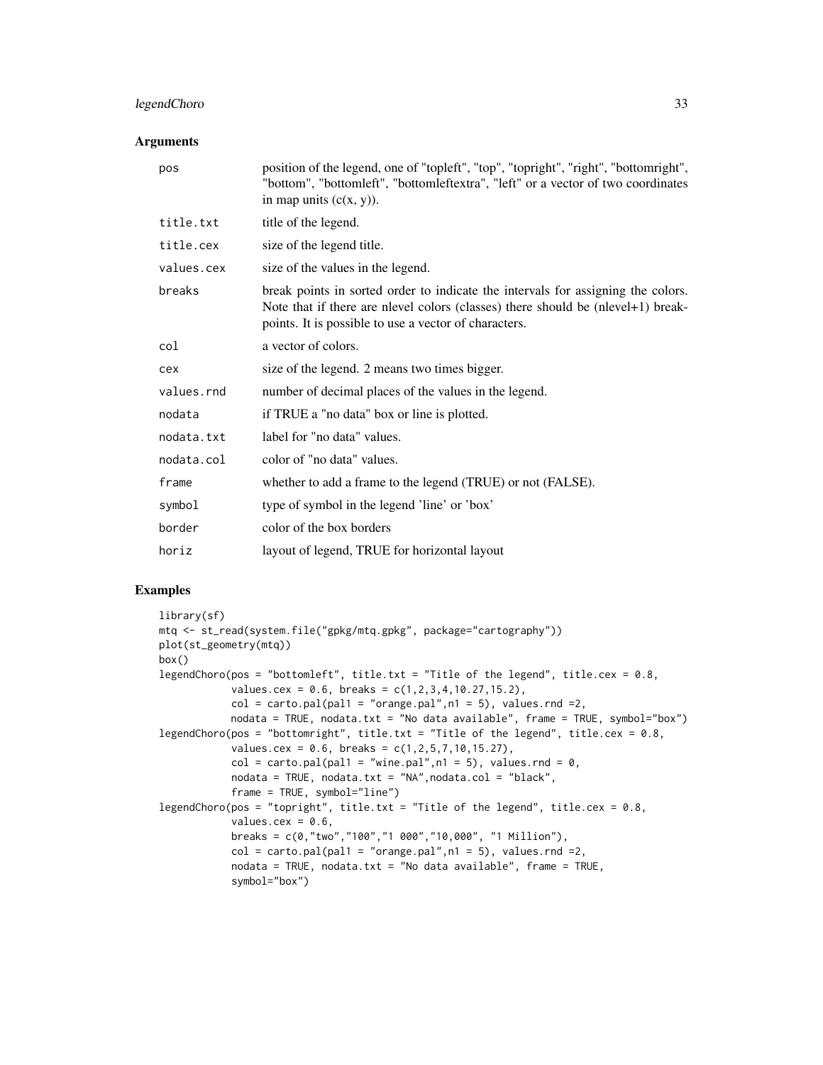## Arguments

| | |
|---|---|
| pos | position of the legend, one of "topleft", "top", "topright", "right", "bottomright", "bottom", "bottomleft", "bottomleftextra", "left" or a vector of two coordinates in map units (c(x, y)). |
| title.txt | title of the legend. |
| title.cex | size of the legend title. |
| values.cex | size of the values in the legend. |
| breaks | break points in sorted order to indicate the intervals for assigning the colors. Note that if there are nlevel colors (classes) there should be (nlevel+1) breakpoints. It is possible to use a vector of characters. |
| col | a vector of colors. |
| cex | size of the legend. 2 means two times bigger. |
| values.rnd | number of decimal places of the values in the legend. |
| nodata | if TRUE a "no data" box or line is plotted. |
| nodata.txt | label for "no data" values. |
| nodata.col | color of "no data" values. |
| frame | whether to add a frame to the legend (TRUE) or not (FALSE). |
| symbol | type of symbol in the legend 'line' or 'box' |
| border | color of the box borders |
| horiz | layout of legend, TRUE for horizontal layout |

## Examples

```
library(sf)
mtq <- st_read(system.file("gpkg/mtq.gpkg", package="cartography"))
plot(st_geometry(mtq))
box()
legendChoro(pos = "bottomleft", title.txt = "Title of the legend", title.cex = 0.8,
            values.cex = 0.6, breaks = c(1,2,3,4,10.27,15.2),
            col = carto.pal(pal1 = "orange.pal",n1 = 5), values.rnd =2,
            nodata = TRUE, nodata.txt = "No data available", frame = TRUE, symbol="box")
legendChoro(pos = "bottomright", title.txt = "Title of the legend", title.cex = 0.8,
            values.cex = 0.6, breaks = c(1,2,5,7,10,15.27),
            col = carto.pal(pal1 = "wine.pal",n1 = 5), values.rnd = 0,
            nodata = TRUE, nodata.txt = "NA",nodata.col = "black",
            frame = TRUE, symbol="line")
legendChoro(pos = "topright", title.txt = "Title of the legend", title.cex = 0.8,
            values.cex = 0.6,
            breaks = c(0,"two","100","1 000","10,000", "1 Million"),
            col = carto.pal(pal1 = "orange.pal",n1 = 5), values.rnd =2,
            nodata = TRUE, nodata.txt = "No data available", frame = TRUE,
            symbol="box")
```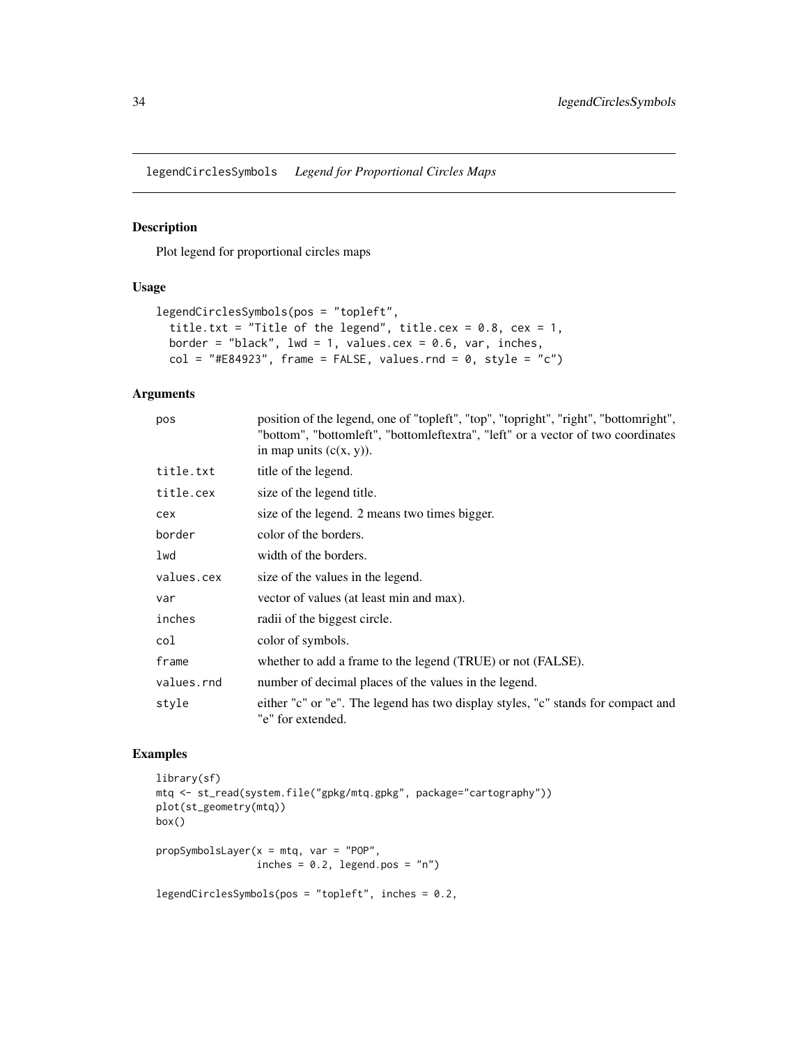legendCirclesSymbols *Legend for Proportional Circles Maps*

## Description

Plot legend for proportional circles maps

## Usage

```
legendCirclesSymbols(pos = "topleft",
  title.txt = "Title of the legend", title.cex = 0.8, cex = 1,
  border = "black", lwd = 1, values.cex = 0.6, var, inches,
  col = "#E84923", frame = FALSE, values.rnd = 0, style = "c")
```

## Arguments

| | |
|---|---|
| pos | position of the legend, one of "topleft", "top", "topright", "right", "bottomright", "bottom", "bottomleft", "bottomleftextra", "left" or a vector of two coordinates in map units (c(x, y)). |
| title.txt | title of the legend. |
| title.cex | size of the legend title. |
| cex | size of the legend. 2 means two times bigger. |
| border | color of the borders. |
| lwd | width of the borders. |
| values.cex | size of the values in the legend. |
| var | vector of values (at least min and max). |
| inches | radii of the biggest circle. |
| col | color of symbols. |
| frame | whether to add a frame to the legend (TRUE) or not (FALSE). |
| values.rnd | number of decimal places of the values in the legend. |
| style | either "c" or "e". The legend has two display styles, "c" stands for compact and "e" for extended. |

## Examples

```
library(sf)
mtq <- st_read(system.file("gpkg/mtq.gpkg", package="cartography"))
plot(st_geometry(mtq))
box()

propSymbolsLayer(x = mtq, var = "POP",
                 inches = 0.2, legend.pos = "n")

legendCirclesSymbols(pos = "topleft", inches = 0.2,
```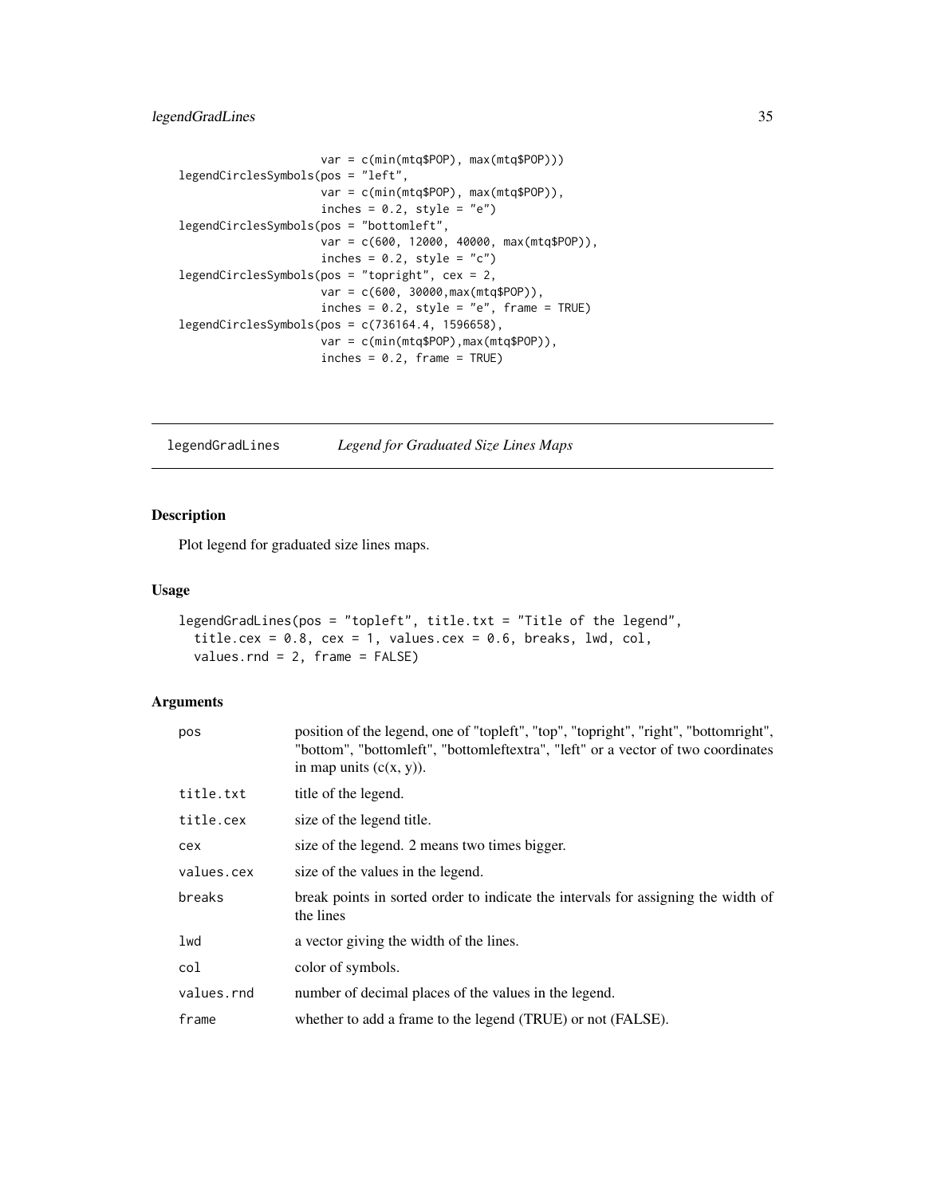```
                     var = c(min(mtq$POP), max(mtq$POP)))
legendCirclesSymbols(pos = "left",
                     var = c(min(mtq$POP), max(mtq$POP)),
                     inches = 0.2, style = "e")
legendCirclesSymbols(pos = "bottomleft",
                     var = c(600, 12000, 40000, max(mtq$POP)),
                     inches = 0.2, style = "c")
legendCirclesSymbols(pos = "topright", cex = 2,
                     var = c(600, 30000,max(mtq$POP)),
                     inches = 0.2, style = "e", frame = TRUE)
legendCirclesSymbols(pos = c(736164.4, 1596658),
                     var = c(min(mtq$POP),max(mtq$POP)),
                     inches = 0.2, frame = TRUE)
```

---

## legendGradLines *Legend for Graduated Size Lines Maps*

---

### Description

Plot legend for graduated size lines maps.

### Usage

```
legendGradLines(pos = "topleft", title.txt = "Title of the legend",
  title.cex = 0.8, cex = 1, values.cex = 0.6, breaks, lwd, col,
  values.rnd = 2, frame = FALSE)
```

### Arguments

| | |
|---|---|
| pos | position of the legend, one of "topleft", "top", "topright", "right", "bottomright", "bottom", "bottomleft", "bottomleftextra", "left" or a vector of two coordinates in map units (c(x, y)). |
| title.txt | title of the legend. |
| title.cex | size of the legend title. |
| cex | size of the legend. 2 means two times bigger. |
| values.cex | size of the values in the legend. |
| breaks | break points in sorted order to indicate the intervals for assigning the width of the lines |
| lwd | a vector giving the width of the lines. |
| col | color of symbols. |
| values.rnd | number of decimal places of the values in the legend. |
| frame | whether to add a frame to the legend (TRUE) or not (FALSE). |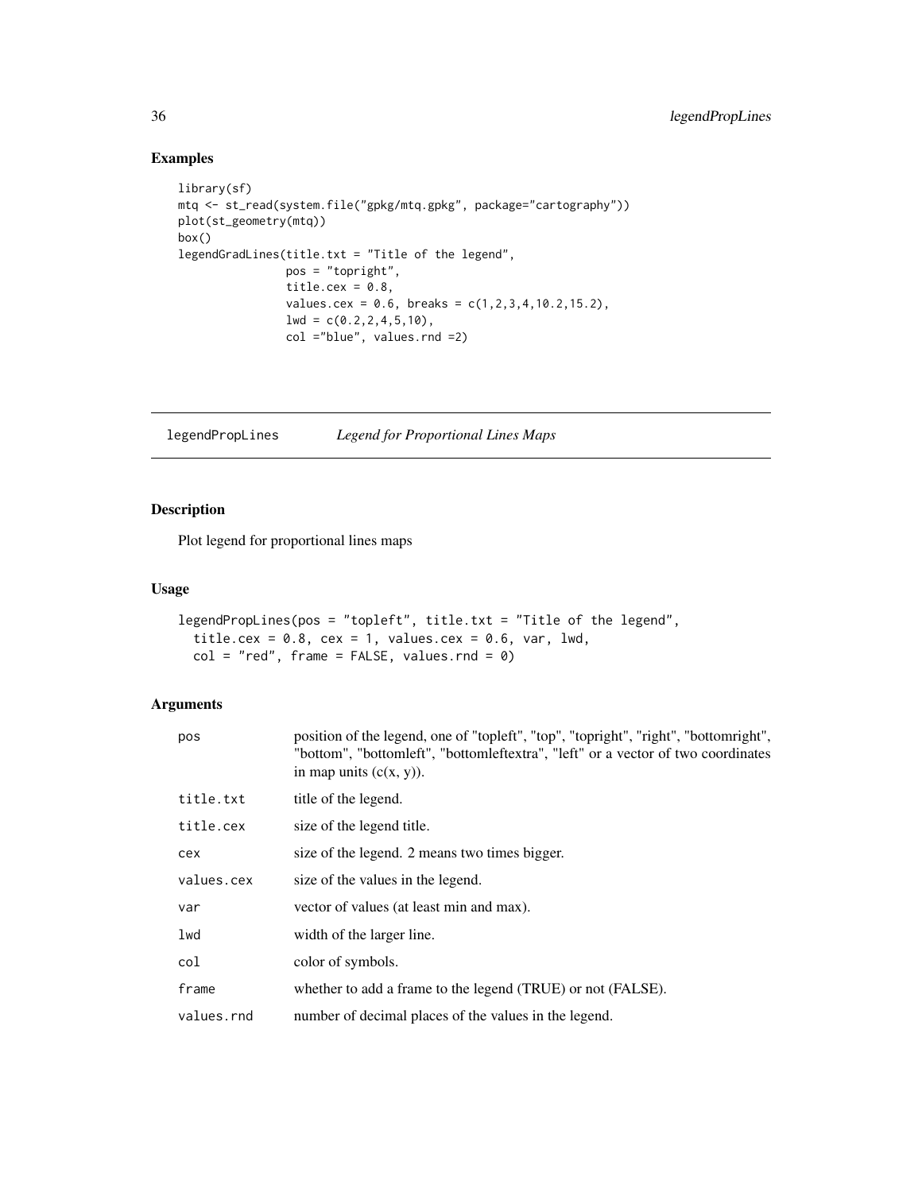## Examples

```
library(sf)
mtq <- st_read(system.file("gpkg/mtq.gpkg", package="cartography"))
plot(st_geometry(mtq))
box()
legendGradLines(title.txt = "Title of the legend",
                pos = "topright",
                title.cex = 0.8,
                values.cex = 0.6, breaks = c(1,2,3,4,10.2,15.2),
                lwd = c(0.2,2,4,5,10),
                col ="blue", values.rnd =2)
```

---

# legendPropLines *Legend for Proportional Lines Maps*

---

## Description

Plot legend for proportional lines maps

## Usage

```
legendPropLines(pos = "topleft", title.txt = "Title of the legend",
  title.cex = 0.8, cex = 1, values.cex = 0.6, var, lwd,
  col = "red", frame = FALSE, values.rnd = 0)
```

## Arguments

| | |
|---|---|
| `pos` | position of the legend, one of "topleft", "top", "topright", "right", "bottomright", "bottom", "bottomleft", "bottomleftextra", "left" or a vector of two coordinates in map units (c(x, y)). |
| `title.txt` | title of the legend. |
| `title.cex` | size of the legend title. |
| `cex` | size of the legend. 2 means two times bigger. |
| `values.cex` | size of the values in the legend. |
| `var` | vector of values (at least min and max). |
| `lwd` | width of the larger line. |
| `col` | color of symbols. |
| `frame` | whether to add a frame to the legend (TRUE) or not (FALSE). |
| `values.rnd` | number of decimal places of the values in the legend. |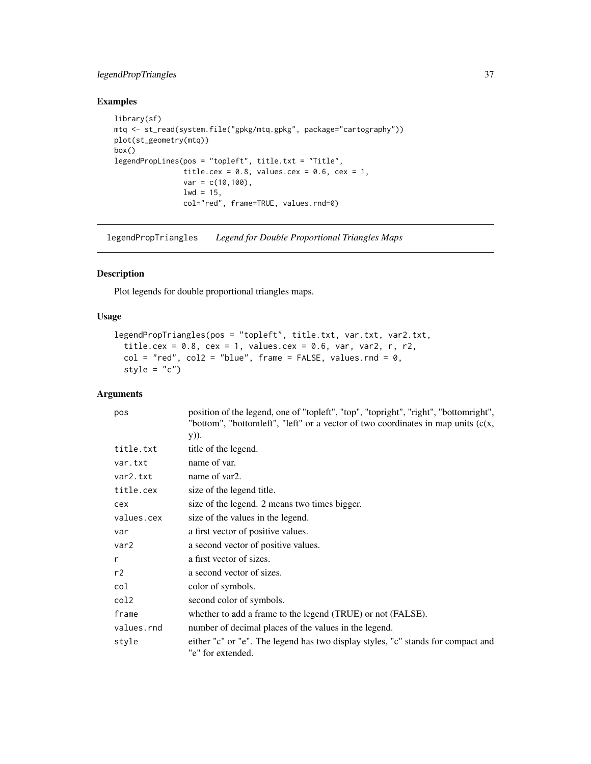## Examples

```
library(sf)
mtq <- st_read(system.file("gpkg/mtq.gpkg", package="cartography"))
plot(st_geometry(mtq))
box()
legendPropLines(pos = "topleft", title.txt = "Title",
                title.cex = 0.8, values.cex = 0.6, cex = 1,
                var = c(10,100),
                lwd = 15,
                col="red", frame=TRUE, values.rnd=0)
```

---

# legendPropTriangles — *Legend for Double Proportional Triangles Maps*

## Description

Plot legends for double proportional triangles maps.

## Usage

```
legendPropTriangles(pos = "topleft", title.txt, var.txt, var2.txt,
  title.cex = 0.8, cex = 1, values.cex = 0.6, var, var2, r, r2,
  col = "red", col2 = "blue", frame = FALSE, values.rnd = 0,
  style = "c")
```

## Arguments

| Argument | Description |
|---|---|
| `pos` | position of the legend, one of "topleft", "top", "topright", "right", "bottomright", "bottom", "bottomleft", "left" or a vector of two coordinates in map units (c(x, y)). |
| `title.txt` | title of the legend. |
| `var.txt` | name of var. |
| `var2.txt` | name of var2. |
| `title.cex` | size of the legend title. |
| `cex` | size of the legend. 2 means two times bigger. |
| `values.cex` | size of the values in the legend. |
| `var` | a first vector of positive values. |
| `var2` | a second vector of positive values. |
| `r` | a first vector of sizes. |
| `r2` | a second vector of sizes. |
| `col` | color of symbols. |
| `col2` | second color of symbols. |
| `frame` | whether to add a frame to the legend (TRUE) or not (FALSE). |
| `values.rnd` | number of decimal places of the values in the legend. |
| `style` | either "c" or "e". The legend has two display styles, "c" stands for compact and "e" for extended. |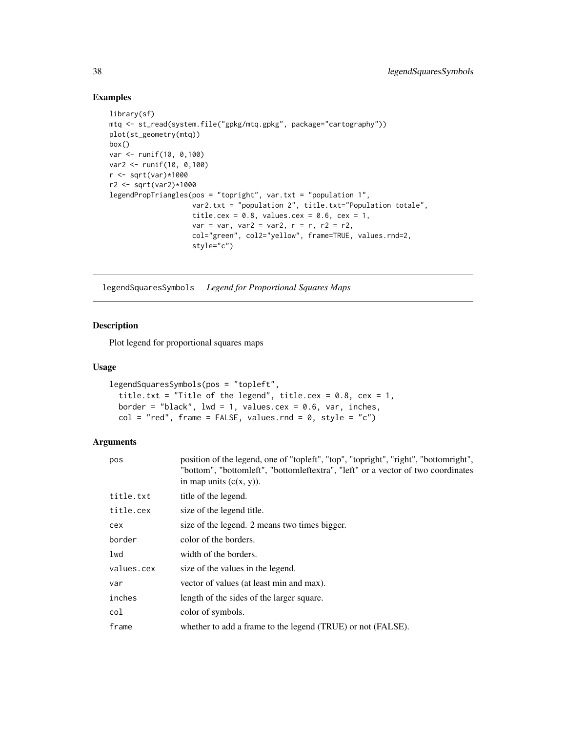## Examples

```
library(sf)
mtq <- st_read(system.file("gpkg/mtq.gpkg", package="cartography"))
plot(st_geometry(mtq))
box()
var <- runif(10, 0,100)
var2 <- runif(10, 0,100)
r <- sqrt(var)*1000
r2 <- sqrt(var2)*1000
legendPropTriangles(pos = "topright", var.txt = "population 1",
                    var2.txt = "population 2", title.txt="Population totale",
                    title.cex = 0.8, values.cex = 0.6, cex = 1,
                    var = var, var2 = var2, r = r, r2 = r2,
                    col="green", col2="yellow", frame=TRUE, values.rnd=2,
                    style="c")
```

---

# legendSquaresSymbols *Legend for Proportional Squares Maps*

---

## Description

Plot legend for proportional squares maps

## Usage

```
legendSquaresSymbols(pos = "topleft",
  title.txt = "Title of the legend", title.cex = 0.8, cex = 1,
  border = "black", lwd = 1, values.cex = 0.6, var, inches,
  col = "red", frame = FALSE, values.rnd = 0, style = "c")
```

## Arguments

| | |
|---|---|
| `pos` | position of the legend, one of "topleft", "top", "topright", "right", "bottomright", "bottom", "bottomleft", "bottomleftextra", "left" or a vector of two coordinates in map units (c(x, y)). |
| `title.txt` | title of the legend. |
| `title.cex` | size of the legend title. |
| `cex` | size of the legend. 2 means two times bigger. |
| `border` | color of the borders. |
| `lwd` | width of the borders. |
| `values.cex` | size of the values in the legend. |
| `var` | vector of values (at least min and max). |
| `inches` | length of the sides of the larger square. |
| `col` | color of symbols. |
| `frame` | whether to add a frame to the legend (TRUE) or not (FALSE). |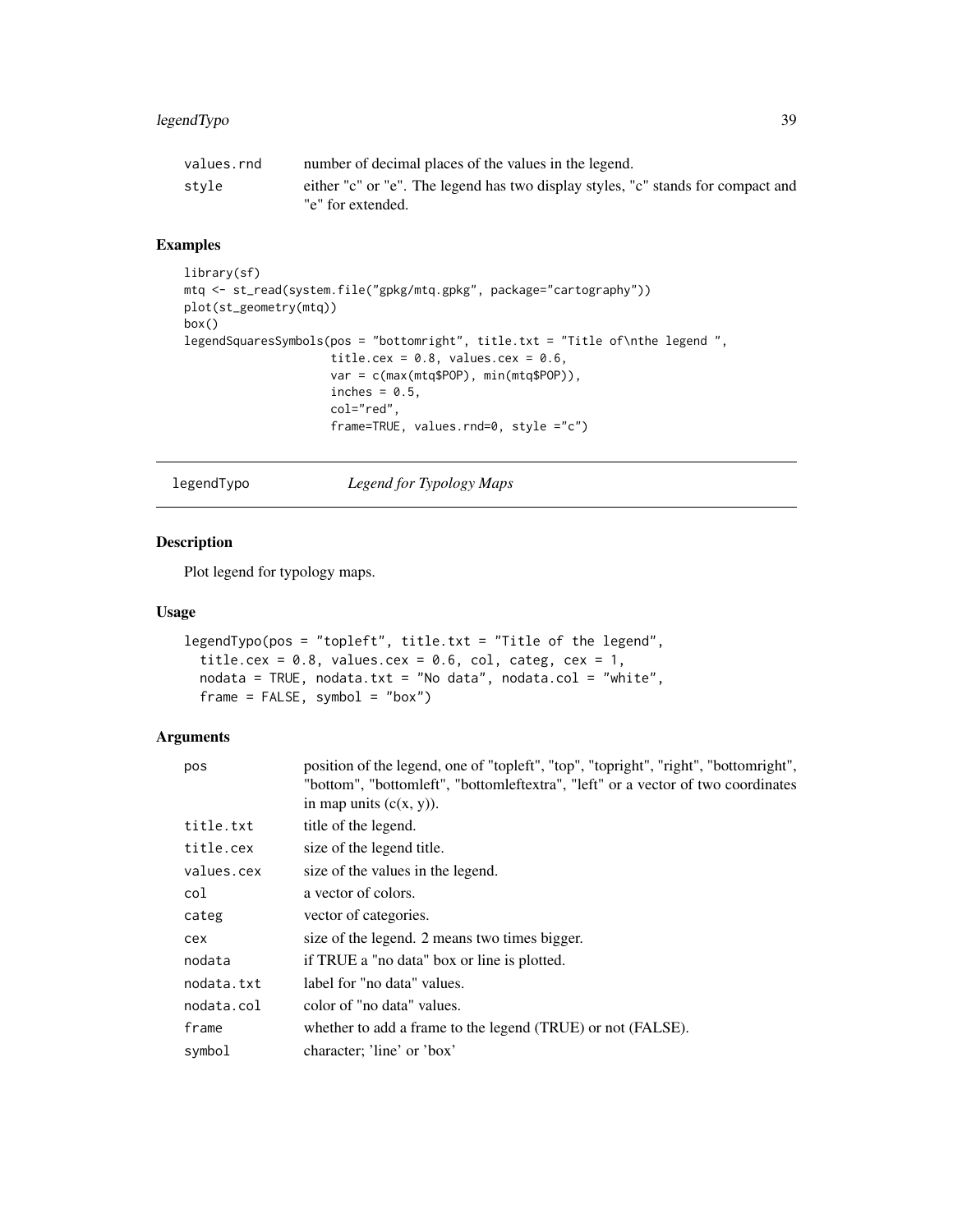| | |
|---|---|
| values.rnd | number of decimal places of the values in the legend. |
| style | either "c" or "e". The legend has two display styles, "c" stands for compact and "e" for extended. |

## Examples

```
library(sf)
mtq <- st_read(system.file("gpkg/mtq.gpkg", package="cartography"))
plot(st_geometry(mtq))
box()
legendSquaresSymbols(pos = "bottomright", title.txt = "Title of\nthe legend ",
                     title.cex = 0.8, values.cex = 0.6,
                     var = c(max(mtq$POP), min(mtq$POP)),
                     inches = 0.5,
                     col="red",
                     frame=TRUE, values.rnd=0, style ="c")
```

---

# legendTypo — *Legend for Typology Maps*

## Description

Plot legend for typology maps.

## Usage

```
legendTypo(pos = "topleft", title.txt = "Title of the legend",
  title.cex = 0.8, values.cex = 0.6, col, categ, cex = 1,
  nodata = TRUE, nodata.txt = "No data", nodata.col = "white",
  frame = FALSE, symbol = "box")
```

## Arguments

| | |
|---|---|
| pos | position of the legend, one of "topleft", "top", "topright", "right", "bottomright", "bottom", "bottomleft", "bottomleftextra", "left" or a vector of two coordinates in map units (c(x, y)). |
| title.txt | title of the legend. |
| title.cex | size of the legend title. |
| values.cex | size of the values in the legend. |
| col | a vector of colors. |
| categ | vector of categories. |
| cex | size of the legend. 2 means two times bigger. |
| nodata | if TRUE a "no data" box or line is plotted. |
| nodata.txt | label for "no data" values. |
| nodata.col | color of "no data" values. |
| frame | whether to add a frame to the legend (TRUE) or not (FALSE). |
| symbol | character; 'line' or 'box' |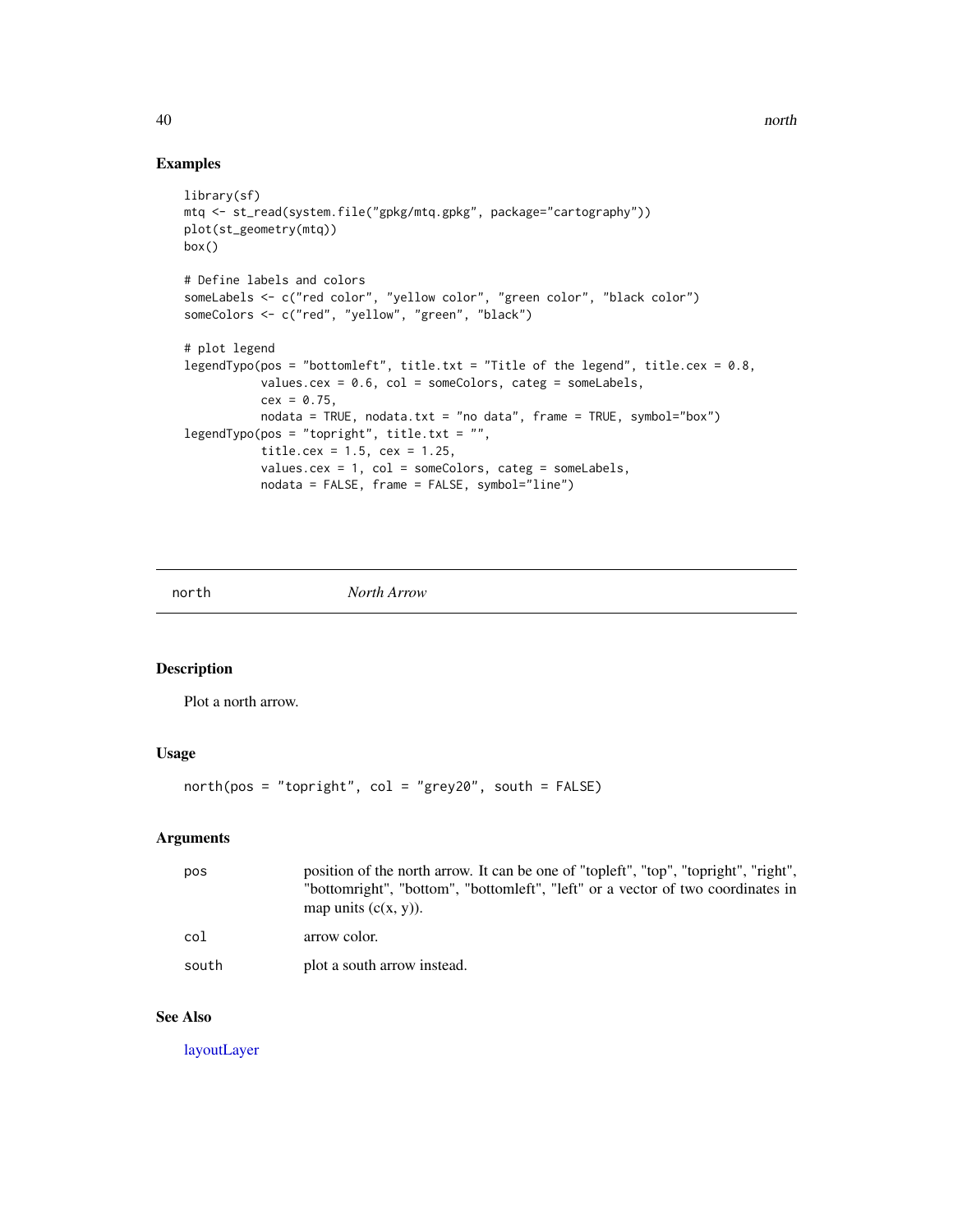## Examples

```
library(sf)
mtq <- st_read(system.file("gpkg/mtq.gpkg", package="cartography"))
plot(st_geometry(mtq))
box()

# Define labels and colors
someLabels <- c("red color", "yellow color", "green color", "black color")
someColors <- c("red", "yellow", "green", "black")

# plot legend
legendTypo(pos = "bottomleft", title.txt = "Title of the legend", title.cex = 0.8,
           values.cex = 0.6, col = someColors, categ = someLabels,
           cex = 0.75,
           nodata = TRUE, nodata.txt = "no data", frame = TRUE, symbol="box")
legendTypo(pos = "topright", title.txt = "",
           title.cex = 1.5, cex = 1.25,
           values.cex = 1, col = someColors, categ = someLabels,
           nodata = FALSE, frame = FALSE, symbol="line")
```

---

# north *North Arrow*

## Description

Plot a north arrow.

## Usage

```
north(pos = "topright", col = "grey20", south = FALSE)
```

## Arguments

| | |
|---|---|
| pos | position of the north arrow. It can be one of "topleft", "top", "topright", "right", "bottomright", "bottom", "bottomleft", "left" or a vector of two coordinates in map units (c(x, y)). |
| col | arrow color. |
| south | plot a south arrow instead. |

## See Also

layoutLayer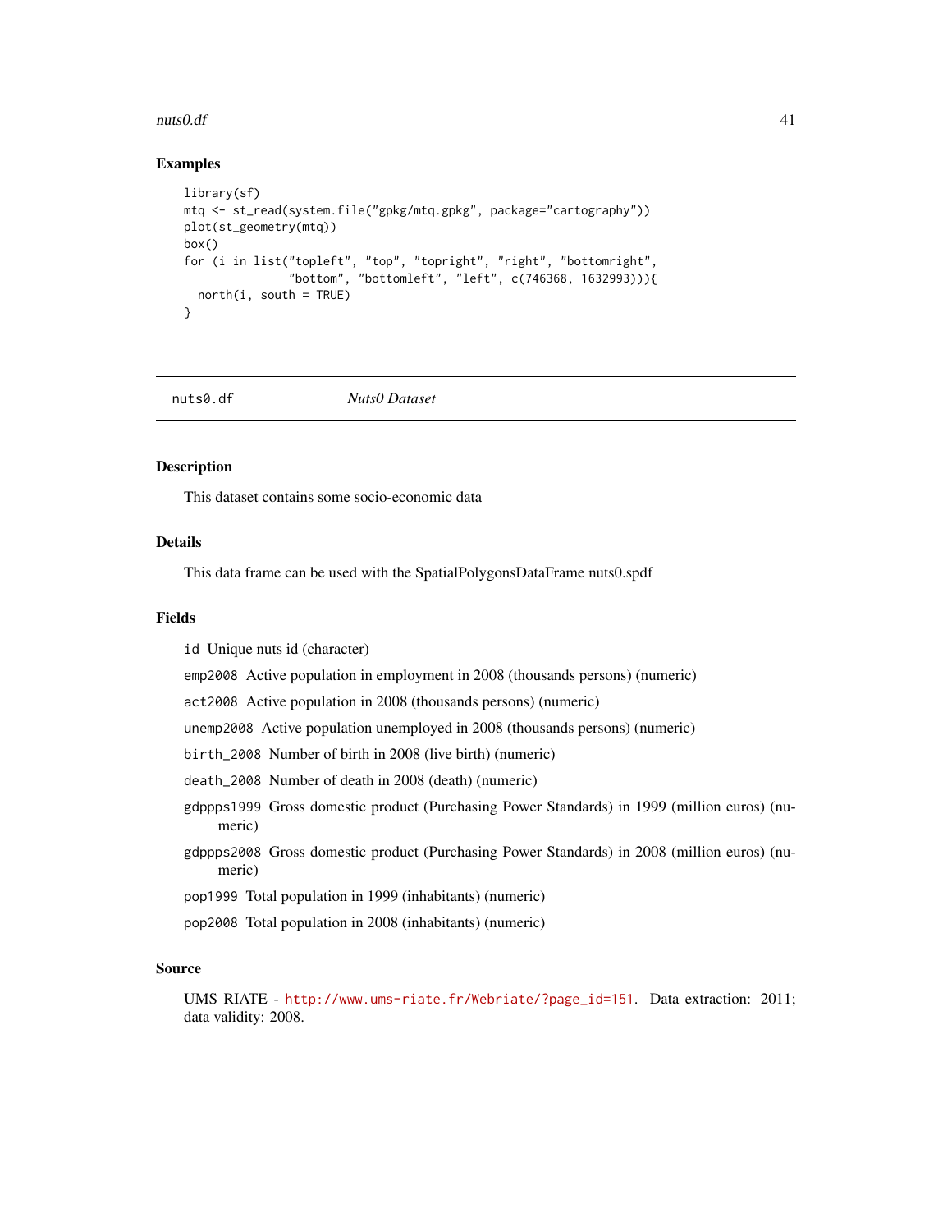## Examples

```
library(sf)
mtq <- st_read(system.file("gpkg/mtq.gpkg", package="cartography"))
plot(st_geometry(mtq))
box()
for (i in list("topleft", "top", "topright", "right", "bottomright",
               "bottom", "bottomleft", "left", c(746368, 1632993))){
  north(i, south = TRUE)
}
```

---

# nuts0.df *Nuts0 Dataset*

## Description

This dataset contains some socio-economic data

## Details

This data frame can be used with the SpatialPolygonsDataFrame nuts0.spdf

## Fields

- `id` Unique nuts id (character)
- `emp2008` Active population in employment in 2008 (thousands persons) (numeric)
- `act2008` Active population in 2008 (thousands persons) (numeric)
- `unemp2008` Active population unemployed in 2008 (thousands persons) (numeric)
- `birth_2008` Number of birth in 2008 (live birth) (numeric)
- `death_2008` Number of death in 2008 (death) (numeric)
- `gdppps1999` Gross domestic product (Purchasing Power Standards) in 1999 (million euros) (numeric)
- `gdppps2008` Gross domestic product (Purchasing Power Standards) in 2008 (million euros) (numeric)
- `pop1999` Total population in 1999 (inhabitants) (numeric)
- `pop2008` Total population in 2008 (inhabitants) (numeric)

## Source

UMS RIATE - http://www.ums-riate.fr/Webriate/?page_id=151. Data extraction: 2011; data validity: 2008.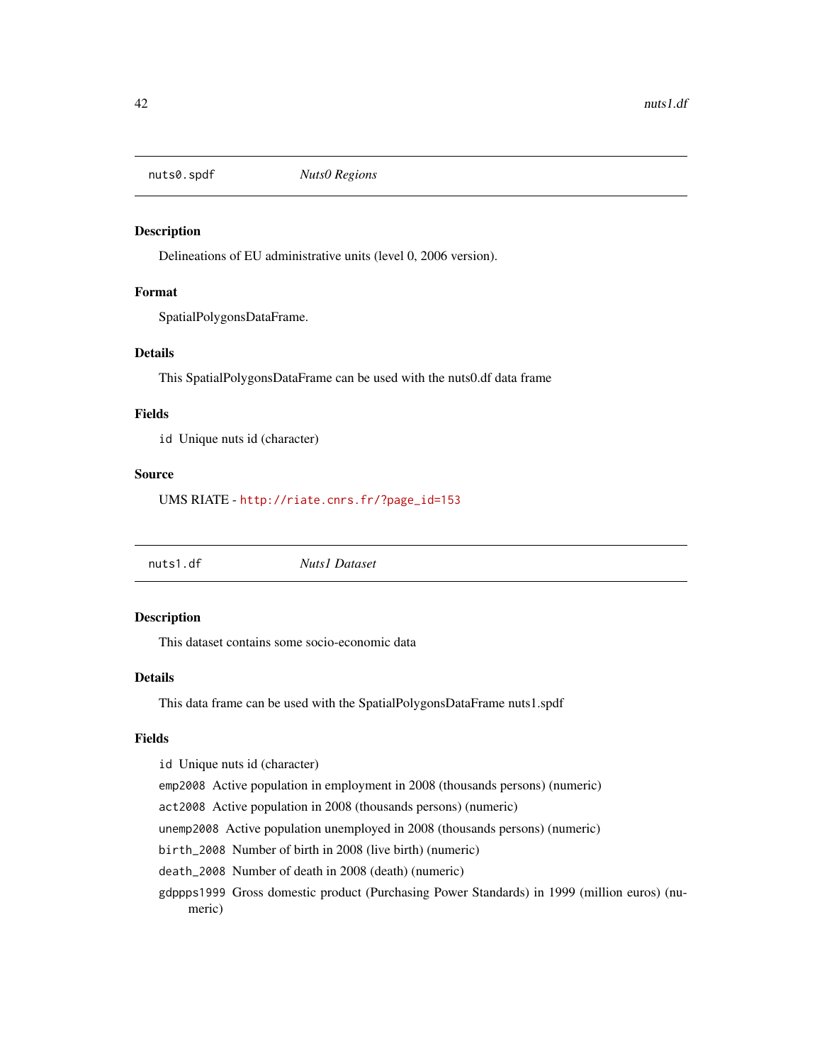## nuts0.spdf *Nuts0 Regions*

### Description

Delineations of EU administrative units (level 0, 2006 version).

### Format

SpatialPolygonsDataFrame.

### Details

This SpatialPolygonsDataFrame can be used with the nuts0.df data frame

### Fields

`id` Unique nuts id (character)

### Source

UMS RIATE - http://riate.cnrs.fr/?page_id=153

## nuts1.df *Nuts1 Dataset*

### Description

This dataset contains some socio-economic data

### Details

This data frame can be used with the SpatialPolygonsDataFrame nuts1.spdf

### Fields

`id` Unique nuts id (character)

`emp2008` Active population in employment in 2008 (thousands persons) (numeric)

`act2008` Active population in 2008 (thousands persons) (numeric)

`unemp2008` Active population unemployed in 2008 (thousands persons) (numeric)

`birth_2008` Number of birth in 2008 (live birth) (numeric)

`death_2008` Number of death in 2008 (death) (numeric)

`gdppps1999` Gross domestic product (Purchasing Power Standards) in 1999 (million euros) (numeric)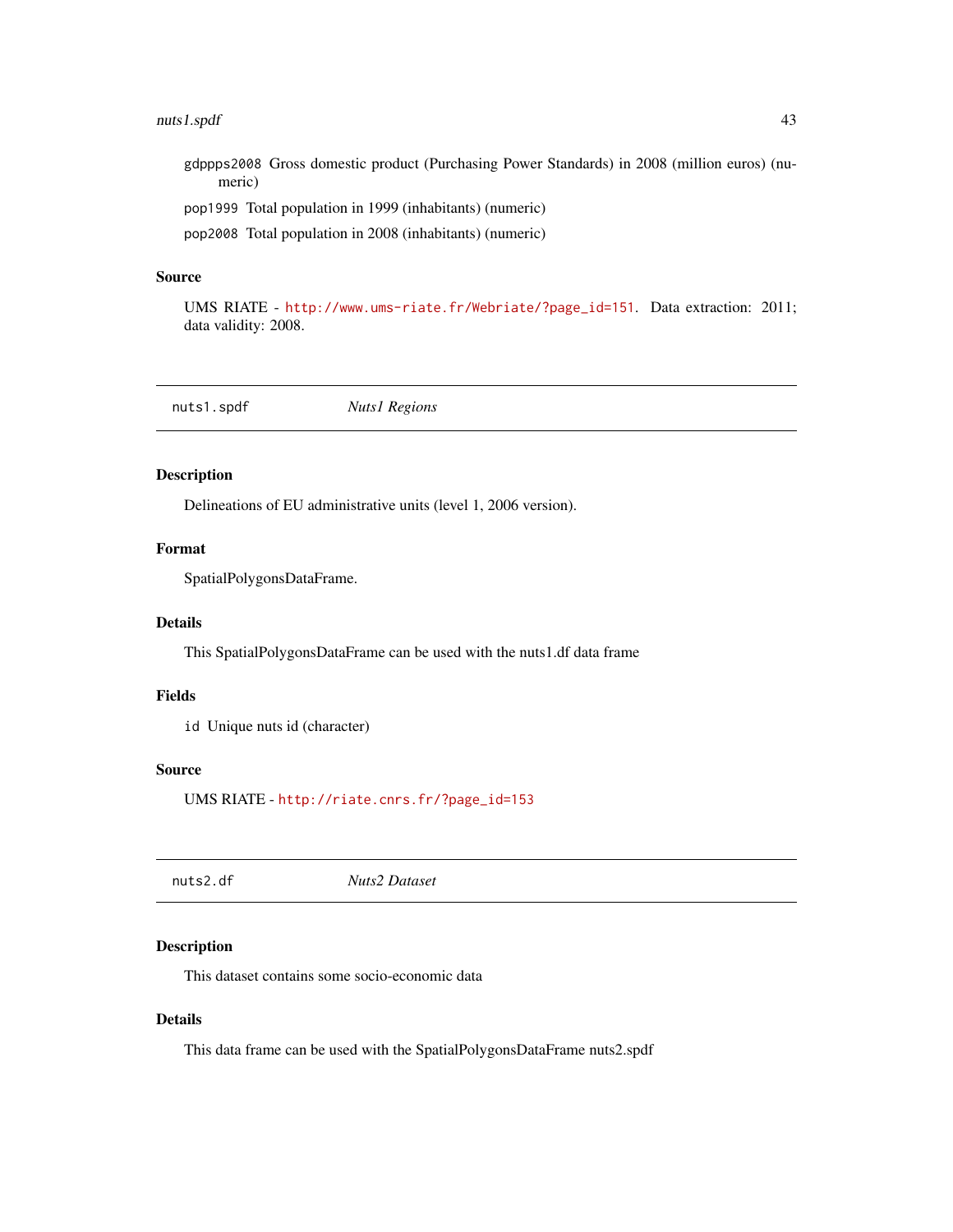`gdppps2008` Gross domestic product (Purchasing Power Standards) in 2008 (million euros) (numeric)

`pop1999` Total population in 1999 (inhabitants) (numeric)

`pop2008` Total population in 2008 (inhabitants) (numeric)

### Source

UMS RIATE - http://www.ums-riate.fr/Webriate/?page_id=151. Data extraction: 2011; data validity: 2008.

---

## `nuts1.spdf` *Nuts1 Regions*

---

### Description

Delineations of EU administrative units (level 1, 2006 version).

### Format

SpatialPolygonsDataFrame.

### Details

This SpatialPolygonsDataFrame can be used with the nuts1.df data frame

### Fields

`id` Unique nuts id (character)

### Source

UMS RIATE - http://riate.cnrs.fr/?page_id=153

---

## `nuts2.df` *Nuts2 Dataset*

---

### Description

This dataset contains some socio-economic data

### Details

This data frame can be used with the SpatialPolygonsDataFrame nuts2.spdf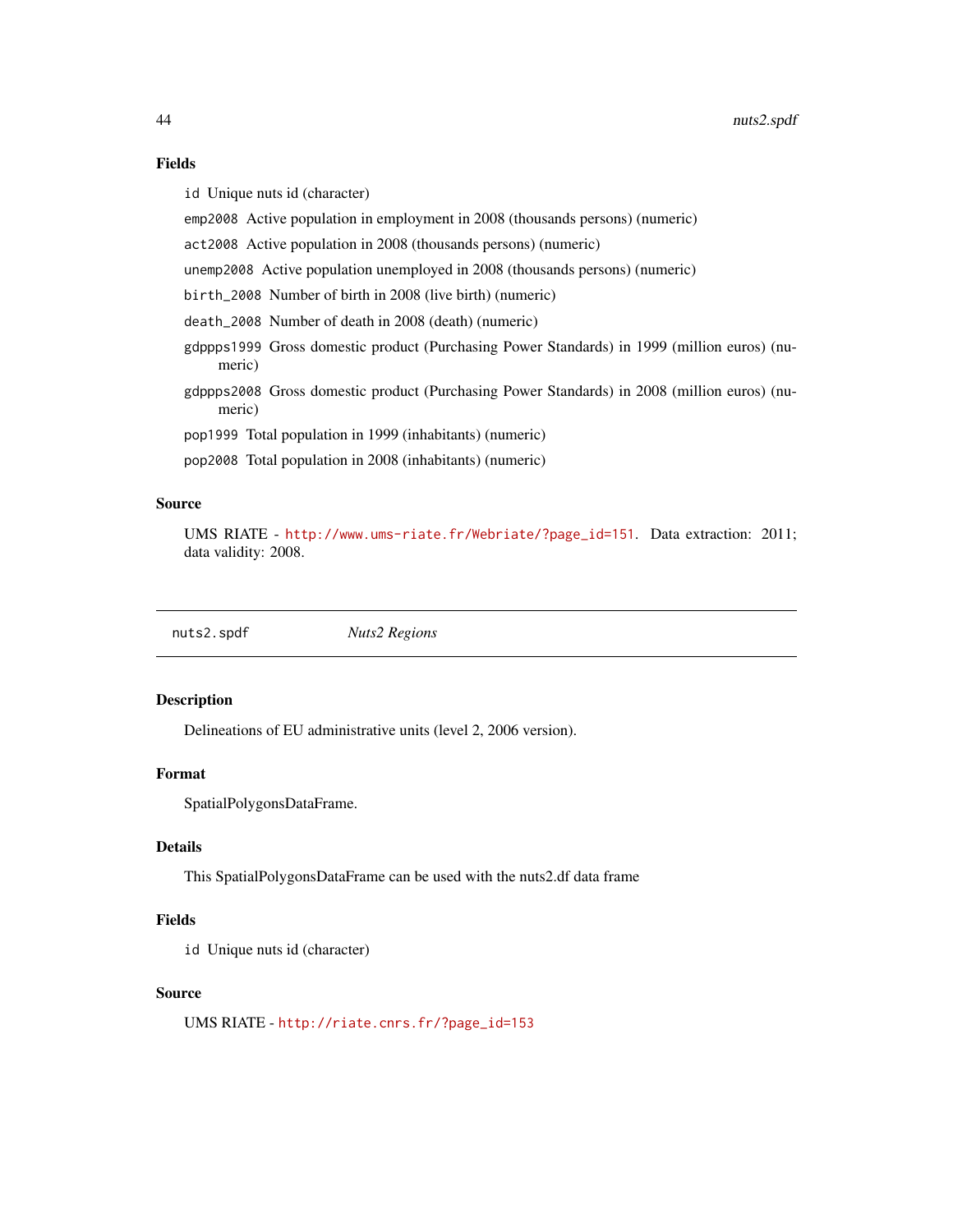### Fields

- `id` Unique nuts id (character)
- `emp2008` Active population in employment in 2008 (thousands persons) (numeric)
- `act2008` Active population in 2008 (thousands persons) (numeric)
- `unemp2008` Active population unemployed in 2008 (thousands persons) (numeric)
- `birth_2008` Number of birth in 2008 (live birth) (numeric)
- `death_2008` Number of death in 2008 (death) (numeric)
- `gdppps1999` Gross domestic product (Purchasing Power Standards) in 1999 (million euros) (numeric)
- `gdppps2008` Gross domestic product (Purchasing Power Standards) in 2008 (million euros) (numeric)
- `pop1999` Total population in 1999 (inhabitants) (numeric)
- `pop2008` Total population in 2008 (inhabitants) (numeric)

### Source

UMS RIATE - http://www.ums-riate.fr/Webriate/?page_id=151. Data extraction: 2011; data validity: 2008.

---

## nuts2.spdf *Nuts2 Regions*

---

### Description

Delineations of EU administrative units (level 2, 2006 version).

### Format

SpatialPolygonsDataFrame.

### Details

This SpatialPolygonsDataFrame can be used with the nuts2.df data frame

### Fields

- `id` Unique nuts id (character)

### Source

UMS RIATE - http://riate.cnrs.fr/?page_id=153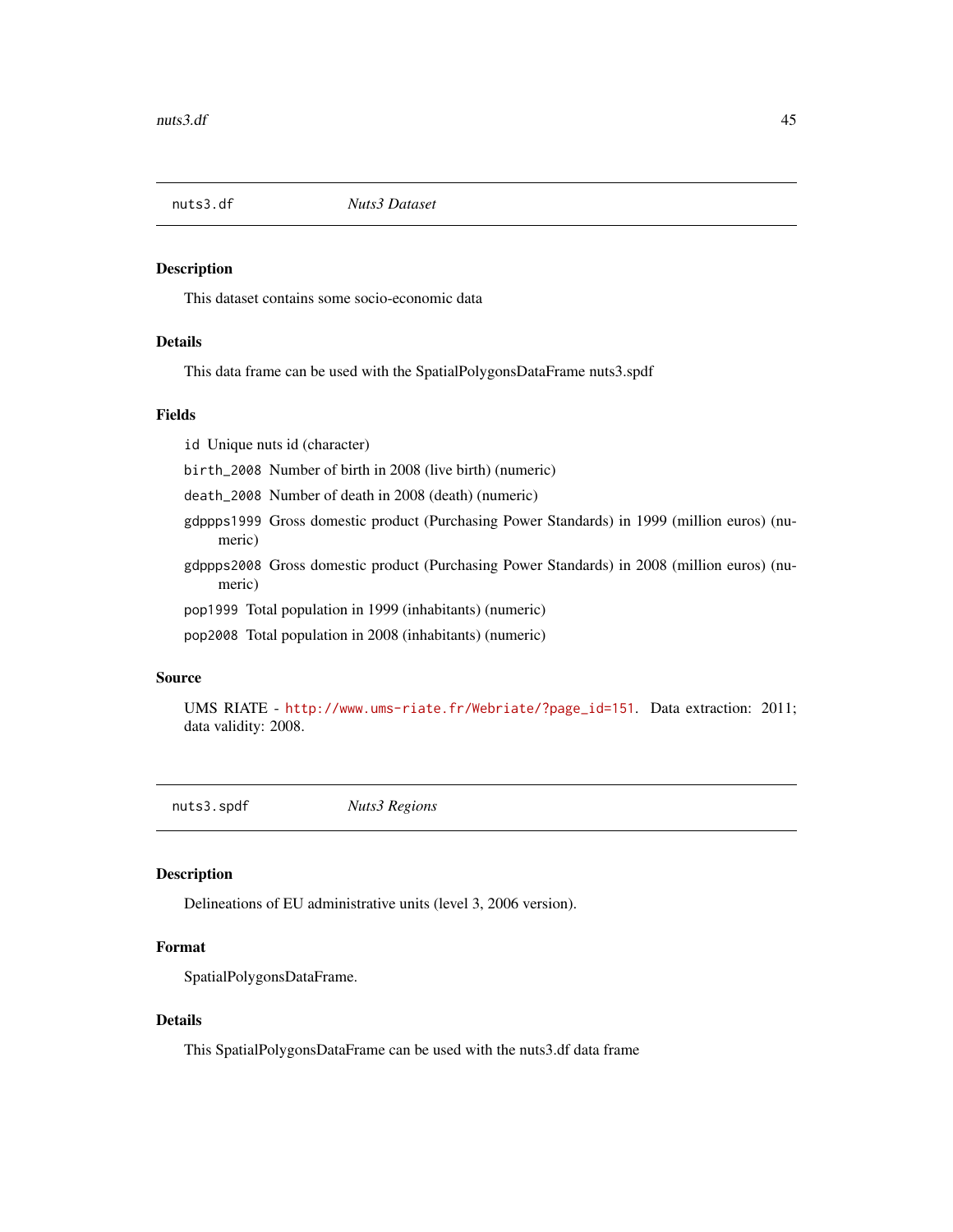## nuts3.df *Nuts3 Dataset*

### Description

This dataset contains some socio-economic data

### Details

This data frame can be used with the SpatialPolygonsDataFrame nuts3.spdf

### Fields

- `id` Unique nuts id (character)
- `birth_2008` Number of birth in 2008 (live birth) (numeric)
- `death_2008` Number of death in 2008 (death) (numeric)
- `gdppps1999` Gross domestic product (Purchasing Power Standards) in 1999 (million euros) (numeric)
- `gdppps2008` Gross domestic product (Purchasing Power Standards) in 2008 (million euros) (numeric)
- `pop1999` Total population in 1999 (inhabitants) (numeric)
- `pop2008` Total population in 2008 (inhabitants) (numeric)

### Source

UMS RIATE - http://www.ums-riate.fr/Webriate/?page_id=151. Data extraction: 2011; data validity: 2008.

## nuts3.spdf *Nuts3 Regions*

### Description

Delineations of EU administrative units (level 3, 2006 version).

### Format

SpatialPolygonsDataFrame.

### Details

This SpatialPolygonsDataFrame can be used with the nuts3.df data frame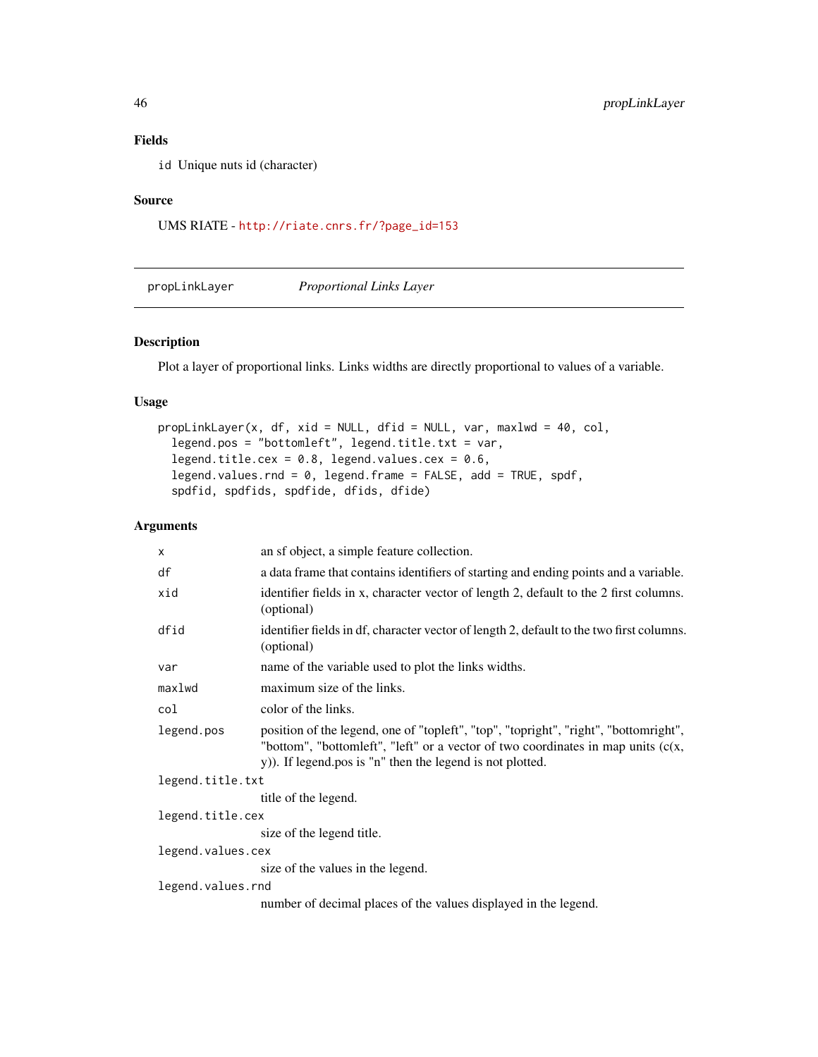### Fields

`id` Unique nuts id (character)

### Source

UMS RIATE - http://riate.cnrs.fr/?page_id=153

---

## propLinkLayer    *Proportional Links Layer*

### Description

Plot a layer of proportional links. Links widths are directly proportional to values of a variable.

### Usage

```
propLinkLayer(x, df, xid = NULL, dfid = NULL, var, maxlwd = 40, col,
  legend.pos = "bottomleft", legend.title.txt = var,
  legend.title.cex = 0.8, legend.values.cex = 0.6,
  legend.values.rnd = 0, legend.frame = FALSE, add = TRUE, spdf,
  spdfid, spdfids, spdfide, dfids, dfide)
```

### Arguments

| | |
|---|---|
| `x` | an sf object, a simple feature collection. |
| `df` | a data frame that contains identifiers of starting and ending points and a variable. |
| `xid` | identifier fields in x, character vector of length 2, default to the 2 first columns. (optional) |
| `dfid` | identifier fields in df, character vector of length 2, default to the two first columns. (optional) |
| `var` | name of the variable used to plot the links widths. |
| `maxlwd` | maximum size of the links. |
| `col` | color of the links. |
| `legend.pos` | position of the legend, one of "topleft", "top", "topright", "right", "bottomright", "bottom", "bottomleft", "left" or a vector of two coordinates in map units (c(x, y)). If legend.pos is "n" then the legend is not plotted. |
| `legend.title.txt` | title of the legend. |
| `legend.title.cex` | size of the legend title. |
| `legend.values.cex` | size of the values in the legend. |
| `legend.values.rnd` | number of decimal places of the values displayed in the legend. |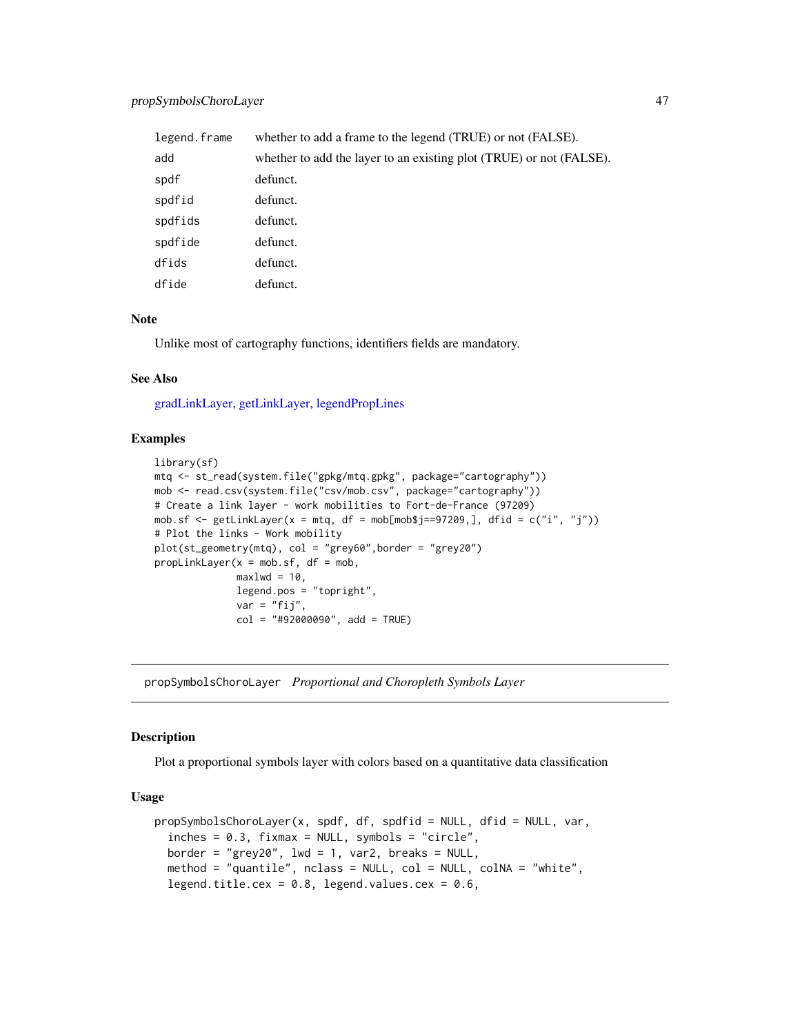| | |
|---|---|
| legend.frame | whether to add a frame to the legend (TRUE) or not (FALSE). |
| add | whether to add the layer to an existing plot (TRUE) or not (FALSE). |
| spdf | defunct. |
| spdfid | defunct. |
| spdfids | defunct. |
| spdfide | defunct. |
| dfids | defunct. |
| dfide | defunct. |

### Note

Unlike most of cartography functions, identifiers fields are mandatory.

### See Also

gradLinkLayer, getLinkLayer, legendPropLines

### Examples

```
library(sf)
mtq <- st_read(system.file("gpkg/mtq.gpkg", package="cartography"))
mob <- read.csv(system.file("csv/mob.csv", package="cartography"))
# Create a link layer - work mobilities to Fort-de-France (97209)
mob.sf <- getLinkLayer(x = mtq, df = mob[mob$j==97209,], dfid = c("i", "j"))
# Plot the links - Work mobility
plot(st_geometry(mtq), col = "grey60",border = "grey20")
propLinkLayer(x = mob.sf, df = mob,
              maxlwd = 10,
              legend.pos = "topright",
              var = "fij",
              col = "#92000090", add = TRUE)
```

---

## propSymbolsChoroLayer *Proportional and Choropleth Symbols Layer*

### Description

Plot a proportional symbols layer with colors based on a quantitative data classification

### Usage

```
propSymbolsChoroLayer(x, spdf, df, spdfid = NULL, dfid = NULL, var,
  inches = 0.3, fixmax = NULL, symbols = "circle",
  border = "grey20", lwd = 1, var2, breaks = NULL,
  method = "quantile", nclass = NULL, col = NULL, colNA = "white",
  legend.title.cex = 0.8, legend.values.cex = 0.6,
```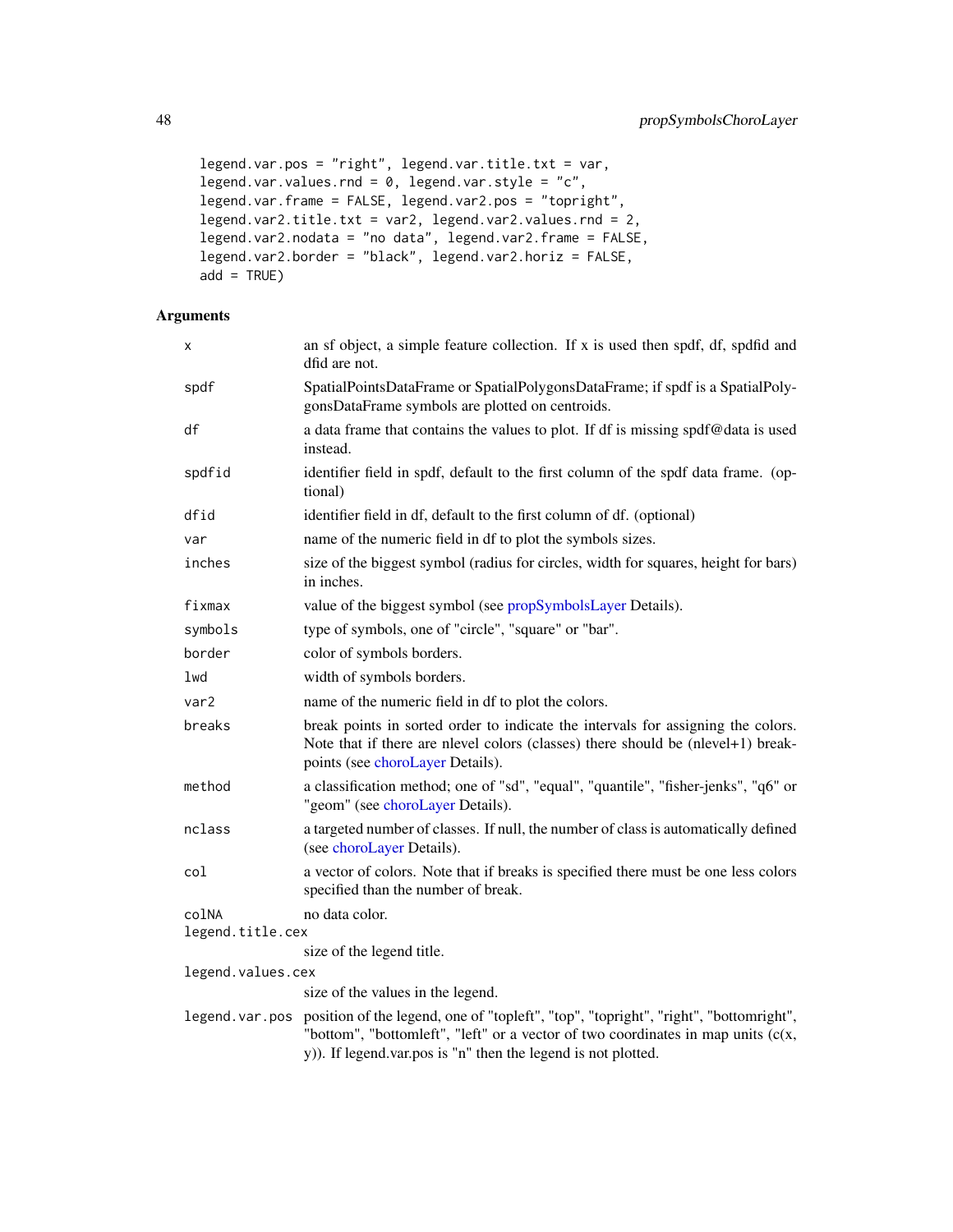```
  legend.var.pos = "right", legend.var.title.txt = var,
  legend.var.values.rnd = 0, legend.var.style = "c",
  legend.var.frame = FALSE, legend.var2.pos = "topright",
  legend.var2.title.txt = var2, legend.var2.values.rnd = 2,
  legend.var2.nodata = "no data", legend.var2.frame = FALSE,
  legend.var2.border = "black", legend.var2.horiz = FALSE,
  add = TRUE)
```

### Arguments

| | |
|---|---|
| `x` | an sf object, a simple feature collection. If x is used then spdf, df, spdfid and dfid are not. |
| `spdf` | SpatialPointsDataFrame or SpatialPolygonsDataFrame; if spdf is a SpatialPolygonsDataFrame symbols are plotted on centroids. |
| `df` | a data frame that contains the values to plot. If df is missing spdf@data is used instead. |
| `spdfid` | identifier field in spdf, default to the first column of the spdf data frame. (optional) |
| `dfid` | identifier field in df, default to the first column of df. (optional) |
| `var` | name of the numeric field in df to plot the symbols sizes. |
| `inches` | size of the biggest symbol (radius for circles, width for squares, height for bars) in inches. |
| `fixmax` | value of the biggest symbol (see propSymbolsLayer Details). |
| `symbols` | type of symbols, one of "circle", "square" or "bar". |
| `border` | color of symbols borders. |
| `lwd` | width of symbols borders. |
| `var2` | name of the numeric field in df to plot the colors. |
| `breaks` | break points in sorted order to indicate the intervals for assigning the colors. Note that if there are nlevel colors (classes) there should be (nlevel+1) breakpoints (see choroLayer Details). |
| `method` | a classification method; one of "sd", "equal", "quantile", "fisher-jenks", "q6" or "geom" (see choroLayer Details). |
| `nclass` | a targeted number of classes. If null, the number of class is automatically defined (see choroLayer Details). |
| `col` | a vector of colors. Note that if breaks is specified there must be one less colors specified than the number of break. |
| `colNA` | no data color. |
| `legend.title.cex` | size of the legend title. |
| `legend.values.cex` | size of the values in the legend. |
| `legend.var.pos` | position of the legend, one of "topleft", "top", "topright", "right", "bottomright", "bottom", "bottomleft", "left" or a vector of two coordinates in map units (c(x, y)). If legend.var.pos is "n" then the legend is not plotted. |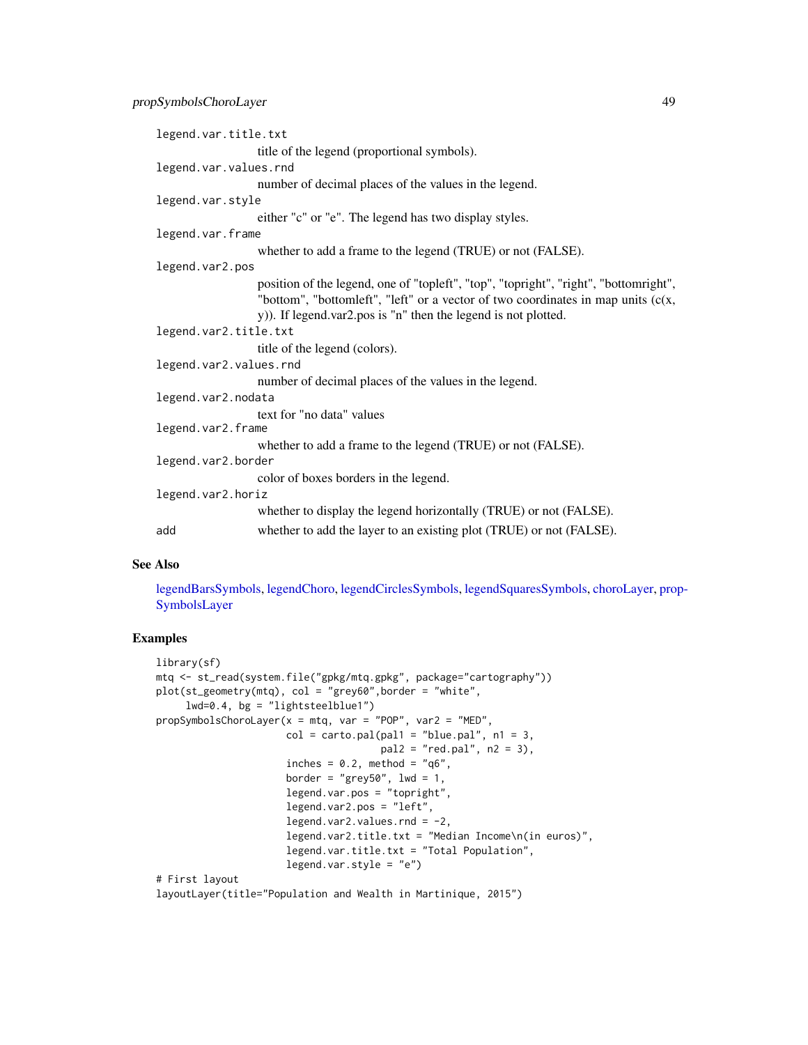`legend.var.title.txt`
: title of the legend (proportional symbols).

`legend.var.values.rnd`
: number of decimal places of the values in the legend.

`legend.var.style`
: either "c" or "e". The legend has two display styles.

`legend.var.frame`
: whether to add a frame to the legend (TRUE) or not (FALSE).

`legend.var2.pos`
: position of the legend, one of "topleft", "top", "topright", "right", "bottomright", "bottom", "bottomleft", "left" or a vector of two coordinates in map units (c(x, y)). If legend.var2.pos is "n" then the legend is not plotted.

`legend.var2.title.txt`
: title of the legend (colors).

`legend.var2.values.rnd`
: number of decimal places of the values in the legend.

`legend.var2.nodata`
: text for "no data" values

`legend.var2.frame`
: whether to add a frame to the legend (TRUE) or not (FALSE).

`legend.var2.border`
: color of boxes borders in the legend.

`legend.var2.horiz`
: whether to display the legend horizontally (TRUE) or not (FALSE).

`add`
: whether to add the layer to an existing plot (TRUE) or not (FALSE).

## See Also

legendBarsSymbols, legendChoro, legendCirclesSymbols, legendSquaresSymbols, choroLayer, propSymbolsLayer

## Examples

```
library(sf)
mtq <- st_read(system.file("gpkg/mtq.gpkg", package="cartography"))
plot(st_geometry(mtq), col = "grey60",border = "white",
     lwd=0.4, bg = "lightsteelblue1")
propSymbolsChoroLayer(x = mtq, var = "POP", var2 = "MED",
                      col = carto.pal(pal1 = "blue.pal", n1 = 3,
                                      pal2 = "red.pal", n2 = 3),
                      inches = 0.2, method = "q6",
                      border = "grey50", lwd = 1,
                      legend.var.pos = "topright",
                      legend.var2.pos = "left",
                      legend.var2.values.rnd = -2,
                      legend.var2.title.txt = "Median Income\n(in euros)",
                      legend.var.title.txt = "Total Population",
                      legend.var.style = "e")
# First layout
layoutLayer(title="Population and Wealth in Martinique, 2015")
```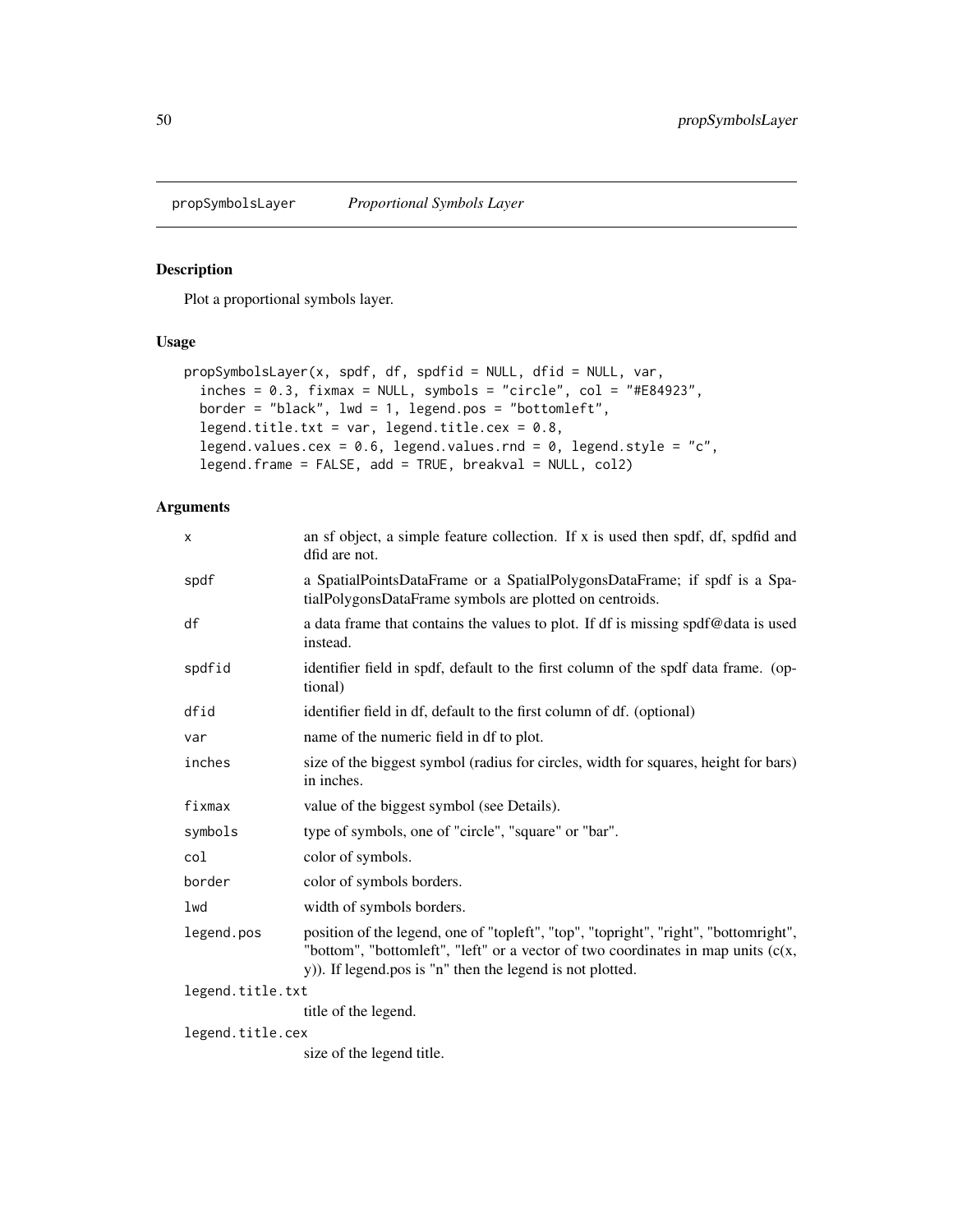propSymbolsLayer *Proportional Symbols Layer*

## Description

Plot a proportional symbols layer.

## Usage

```
propSymbolsLayer(x, spdf, df, spdfid = NULL, dfid = NULL, var,
  inches = 0.3, fixmax = NULL, symbols = "circle", col = "#E84923",
  border = "black", lwd = 1, legend.pos = "bottomleft",
  legend.title.txt = var, legend.title.cex = 0.8,
  legend.values.cex = 0.6, legend.values.rnd = 0, legend.style = "c",
  legend.frame = FALSE, add = TRUE, breakval = NULL, col2)
```

## Arguments

| | |
|---|---|
| x | an sf object, a simple feature collection. If x is used then spdf, df, spdfid and dfid are not. |
| spdf | a SpatialPointsDataFrame or a SpatialPolygonsDataFrame; if spdf is a SpatialPolygonsDataFrame symbols are plotted on centroids. |
| df | a data frame that contains the values to plot. If df is missing spdf@data is used instead. |
| spdfid | identifier field in spdf, default to the first column of the spdf data frame. (optional) |
| dfid | identifier field in df, default to the first column of df. (optional) |
| var | name of the numeric field in df to plot. |
| inches | size of the biggest symbol (radius for circles, width for squares, height for bars) in inches. |
| fixmax | value of the biggest symbol (see Details). |
| symbols | type of symbols, one of "circle", "square" or "bar". |
| col | color of symbols. |
| border | color of symbols borders. |
| lwd | width of symbols borders. |
| legend.pos | position of the legend, one of "topleft", "top", "topright", "right", "bottomright", "bottom", "bottomleft", "left" or a vector of two coordinates in map units (c(x, y)). If legend.pos is "n" then the legend is not plotted. |
| legend.title.txt | title of the legend. |
| legend.title.cex | size of the legend title. |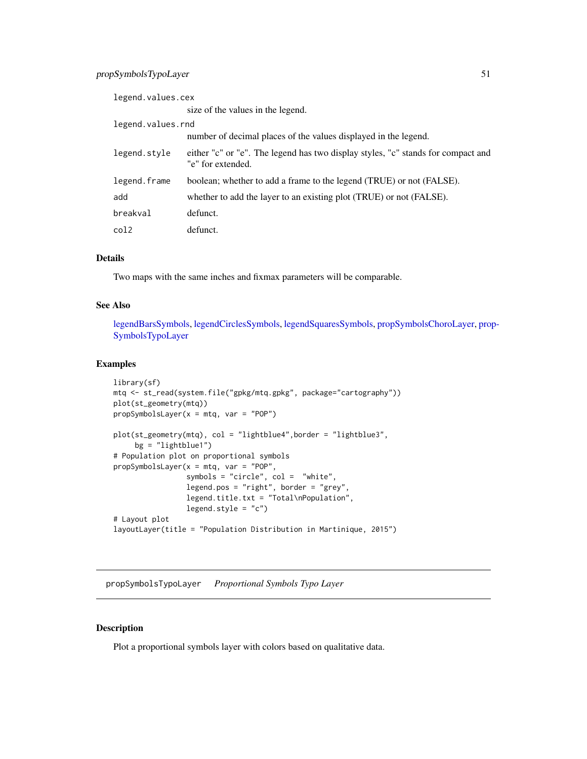| | |
|---|---|
| legend.values.cex | size of the values in the legend. |
| legend.values.rnd | number of decimal places of the values displayed in the legend. |
| legend.style | either "c" or "e". The legend has two display styles, "c" stands for compact and "e" for extended. |
| legend.frame | boolean; whether to add a frame to the legend (TRUE) or not (FALSE). |
| add | whether to add the layer to an existing plot (TRUE) or not (FALSE). |
| breakval | defunct. |
| col2 | defunct. |

### Details

Two maps with the same inches and fixmax parameters will be comparable.

### See Also

legendBarsSymbols, legendCirclesSymbols, legendSquaresSymbols, propSymbolsChoroLayer, propSymbolsTypoLayer

### Examples

```
library(sf)
mtq <- st_read(system.file("gpkg/mtq.gpkg", package="cartography"))
plot(st_geometry(mtq))
propSymbolsLayer(x = mtq, var = "POP")

plot(st_geometry(mtq), col = "lightblue4",border = "lightblue3",
     bg = "lightblue1")
# Population plot on proportional symbols
propSymbolsLayer(x = mtq, var = "POP",
                 symbols = "circle", col =  "white",
                 legend.pos = "right", border = "grey",
                 legend.title.txt = "Total\nPopulation",
                 legend.style = "c")
# Layout plot
layoutLayer(title = "Population Distribution in Martinique, 2015")
```

## propSymbolsTypoLayer    *Proportional Symbols Typo Layer*

### Description

Plot a proportional symbols layer with colors based on qualitative data.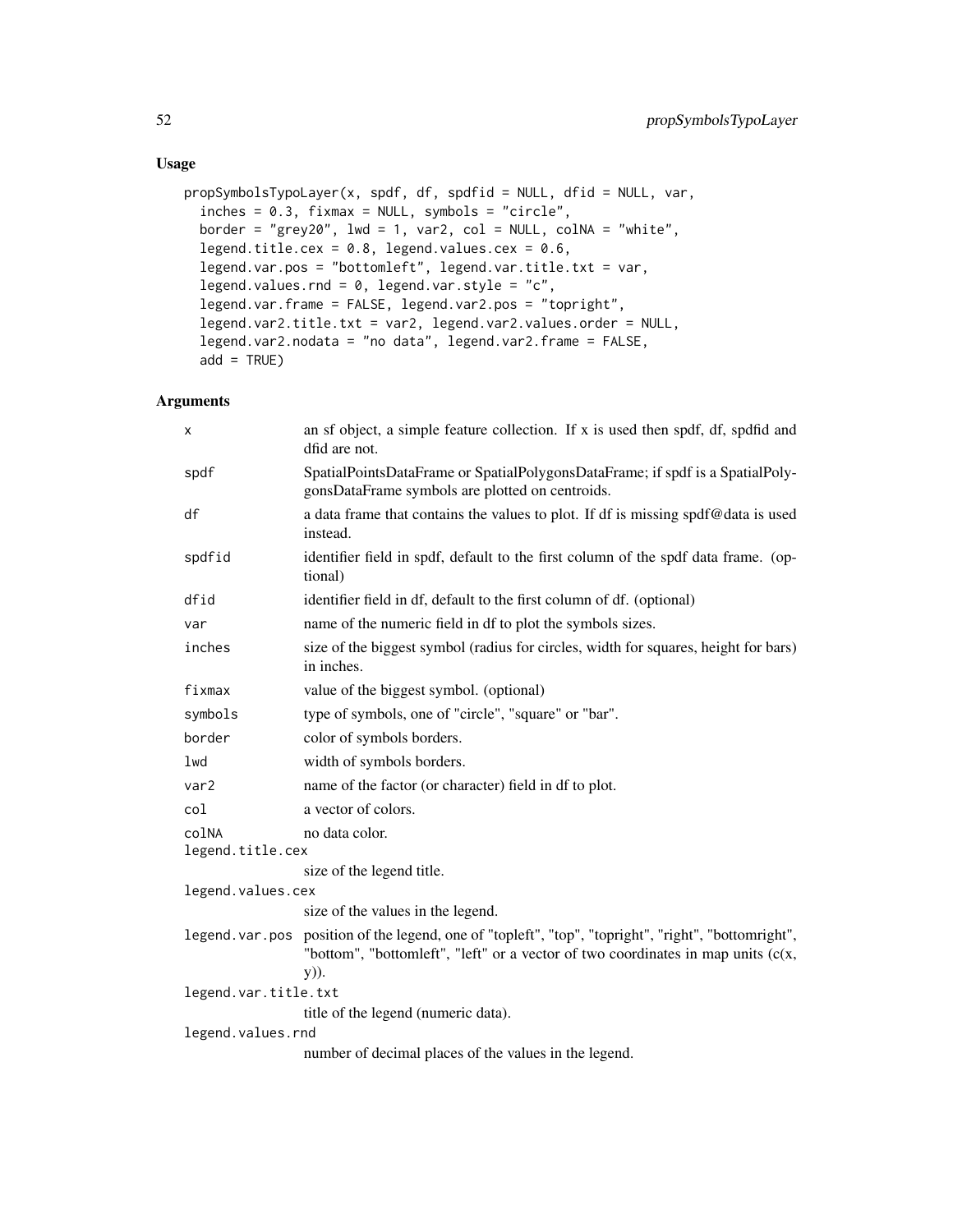## Usage

```
propSymbolsTypoLayer(x, spdf, df, spdfid = NULL, dfid = NULL, var,
  inches = 0.3, fixmax = NULL, symbols = "circle",
  border = "grey20", lwd = 1, var2, col = NULL, colNA = "white",
  legend.title.cex = 0.8, legend.values.cex = 0.6,
  legend.var.pos = "bottomleft", legend.var.title.txt = var,
  legend.values.rnd = 0, legend.var.style = "c",
  legend.var.frame = FALSE, legend.var2.pos = "topright",
  legend.var2.title.txt = var2, legend.var2.values.order = NULL,
  legend.var2.nodata = "no data", legend.var2.frame = FALSE,
  add = TRUE)
```

## Arguments

| | |
|---|---|
| `x` | an sf object, a simple feature collection. If x is used then spdf, df, spdfid and dfid are not. |
| `spdf` | SpatialPointsDataFrame or SpatialPolygonsDataFrame; if spdf is a SpatialPolygonsDataFrame symbols are plotted on centroids. |
| `df` | a data frame that contains the values to plot. If df is missing spdf@data is used instead. |
| `spdfid` | identifier field in spdf, default to the first column of the spdf data frame. (optional) |
| `dfid` | identifier field in df, default to the first column of df. (optional) |
| `var` | name of the numeric field in df to plot the symbols sizes. |
| `inches` | size of the biggest symbol (radius for circles, width for squares, height for bars) in inches. |
| `fixmax` | value of the biggest symbol. (optional) |
| `symbols` | type of symbols, one of "circle", "square" or "bar". |
| `border` | color of symbols borders. |
| `lwd` | width of symbols borders. |
| `var2` | name of the factor (or character) field in df to plot. |
| `col` | a vector of colors. |
| `colNA` | no data color. |
| `legend.title.cex` | size of the legend title. |
| `legend.values.cex` | size of the values in the legend. |
| `legend.var.pos` | position of the legend, one of "topleft", "top", "topright", "right", "bottomright", "bottom", "bottomleft", "left" or a vector of two coordinates in map units (c(x, y)). |
| `legend.var.title.txt` | title of the legend (numeric data). |
| `legend.values.rnd` | number of decimal places of the values in the legend. |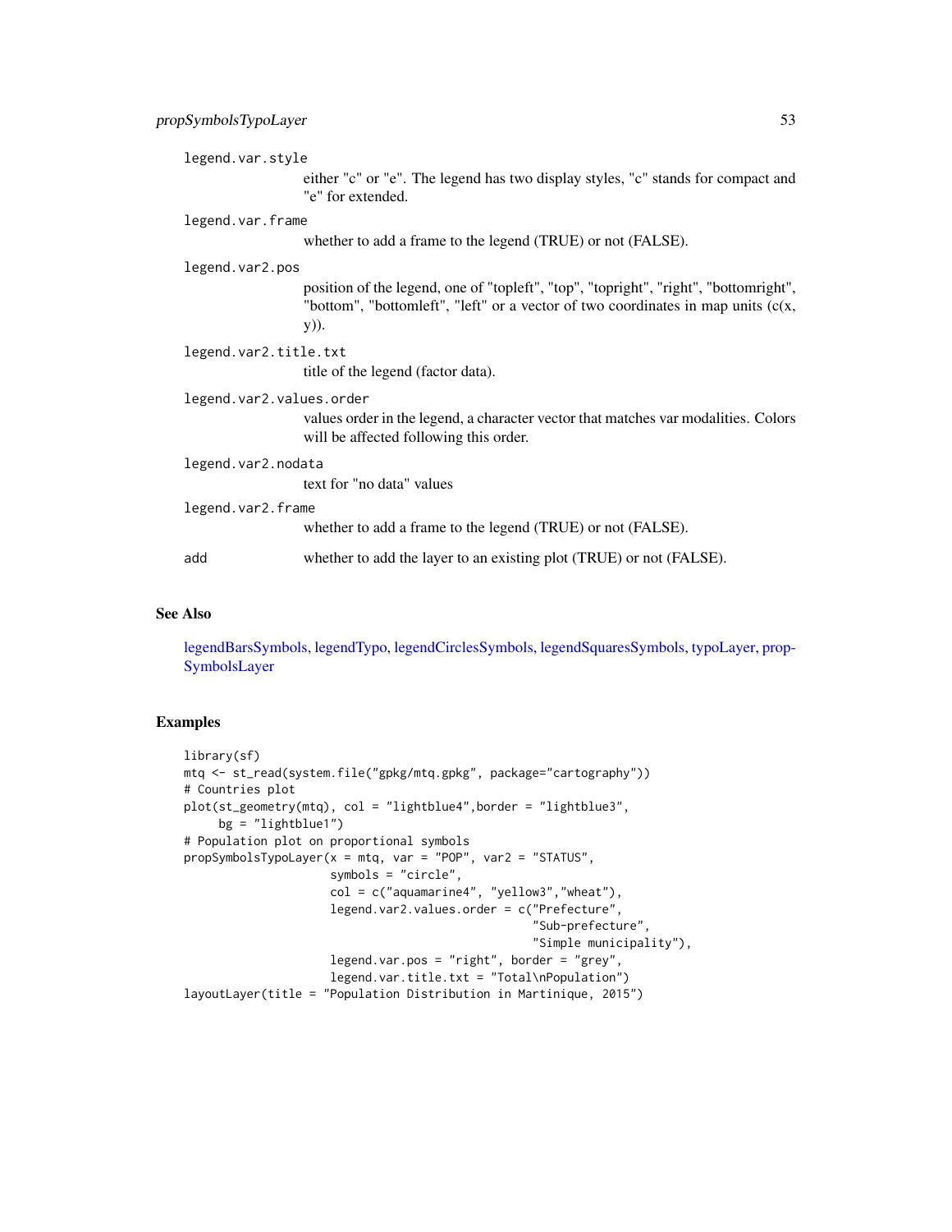`legend.var.style`
: either "c" or "e". The legend has two display styles, "c" stands for compact and "e" for extended.

`legend.var.frame`
: whether to add a frame to the legend (TRUE) or not (FALSE).

`legend.var2.pos`
: position of the legend, one of "topleft", "top", "topright", "right", "bottomright", "bottom", "bottomleft", "left" or a vector of two coordinates in map units (c(x, y)).

`legend.var2.title.txt`
: title of the legend (factor data).

`legend.var2.values.order`
: values order in the legend, a character vector that matches var modalities. Colors will be affected following this order.

`legend.var2.nodata`
: text for "no data" values

`legend.var2.frame`
: whether to add a frame to the legend (TRUE) or not (FALSE).

`add`
: whether to add the layer to an existing plot (TRUE) or not (FALSE).

## See Also

legendBarsSymbols, legendTypo, legendCirclesSymbols, legendSquaresSymbols, typoLayer, propSymbolsLayer

## Examples

```
library(sf)
mtq <- st_read(system.file("gpkg/mtq.gpkg", package="cartography"))
# Countries plot
plot(st_geometry(mtq), col = "lightblue4",border = "lightblue3",
     bg = "lightblue1")
# Population plot on proportional symbols
propSymbolsTypoLayer(x = mtq, var = "POP", var2 = "STATUS",
                     symbols = "circle",
                     col = c("aquamarine4", "yellow3","wheat"),
                     legend.var2.values.order = c("Prefecture",
                                                  "Sub-prefecture",
                                                  "Simple municipality"),
                     legend.var.pos = "right", border = "grey",
                     legend.var.title.txt = "Total\nPopulation")
layoutLayer(title = "Population Distribution in Martinique, 2015")
```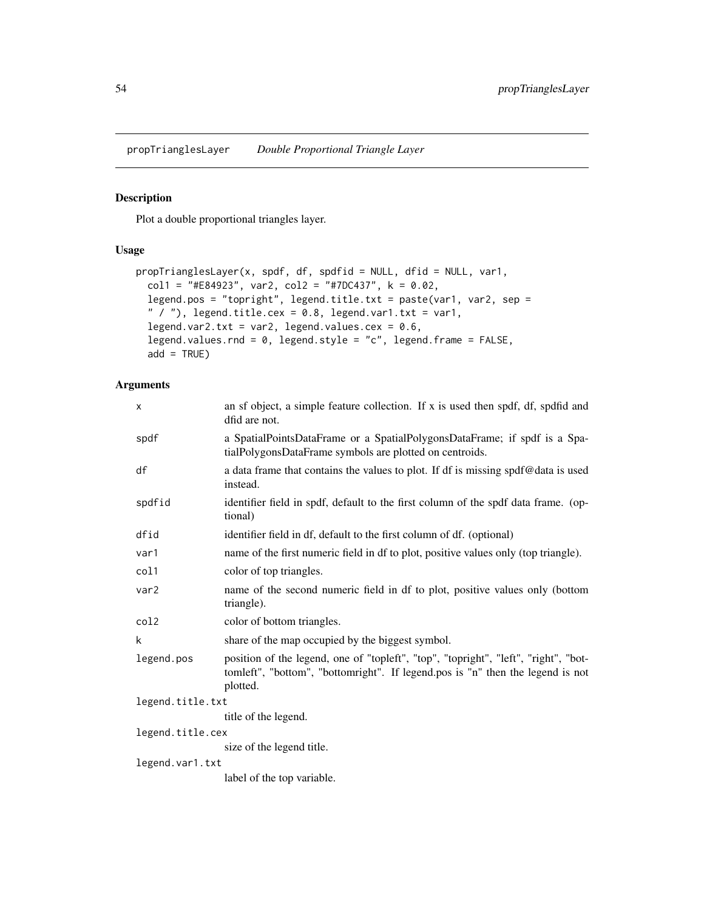propTrianglesLayer *Double Proportional Triangle Layer*

## Description

Plot a double proportional triangles layer.

## Usage

```
propTrianglesLayer(x, spdf, df, spdfid = NULL, dfid = NULL, var1,
  col1 = "#E84923", var2, col2 = "#7DC437", k = 0.02,
  legend.pos = "topright", legend.title.txt = paste(var1, var2, sep =
  " / "), legend.title.cex = 0.8, legend.var1.txt = var1,
  legend.var2.txt = var2, legend.values.cex = 0.6,
  legend.values.rnd = 0, legend.style = "c", legend.frame = FALSE,
  add = TRUE)
```

## Arguments

| | |
|---|---|
| x | an sf object, a simple feature collection. If x is used then spdf, df, spdfid and dfid are not. |
| spdf | a SpatialPointsDataFrame or a SpatialPolygonsDataFrame; if spdf is a SpatialPolygonsDataFrame symbols are plotted on centroids. |
| df | a data frame that contains the values to plot. If df is missing spdf@data is used instead. |
| spdfid | identifier field in spdf, default to the first column of the spdf data frame. (optional) |
| dfid | identifier field in df, default to the first column of df. (optional) |
| var1 | name of the first numeric field in df to plot, positive values only (top triangle). |
| col1 | color of top triangles. |
| var2 | name of the second numeric field in df to plot, positive values only (bottom triangle). |
| col2 | color of bottom triangles. |
| k | share of the map occupied by the biggest symbol. |
| legend.pos | position of the legend, one of "topleft", "top", "topright", "left", "right", "bottomleft", "bottom", "bottomright". If legend.pos is "n" then the legend is not plotted. |
| legend.title.txt | title of the legend. |
| legend.title.cex | size of the legend title. |
| legend.var1.txt | label of the top variable. |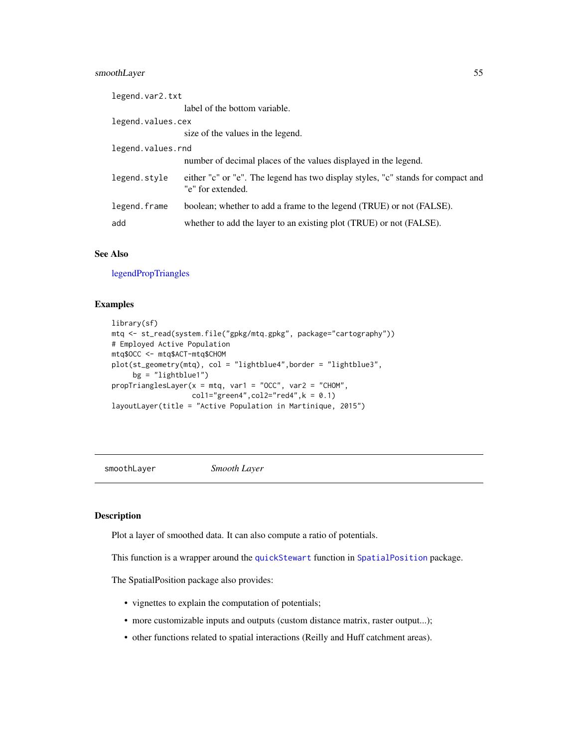| | |
|---|---|
| `legend.var2.txt` | label of the bottom variable. |
| `legend.values.cex` | size of the values in the legend. |
| `legend.values.rnd` | number of decimal places of the values displayed in the legend. |
| `legend.style` | either "c" or "e". The legend has two display styles, "c" stands for compact and "e" for extended. |
| `legend.frame` | boolean; whether to add a frame to the legend (TRUE) or not (FALSE). |
| `add` | whether to add the layer to an existing plot (TRUE) or not (FALSE). |

### See Also

legendPropTriangles

### Examples

```
library(sf)
mtq <- st_read(system.file("gpkg/mtq.gpkg", package="cartography"))
# Employed Active Population
mtq$OCC <- mtq$ACT-mtq$CHOM
plot(st_geometry(mtq), col = "lightblue4",border = "lightblue3",
     bg = "lightblue1")
propTrianglesLayer(x = mtq, var1 = "OCC", var2 = "CHOM",
                   col1="green4",col2="red4",k = 0.1)
layoutLayer(title = "Active Population in Martinique, 2015")
```

---

## `smoothLayer` *Smooth Layer*

---

### Description

Plot a layer of smoothed data. It can also compute a ratio of potentials.

This function is a wrapper around the `quickStewart` function in `SpatialPosition` package.

The SpatialPosition package also provides:

- vignettes to explain the computation of potentials;
- more customizable inputs and outputs (custom distance matrix, raster output...);
- other functions related to spatial interactions (Reilly and Huff catchment areas).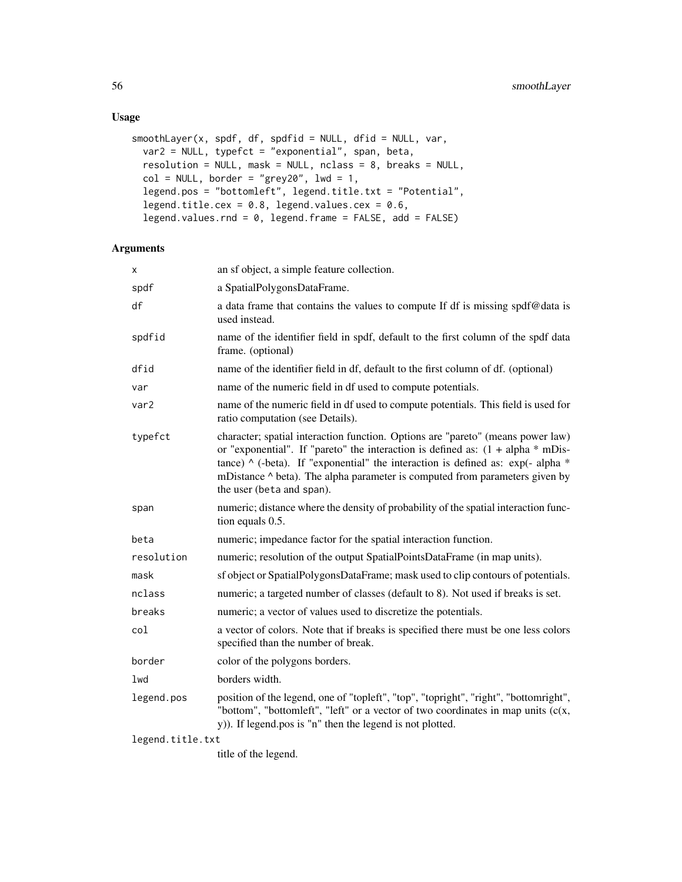## Usage

```
smoothLayer(x, spdf, df, spdfid = NULL, dfid = NULL, var,
  var2 = NULL, typefct = "exponential", span, beta,
  resolution = NULL, mask = NULL, nclass = 8, breaks = NULL,
  col = NULL, border = "grey20", lwd = 1,
  legend.pos = "bottomleft", legend.title.txt = "Potential",
  legend.title.cex = 0.8, legend.values.cex = 0.6,
  legend.values.rnd = 0, legend.frame = FALSE, add = FALSE)
```

## Arguments

| Argument | Description |
|---|---|
| `x` | an sf object, a simple feature collection. |
| `spdf` | a SpatialPolygonsDataFrame. |
| `df` | a data frame that contains the values to compute If df is missing spdf@data is used instead. |
| `spdfid` | name of the identifier field in spdf, default to the first column of the spdf data frame. (optional) |
| `dfid` | name of the identifier field in df, default to the first column of df. (optional) |
| `var` | name of the numeric field in df used to compute potentials. |
| `var2` | name of the numeric field in df used to compute potentials. This field is used for ratio computation (see Details). |
| `typefct` | character; spatial interaction function. Options are "pareto" (means power law) or "exponential". If "pareto" the interaction is defined as: (1 + alpha * mDistance) ^ (-beta). If "exponential" the interaction is defined as: exp(- alpha * mDistance ^ beta). The alpha parameter is computed from parameters given by the user (`beta` and `span`). |
| `span` | numeric; distance where the density of probability of the spatial interaction function equals 0.5. |
| `beta` | numeric; impedance factor for the spatial interaction function. |
| `resolution` | numeric; resolution of the output SpatialPointsDataFrame (in map units). |
| `mask` | sf object or SpatialPolygonsDataFrame; mask used to clip contours of potentials. |
| `nclass` | numeric; a targeted number of classes (default to 8). Not used if breaks is set. |
| `breaks` | numeric; a vector of values used to discretize the potentials. |
| `col` | a vector of colors. Note that if breaks is specified there must be one less colors specified than the number of break. |
| `border` | color of the polygons borders. |
| `lwd` | borders width. |
| `legend.pos` | position of the legend, one of "topleft", "top", "topright", "right", "bottomright", "bottom", "bottomleft", "left" or a vector of two coordinates in map units (c(x, y)). If legend.pos is "n" then the legend is not plotted. |
| `legend.title.txt` | title of the legend. |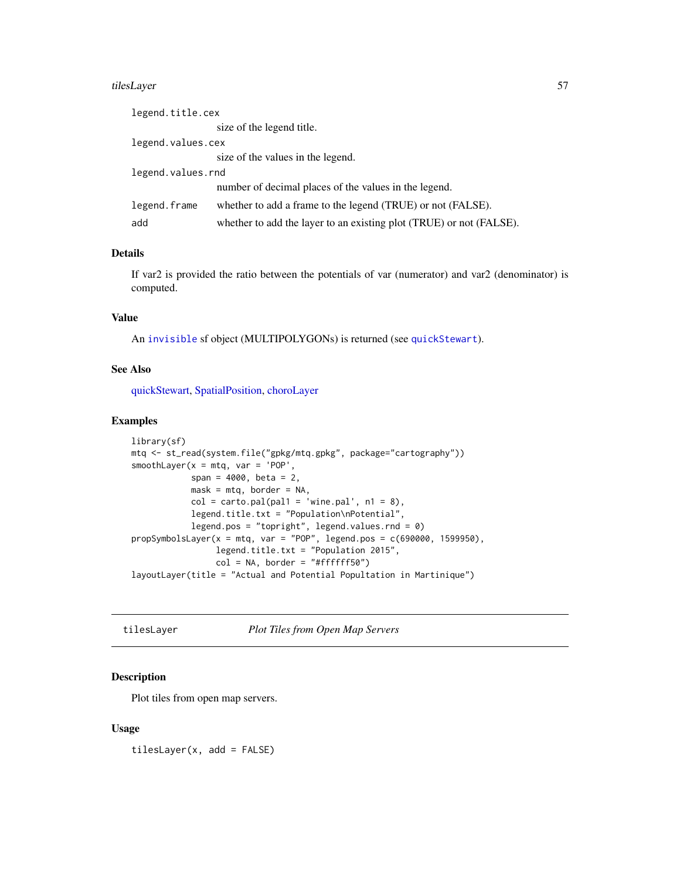| | |
|---|---|
| legend.title.cex | size of the legend title. |
| legend.values.cex | size of the values in the legend. |
| legend.values.rnd | number of decimal places of the values in the legend. |
| legend.frame | whether to add a frame to the legend (TRUE) or not (FALSE). |
| add | whether to add the layer to an existing plot (TRUE) or not (FALSE). |

### Details

If var2 is provided the ratio between the potentials of var (numerator) and var2 (denominator) is computed.

### Value

An invisible sf object (MULTIPOLYGONs) is returned (see quickStewart).

### See Also

quickStewart, SpatialPosition, choroLayer

### Examples

```
library(sf)
mtq <- st_read(system.file("gpkg/mtq.gpkg", package="cartography"))
smoothLayer(x = mtq, var = 'POP',
            span = 4000, beta = 2,
            mask = mtq, border = NA,
            col = carto.pal(pal1 = 'wine.pal', n1 = 8),
            legend.title.txt = "Population\nPotential",
            legend.pos = "topright", legend.values.rnd = 0)
propSymbolsLayer(x = mtq, var = "POP", legend.pos = c(690000, 1599950),
                 legend.title.txt = "Population 2015",
                 col = NA, border = "#ffffff50")
layoutLayer(title = "Actual and Potential Popultation in Martinique")
```

## tilesLayer — *Plot Tiles from Open Map Servers*

### Description

Plot tiles from open map servers.

### Usage

```
tilesLayer(x, add = FALSE)
```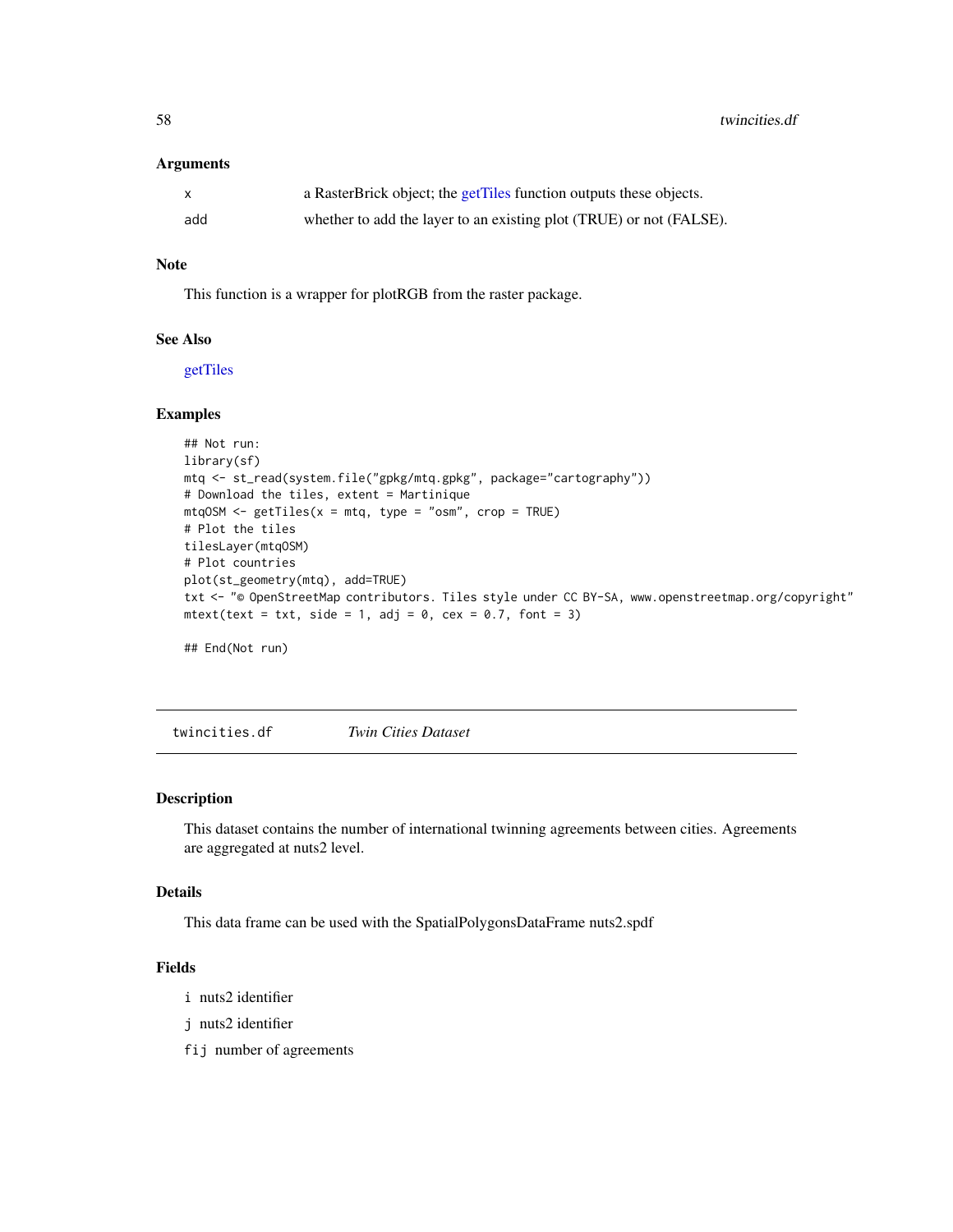### Arguments

| | |
|---|---|
| x | a RasterBrick object; the getTiles function outputs these objects. |
| add | whether to add the layer to an existing plot (TRUE) or not (FALSE). |

### Note

This function is a wrapper for plotRGB from the raster package.

### See Also

getTiles

### Examples

```
## Not run:
library(sf)
mtq <- st_read(system.file("gpkg/mtq.gpkg", package="cartography"))
# Download the tiles, extent = Martinique
mtqOSM <- getTiles(x = mtq, type = "osm", crop = TRUE)
# Plot the tiles
tilesLayer(mtqOSM)
# Plot countries
plot(st_geometry(mtq), add=TRUE)
txt <- "© OpenStreetMap contributors. Tiles style under CC BY-SA, www.openstreetmap.org/copyright"
mtext(text = txt, side = 1, adj = 0, cex = 0.7, font = 3)

## End(Not run)
```

---

## twincities.df *Twin Cities Dataset*

### Description

This dataset contains the number of international twinning agreements between cities. Agreements are aggregated at nuts2 level.

### Details

This data frame can be used with the SpatialPolygonsDataFrame nuts2.spdf

### Fields

- i nuts2 identifier
- j nuts2 identifier
- fij number of agreements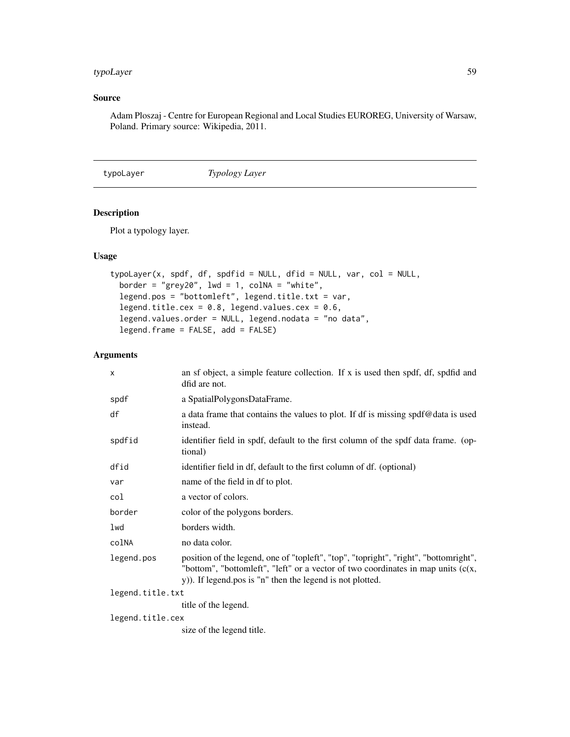## Source

Adam Ploszaj - Centre for European Regional and Local Studies EUROREG, University of Warsaw, Poland. Primary source: Wikipedia, 2011.

---

# typoLayer *Typology Layer*

---

## Description

Plot a typology layer.

## Usage

```
typoLayer(x, spdf, df, spdfid = NULL, dfid = NULL, var, col = NULL,
  border = "grey20", lwd = 1, colNA = "white",
  legend.pos = "bottomleft", legend.title.txt = var,
  legend.title.cex = 0.8, legend.values.cex = 0.6,
  legend.values.order = NULL, legend.nodata = "no data",
  legend.frame = FALSE, add = FALSE)
```

## Arguments

| | |
|---|---|
| x | an sf object, a simple feature collection. If x is used then spdf, df, spdfid and dfid are not. |
| spdf | a SpatialPolygonsDataFrame. |
| df | a data frame that contains the values to plot. If df is missing spdf@data is used instead. |
| spdfid | identifier field in spdf, default to the first column of the spdf data frame. (optional) |
| dfid | identifier field in df, default to the first column of df. (optional) |
| var | name of the field in df to plot. |
| col | a vector of colors. |
| border | color of the polygons borders. |
| lwd | borders width. |
| colNA | no data color. |
| legend.pos | position of the legend, one of "topleft", "top", "topright", "right", "bottomright", "bottom", "bottomleft", "left" or a vector of two coordinates in map units (c(x, y)). If legend.pos is "n" then the legend is not plotted. |
| legend.title.txt | title of the legend. |
| legend.title.cex | size of the legend title. |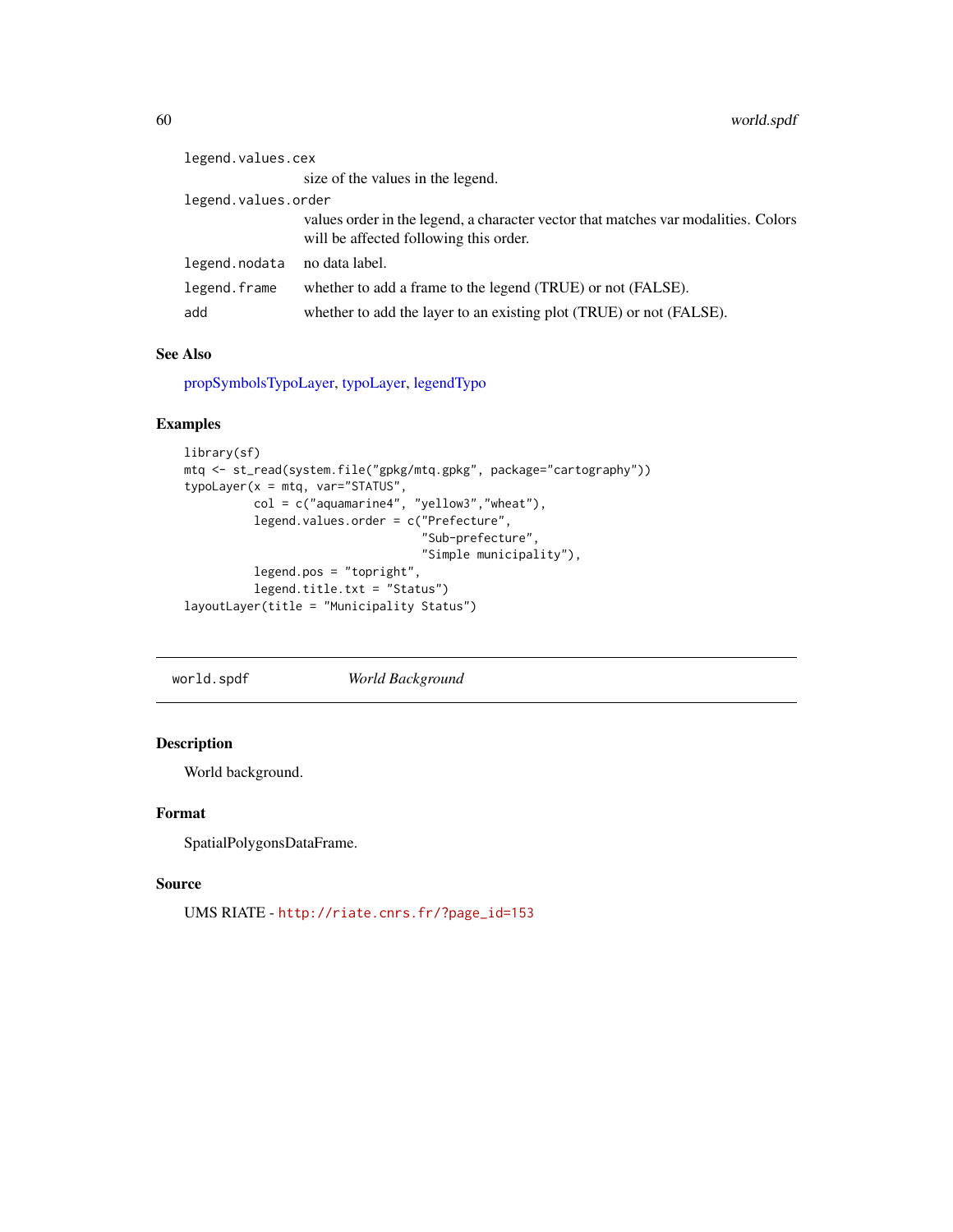legend.values.cex
: size of the values in the legend.

legend.values.order
: values order in the legend, a character vector that matches var modalities. Colors will be affected following this order.

legend.nodata
: no data label.

legend.frame
: whether to add a frame to the legend (TRUE) or not (FALSE).

add
: whether to add the layer to an existing plot (TRUE) or not (FALSE).

### See Also

propSymbolsTypoLayer, typoLayer, legendTypo

### Examples

```
library(sf)
mtq <- st_read(system.file("gpkg/mtq.gpkg", package="cartography"))
typoLayer(x = mtq, var="STATUS",
          col = c("aquamarine4", "yellow3","wheat"),
          legend.values.order = c("Prefecture",
                                  "Sub-prefecture",
                                  "Simple municipality"),
          legend.pos = "topright",
          legend.title.txt = "Status")
layoutLayer(title = "Municipality Status")
```

---

## world.spdf    *World Background*

---

### Description

World background.

### Format

SpatialPolygonsDataFrame.

### Source

UMS RIATE - http://riate.cnrs.fr/?page_id=153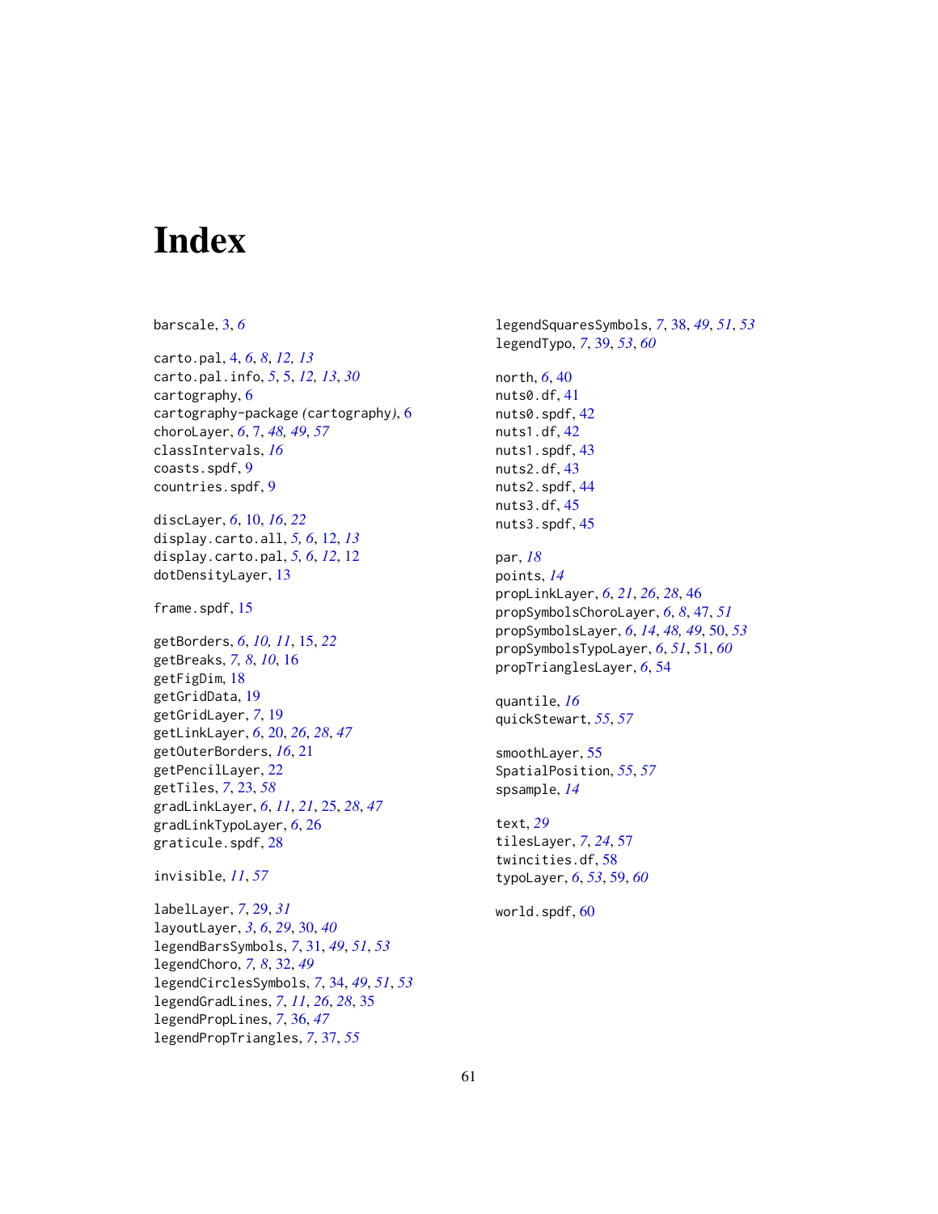# Index

barscale, 3, *6*

carto.pal, 4, *6*, *8*, *12*, *13*
carto.pal.info, *5*, 5, *12*, *13*, *30*
cartography, 6
cartography-package (cartography), 6
choroLayer, *6*, 7, *48*, *49*, *57*
classIntervals, *16*
coasts.spdf, 9
countries.spdf, 9

discLayer, *6*, 10, *16*, *22*
display.carto.all, *5*, *6*, 12, *13*
display.carto.pal, *5*, *6*, *12*, 12
dotDensityLayer, 13

frame.spdf, 15

getBorders, *6*, *10*, *11*, 15, *22*
getBreaks, *7*, *8*, *10*, 16
getFigDim, 18
getGridData, 19
getGridLayer, *7*, 19
getLinkLayer, *6*, 20, *26*, *28*, *47*
getOuterBorders, *16*, 21
getPencilLayer, 22
getTiles, *7*, 23, *58*
gradLinkLayer, *6*, *11*, *21*, 25, *28*, *47*
gradLinkTypoLayer, *6*, 26
graticule.spdf, 28

invisible, *11*, *57*

labelLayer, *7*, 29, *31*
layoutLayer, *3*, *6*, *29*, 30, *40*
legendBarsSymbols, *7*, 31, *49*, *51*, *53*
legendChoro, *7*, *8*, 32, *49*
legendCirclesSymbols, *7*, 34, *49*, *51*, *53*
legendGradLines, *7*, *11*, *26*, *28*, 35
legendPropLines, *7*, 36, *47*
legendPropTriangles, *7*, 37, *55*
legendSquaresSymbols, *7*, 38, *49*, *51*, *53*
legendTypo, *7*, 39, *53*, *60*

north, *6*, 40
nuts0.df, 41
nuts0.spdf, 42
nuts1.df, 42
nuts1.spdf, 43
nuts2.df, 43
nuts2.spdf, 44
nuts3.df, 45
nuts3.spdf, 45

par, *18*
points, *14*
propLinkLayer, *6*, *21*, *26*, *28*, 46
propSymbolsChoroLayer, *6*, *8*, 47, *51*
propSymbolsLayer, *6*, *14*, *48*, *49*, 50, *53*
propSymbolsTypoLayer, *6*, *51*, 51, *60*
propTrianglesLayer, *6*, 54

quantile, *16*
quickStewart, *55*, *57*

smoothLayer, 55
SpatialPosition, *55*, *57*
spsample, *14*

text, *29*
tilesLayer, *7*, *24*, 57
twincities.df, 58
typoLayer, *6*, *53*, 59, *60*

world.spdf, 60